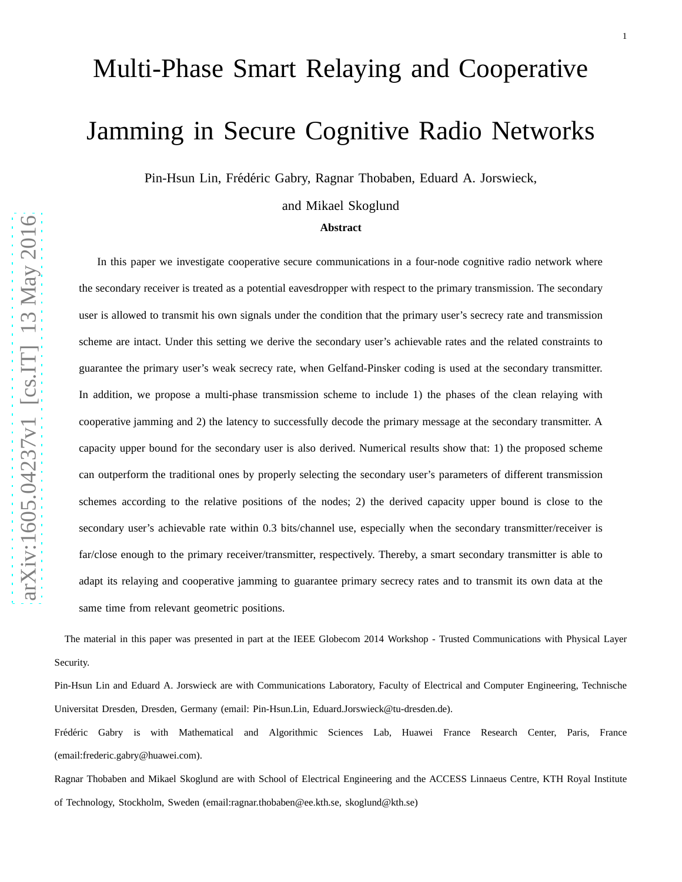# Multi-Phase Smart Relaying and Cooperative Jamming in Secure Cognitive Radio Networks

Pin-Hsun Lin, Frédéric Gabry, Ragnar Thobaben, Eduard A. Jorswieck, and Mikael Skoglund

### Abstract

In this paper we investigate cooperative secure communications in a four-node cognitive radio network where the secondary receiver is treated as a potential eavesdropper with respect to the primary transmission. The secondary user is allowed to transmit his own signals under the condition that the primary user's secrecy rate and transmission scheme are intact. Under this setting we derive the secondary user's achievable rates and the related constraints to guarantee the primary user's weak secrecy rate, when Gelfand-Pinsker coding is used at the secondary transmitter. In addition, we propose a multi-phase transmission scheme to include 1) the phases of the clean relaying with cooperative jamming and 2) the latency to successfully decode the primary message at the secondary transmitter. A capacity upper bound for the secondary user is also derived. Numerical results show that: 1) the proposed scheme can outperform the traditional ones by properly selecting the secondary user's parameters of different transmission schemes according to the relative positions of the nodes; 2) the derived capacity upper bound is close to the secondary user's achievable rate within 0.3 bits/channel use, especially when the secondary transmitter/receiver is far/close enough to the primary receiver/transmitter, respectively. Thereby, a smart secondary transmitter is able to adapt its relaying and cooperative jamming to guarantee primary secrecy rates and to transmit its own data at the same time from relevant geometric positions.

The material in this paper was presented in part at the IEEE Globecom 2014 Workshop - Trusted Communications with Physical Layer Security.

Pin-Hsun Lin and Eduard A. Jorswieck are with Communications Laboratory, Faculty of Electrical and Computer Engineering, Technische Universitat Dresden, Dresden, Germany (email: Pin-Hsun.Lin, Eduard.Jorswieck@tu-dresden.de).

Frédéric Gabry is with Mathematical and Algorithmic Sciences Lab, Huawei France Research Center, Paris, France (email:frederic.gabry@huawei.com).

Ragnar Thobaben and Mikael Skoglund are with School of Electrical Engineering and the ACCESS Linnaeus Centre, KTH Royal Institute of Technology, Stockholm, Sweden (email:ragnar.thobaben@ee.kth.se, skoglund@kth.se)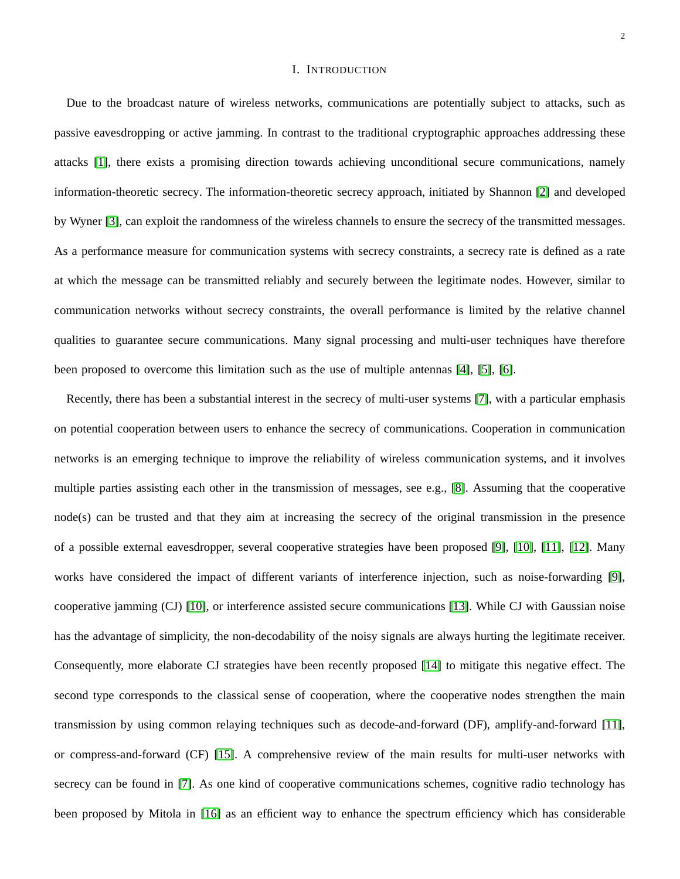# I. Introduction

Due to the broadcast nature of wireless networks, communications are potentially subject to attacks, such as passive eavesdropping or active jamming. In contrast to the traditional cryptographic approaches addressing these attacks [1], there exists a promising direction towards achieving unconditional secure communications, namely information-theoretic secrecy. The information-theoretic secrecy approach, initiated by Shannon [2] and developed by Wyner [3], can exploit the randomness of the wireless channels to ensure the secrecy of the transmitted messages. As a performance measure for communication systems with secrecy constraints, a secrecy rate is defined as a rate at which the message can be transmitted reliably and securely between the legitimate nodes. However, similar to communication networks without secrecy constraints, the overall performance is limited by the relative channel qualities to guarantee secure communications. Many signal processing and multi-user techniques have therefore been proposed to overcome this limitation such as the use of multiple antennas [4], [5], [6].

Recently, there has been a substantial interest in the secrecy of multi-user systems [7], with a particular emphasis on potential cooperation between users to enhance the secrecy of communications. Cooperation in communication networks is an emerging technique to improve the reliability of wireless communication systems, and it involves multiple parties assisting each other in the transmission of messages, see e.g., [8]. Assuming that the cooperative node(s) can be trusted and that they aim at increasing the secrecy of the original transmission in the presence of a possible external eavesdropper, several cooperative strategies have been proposed [9], [10], [11], [12]. Many works have considered the impact of different variants of interference injection, such as noise-forwarding [9], cooperative jamming (CJ) [10], or interference assisted secure communications [13]. While CJ with Gaussian noise has the advantage of simplicity, the non-decodability of the noisy signals are always hurting the legitimate receiver. Consequently, more elaborate CJ strategies have been recently proposed [14] to mitigate this negative effect. The second type corresponds to the classical sense of cooperation, where the cooperative nodes strengthen the main transmission by using common relaying techniques such as decode-and-forward (DF), amplify-and-forward [11], or compress-and-forward (CF) [15]. A comprehensive review of the main results for multi-user networks with secrecy can be found in [7]. As one kind of cooperative communications schemes, cognitive radio technology has been proposed by Mitola in [16] as an efficient way to enhance the spectrum efficiency which has considerable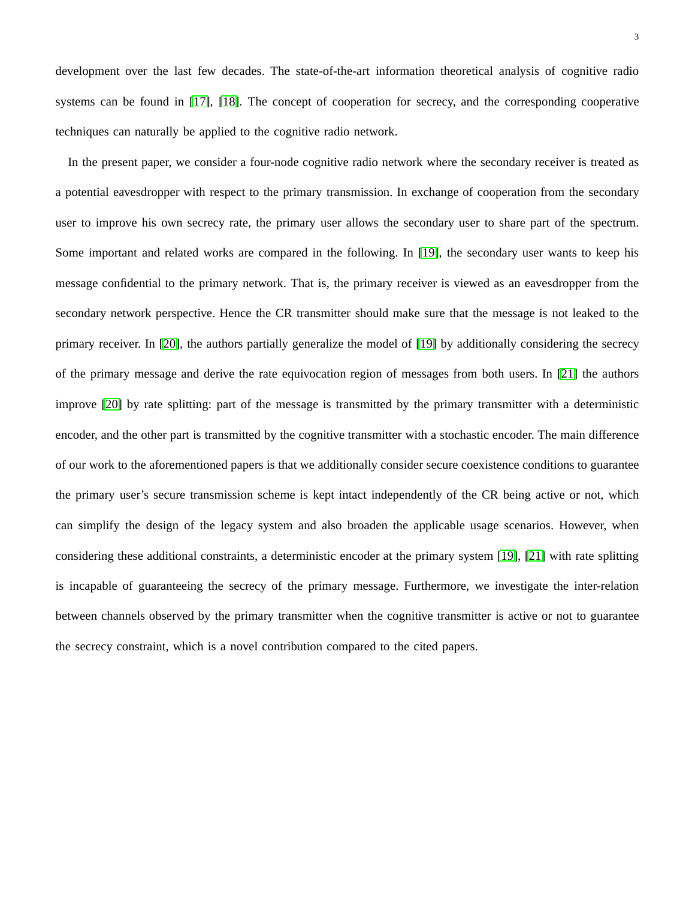development over the last few decades. The state-of-the-art information theoretical analysis of cognitive radio systems can be found in [17], [18]. The concept of cooperation for secrecy, and the corresponding cooperative techniques can naturally be applied to the cognitive radio network.

In the present paper, we consider a four-node cognitive radio network where the secondary receiver is treated as a potential eavesdropper with respect to the primary transmission. In exchange of cooperation from the secondary user to improve his own secrecy rate, the primary user allows the secondary user to share part of the spectrum. Some important and related works are compared in the following. In [19], the secondary user wants to keep his message confidential to the primary network. That is, the primary receiver is viewed as an eavesdropper from the secondary network perspective. Hence the CR transmitter should make sure that the message is not leaked to the primary receiver. In [20], the authors partially generalize the model of [19] by additionally considering the secrecy of the primary message and derive the rate equivocation region of messages from both users. In [21] the authors improve [20] by rate splitting: part of the message is transmitted by the primary transmitter with a deterministic encoder, and the other part is transmitted by the cognitive transmitter with a stochastic encoder. The main difference of our work to the aforementioned papers is that we additionally consider secure coexistence conditions to guarantee the primary user's secure transmission scheme is kept intact independently of the CR being active or not, which can simplify the design of the legacy system and also broaden the applicable usage scenarios. However, when considering these additional constraints, a deterministic encoder at the primary system [19], [21] with rate splitting is incapable of guaranteeing the secrecy of the primary message. Furthermore, we investigate the inter-relation between channels observed by the primary transmitter when the cognitive transmitter is active or not to guarantee the secrecy constraint, which is a novel contribution compared to the cited papers.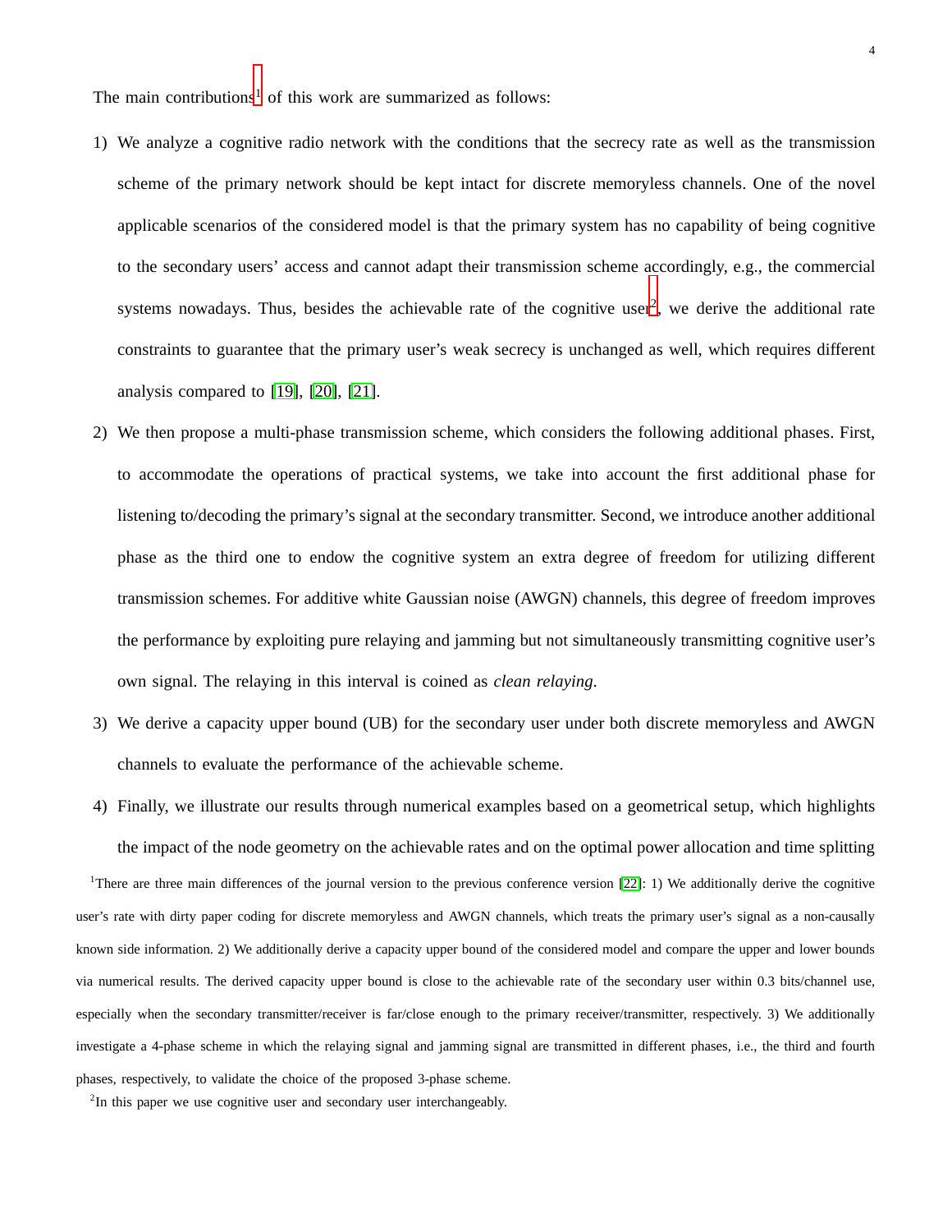The main contributions[1] of this work are summarized as follows:

1) We analyze a cognitive radio network with the conditions that the secrecy rate as well as the transmission scheme of the primary network should be kept intact for discrete memoryless channels. One of the novel applicable scenarios of the considered model is that the primary system has no capability of being cognitive to the secondary users' access and cannot adapt their transmission scheme accordingly, e.g., the commercial systems nowadays. Thus, besides the achievable rate of the cognitive user[2], we derive the additional rate constraints to guarantee that the primary user's weak secrecy is unchanged as well, which requires different analysis compared to [19], [20], [21].
2) We then propose a multi-phase transmission scheme, which considers the following additional phases. First, to accommodate the operations of practical systems, we take into account the first additional phase for listening to/decoding the primary's signal at the secondary transmitter. Second, we introduce another additional phase as the third one to endow the cognitive system an extra degree of freedom for utilizing different transmission schemes. For additive white Gaussian noise (AWGN) channels, this degree of freedom improves the performance by exploiting pure relaying and jamming but not simultaneously transmitting cognitive user's own signal. The relaying in this interval is coined as *clean relaying*.
3) We derive a capacity upper bound (UB) for the secondary user under both discrete memoryless and AWGN channels to evaluate the performance of the achievable scheme.
4) Finally, we illustrate our results through numerical examples based on a geometrical setup, which highlights the impact of the node geometry on the achievable rates and on the optimal power allocation and time splitting

[1] There are three main differences of the journal version to the previous conference version [22]: 1) We additionally derive the cognitive user's rate with dirty paper coding for discrete memoryless and AWGN channels, which treats the primary user's signal as a non-causally known side information. 2) We additionally derive a capacity upper bound of the considered model and compare the upper and lower bounds via numerical results. The derived capacity upper bound is close to the achievable rate of the secondary user within 0.3 bits/channel use, especially when the secondary transmitter/receiver is far/close enough to the primary receiver/transmitter, respectively. 3) We additionally investigate a 4-phase scheme in which the relaying signal and jamming signal are transmitted in different phases, i.e., the third and fourth phases, respectively, to validate the choice of the proposed 3-phase scheme.

[2] In this paper we use cognitive user and secondary user interchangeably.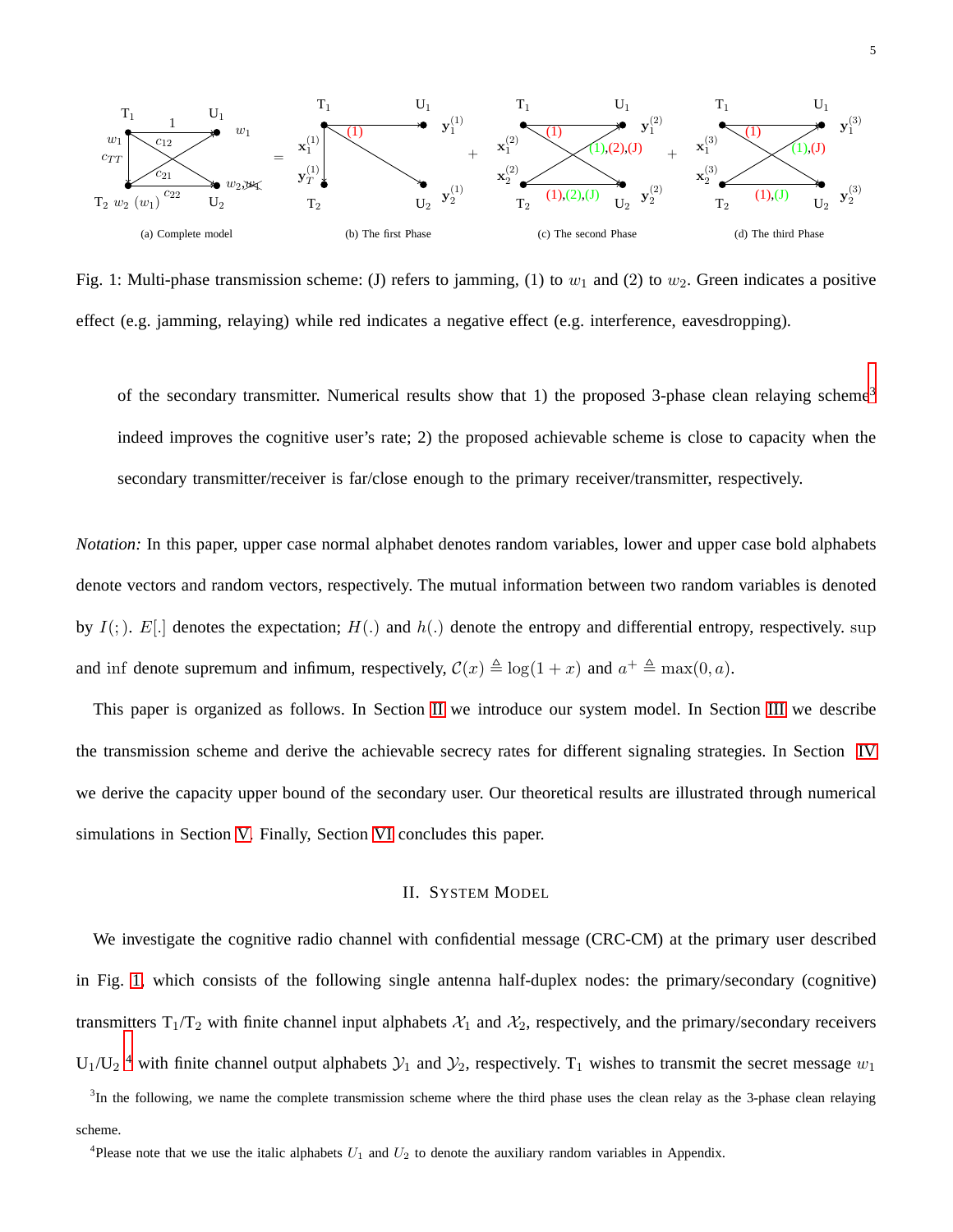Fig. 1: Multi-phase transmission scheme: (J) refers to jamming, (1) to $w_1$ and (2) to $w_2$. Green indicates a positive effect (e.g. jamming, relaying) while red indicates a negative effect (e.g. interference, eavesdropping).

of the secondary transmitter. Numerical results show that 1) the proposed 3-phase clean relaying scheme[3] indeed improves the cognitive user's rate; 2) the proposed achievable scheme is close to capacity when the secondary transmitter/receiver is far/close enough to the primary receiver/transmitter, respectively.

*Notation:* In this paper, upper case normal alphabet denotes random variables, lower and upper case bold alphabets denote vectors and random vectors, respectively. The mutual information between two random variables is denoted by $I(;)$. $E[.]$ denotes the expectation; $H(.)$ and $h(.)$ denote the entropy and differential entropy, respectively. $\sup$ and $\inf$ denote supremum and infimum, respectively, $\mathcal{C}(x) \triangleq \log(1+x)$ and $a^+ \triangleq \max(0, a)$.

This paper is organized as follows. In Section II we introduce our system model. In Section III we describe the transmission scheme and derive the achievable secrecy rates for different signaling strategies. In Section IV we derive the capacity upper bound of the secondary user. Our theoretical results are illustrated through numerical simulations in Section V. Finally, Section VI concludes this paper.

## II. System Model

We investigate the cognitive radio channel with confidential message (CRC-CM) at the primary user described in Fig. 1, which consists of the following single antenna half-duplex nodes: the primary/secondary (cognitive) transmitters $\text{T}_1$/$\text{T}_2$ with finite channel input alphabets $\mathcal{X}_1$ and $\mathcal{X}_2$, respectively, and the primary/secondary receivers $\text{U}_1$/$\text{U}_2$ [4] with finite channel output alphabets $\mathcal{Y}_1$ and $\mathcal{Y}_2$, respectively. $\text{T}_1$ wishes to transmit the secret message $w_1$

[3] In the following, we name the complete transmission scheme where the third phase uses the clean relay as the 3-phase clean relaying scheme.

[4] Please note that we use the italic alphabets $U_1$ and $U_2$ to denote the auxiliary random variables in Appendix.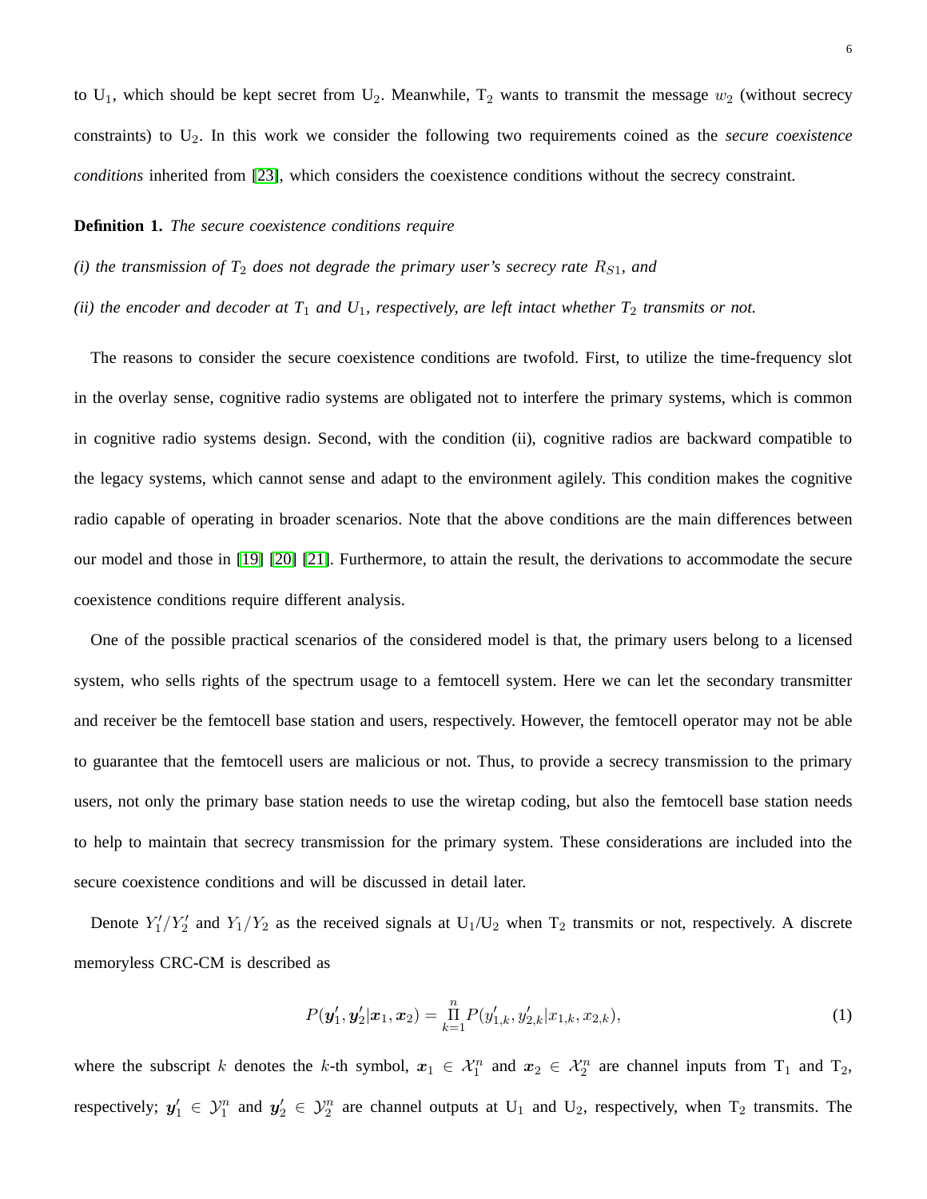to $\text{U}_1$, which should be kept secret from $\text{U}_2$. Meanwhile, $\text{T}_2$ wants to transmit the message $w_2$ (without secrecy constraints) to $\text{U}_2$. In this work we consider the following two requirements coined as the *secure coexistence conditions* inherited from [23], which considers the coexistence conditions without the secrecy constraint.

**Definition 1.** *The secure coexistence conditions require*

*(i) the transmission of $T_2$ does not degrade the primary user's secrecy rate $R_{S1}$, and*

*(ii) the encoder and decoder at $T_1$ and $U_1$, respectively, are left intact whether $T_2$ transmits or not.*

The reasons to consider the secure coexistence conditions are twofold. First, to utilize the time-frequency slot in the overlay sense, cognitive radio systems are obligated not to interfere the primary systems, which is common in cognitive radio systems design. Second, with the condition (ii), cognitive radios are backward compatible to the legacy systems, which cannot sense and adapt to the environment agilely. This condition makes the cognitive radio capable of operating in broader scenarios. Note that the above conditions are the main differences between our model and those in [19] [20] [21]. Furthermore, to attain the result, the derivations to accommodate the secure coexistence conditions require different analysis.

One of the possible practical scenarios of the considered model is that, the primary users belong to a licensed system, who sells rights of the spectrum usage to a femtocell system. Here we can let the secondary transmitter and receiver be the femtocell base station and users, respectively. However, the femtocell operator may not be able to guarantee that the femtocell users are malicious or not. Thus, to provide a secrecy transmission to the primary users, not only the primary base station needs to use the wiretap coding, but also the femtocell base station needs to help to maintain that secrecy transmission for the primary system. These considerations are included into the secure coexistence conditions and will be discussed in detail later.

Denote $Y_1'/Y_2'$ and $Y_1/Y_2$ as the received signals at $\text{U}_1/\text{U}_2$ when $\text{T}_2$ transmits or not, respectively. A discrete memoryless CRC-CM is described as

$$P(\boldsymbol{y}_1', \boldsymbol{y}_2' | \boldsymbol{x}_1, \boldsymbol{x}_2) = \prod_{k=1}^{n} P(y_{1,k}', y_{2,k}' | x_{1,k}, x_{2,k}), \tag{1}$$

where the subscript $k$ denotes the $k$-th symbol, $\boldsymbol{x}_1 \in \mathcal{X}_1^n$ and $\boldsymbol{x}_2 \in \mathcal{X}_2^n$ are channel inputs from $\text{T}_1$ and $\text{T}_2$, respectively; $\boldsymbol{y}_1' \in \mathcal{Y}_1^n$ and $\boldsymbol{y}_2' \in \mathcal{Y}_2^n$ are channel outputs at $\text{U}_1$ and $\text{U}_2$, respectively, when $\text{T}_2$ transmits. The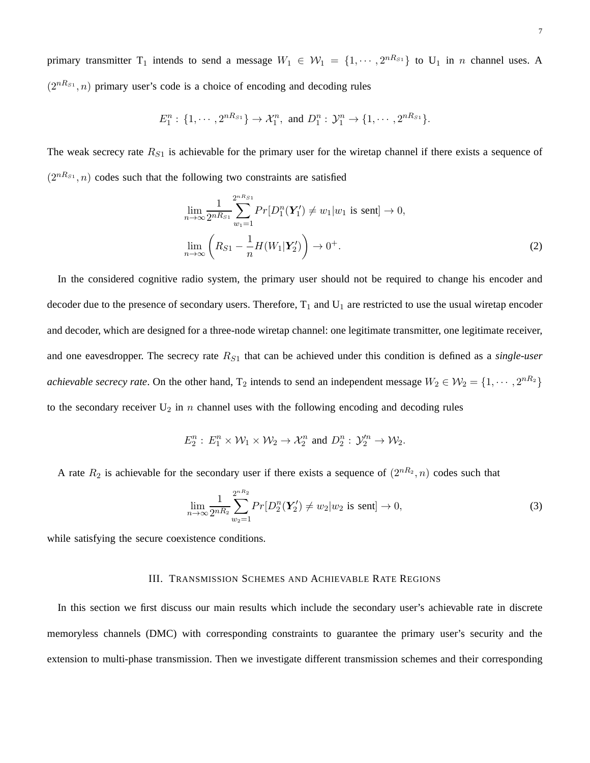primary transmitter $\mathrm{T}_1$ intends to send a message $W_1 \in \mathcal{W}_1 = \{1, \cdots, 2^{nR_{S1}}\}$ to $\mathrm{U}_1$ in $n$ channel uses. A $(2^{nR_{S1}}, n)$ primary user's code is a choice of encoding and decoding rules

$$E_1^n : \{1, \cdots, 2^{nR_{S1}}\} \rightarrow \mathcal{X}_1^n, \text{ and } D_1^n : \mathcal{Y}_1^n \rightarrow \{1, \cdots, 2^{nR_{S1}}\}.$$

The weak secrecy rate $R_{S1}$ is achievable for the primary user for the wiretap channel if there exists a sequence of $(2^{nR_{S1}}, n)$ codes such that the following two constraints are satisfied

$$\lim_{n\rightarrow\infty} \frac{1}{2^{nR_{S1}}} \sum_{w_1=1}^{2^{nR_{S1}}} Pr[D_1^n(\mathbf{Y}_1') \neq w_1 | w_1 \text{ is sent}] \rightarrow 0,$$
$$\lim_{n\rightarrow\infty} \left( R_{S1} - \frac{1}{n} H(W_1|\mathbf{Y}_2') \right) \rightarrow 0^+. \tag{2}$$

In the considered cognitive radio system, the primary user should not be required to change his encoder and decoder due to the presence of secondary users. Therefore, $\mathrm{T}_1$ and $\mathrm{U}_1$ are restricted to use the usual wiretap encoder and decoder, which are designed for a three-node wiretap channel: one legitimate transmitter, one legitimate receiver, and one eavesdropper. The secrecy rate $R_{S1}$ that can be achieved under this condition is defined as a ***single-user achievable secrecy rate***. On the other hand, $\mathrm{T}_2$ intends to send an independent message $W_2 \in \mathcal{W}_2 = \{1, \cdots, 2^{nR_2}\}$ to the secondary receiver $\mathrm{U}_2$ in $n$ channel uses with the following encoding and decoding rules

$$E_2^n : E_1^n \times \mathcal{W}_1 \times \mathcal{W}_2 \rightarrow \mathcal{X}_2^n \text{ and } D_2^n : \mathcal{Y}_2'^n \rightarrow \mathcal{W}_2.$$

A rate $R_2$ is achievable for the secondary user if there exists a sequence of $(2^{nR_2}, n)$ codes such that

$$\lim_{n\rightarrow\infty} \frac{1}{2^{nR_2}} \sum_{w_2=1}^{2^{nR_2}} Pr[D_2^n(\mathbf{Y}_2') \neq w_2 | w_2 \text{ is sent}] \rightarrow 0, \tag{3}$$

while satisfying the secure coexistence conditions.

## III. Transmission Schemes and Achievable Rate Regions

In this section we first discuss our main results which include the secondary user's achievable rate in discrete memoryless channels (DMC) with corresponding constraints to guarantee the primary user's security and the extension to multi-phase transmission. Then we investigate different transmission schemes and their corresponding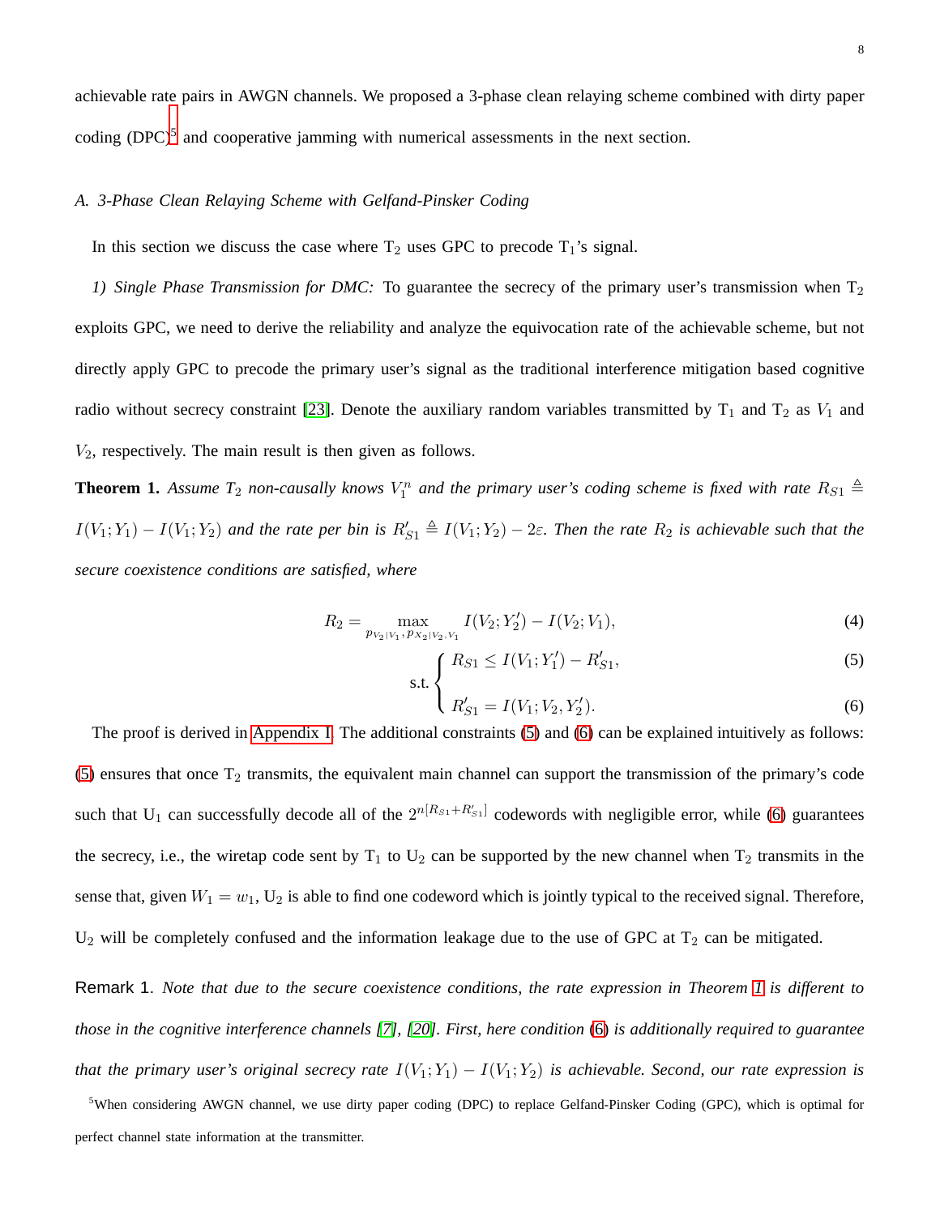achievable rate pairs in AWGN channels. We proposed a 3-phase clean relaying scheme combined with dirty paper coding (DPC)[5] and cooperative jamming with numerical assessments in the next section.

### *A. 3-Phase Clean Relaying Scheme with Gelfand-Pinsker Coding*

In this section we discuss the case where $\mathrm{T}_2$ uses GPC to precode $\mathrm{T}_1$'s signal.

*1) Single Phase Transmission for DMC:* To guarantee the secrecy of the primary user's transmission when $\mathrm{T}_2$ exploits GPC, we need to derive the reliability and analyze the equivocation rate of the achievable scheme, but not directly apply GPC to precode the primary user's signal as the traditional interference mitigation based cognitive radio without secrecy constraint [23]. Denote the auxiliary random variables transmitted by $\mathrm{T}_1$ and $\mathrm{T}_2$ as $V_1$ and $V_2$, respectively. The main result is then given as follows.

**Theorem 1.** *Assume $\mathrm{T}_2$ non-causally knows $V_1^n$ and the primary user's coding scheme is fixed with rate $R_{S1} \triangleq I(V_1;Y_1) - I(V_1;Y_2)$ and the rate per bin is $R'_{S1} \triangleq I(V_1;Y_2) - 2\varepsilon$. Then the rate $R_2$ is achievable such that the secure coexistence conditions are satisfied, where*

$$R_2 = \max_{p_{V_2|V_1}, p_{X_2|V_2,V_1}} I(V_2;Y'_2) - I(V_2;V_1), \tag{4}$$

$$\text{s.t.} \begin{cases} R_{S1} \leq I(V_1;Y'_1) - R'_{S1}, & (5) \\ R'_{S1} = I(V_1;V_2,Y'_2). & (6) \end{cases}$$

The proof is derived in Appendix I. The additional constraints (5) and (6) can be explained intuitively as follows: (5) ensures that once $\mathrm{T}_2$ transmits, the equivalent main channel can support the transmission of the primary's code such that $\mathrm{U}_1$ can successfully decode all of the $2^{n[R_{S1}+R'_{S1}]}$ codewords with negligible error, while (6) guarantees the secrecy, i.e., the wiretap code sent by $\mathrm{T}_1$ to $\mathrm{U}_2$ can be supported by the new channel when $\mathrm{T}_2$ transmits in the sense that, given $W_1 = w_1$, $\mathrm{U}_2$ is able to find one codeword which is jointly typical to the received signal. Therefore, $\mathrm{U}_2$ will be completely confused and the information leakage due to the use of GPC at $\mathrm{T}_2$ can be mitigated.

Remark 1. *Note that due to the secure coexistence conditions, the rate expression in Theorem 1 is different to those in the cognitive interference channels [7], [20]. First, here condition (6) is additionally required to guarantee that the primary user's original secrecy rate $I(V_1;Y_1) - I(V_1;Y_2)$ is achievable. Second, our rate expression is*

[5]When considering AWGN channel, we use dirty paper coding (DPC) to replace Gelfand-Pinsker Coding (GPC), which is optimal for perfect channel state information at the transmitter.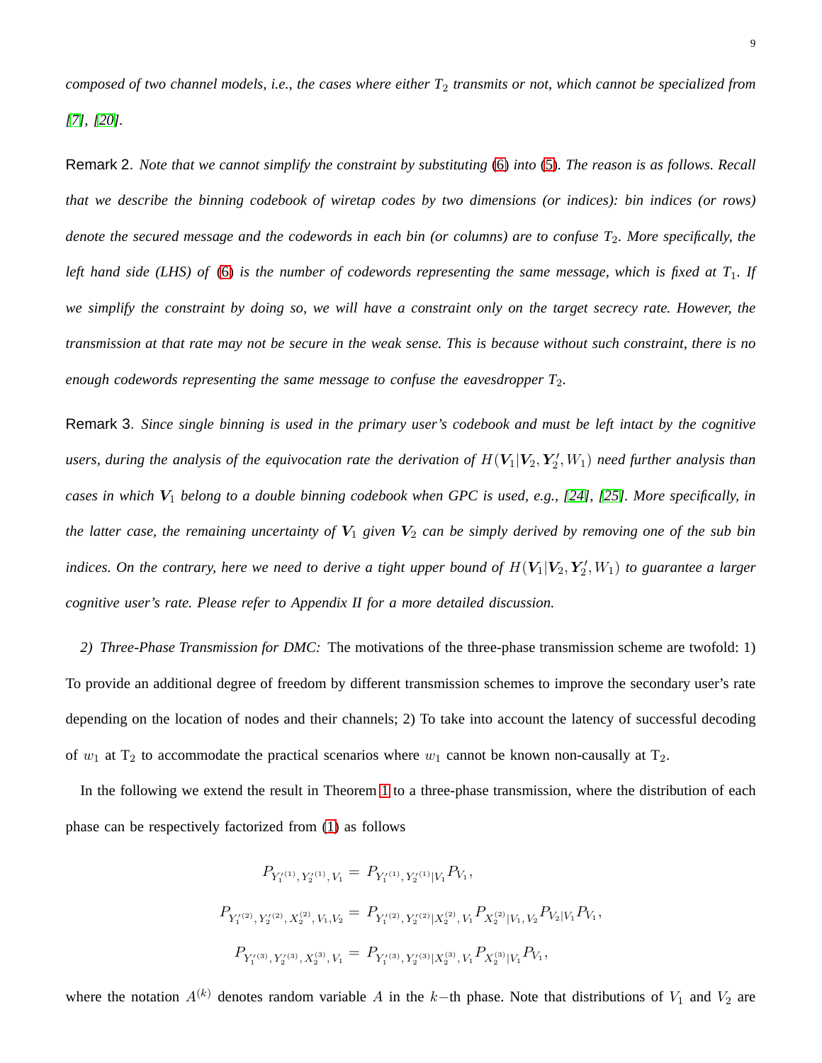*composed of two channel models, i.e., the cases where either $T_2$ transmits or not, which cannot be specialized from [7], [20].*

Remark 2. *Note that we cannot simplify the constraint by substituting (6) into (5). The reason is as follows. Recall that we describe the binning codebook of wiretap codes by two dimensions (or indices): bin indices (or rows) denote the secured message and the codewords in each bin (or columns) are to confuse $T_2$. More specifically, the left hand side (LHS) of (6) is the number of codewords representing the same message, which is fixed at $T_1$. If we simplify the constraint by doing so, we will have a constraint only on the target secrecy rate. However, the transmission at that rate may not be secure in the weak sense. This is because without such constraint, there is no enough codewords representing the same message to confuse the eavesdropper $T_2$.*

Remark 3. *Since single binning is used in the primary user's codebook and must be left intact by the cognitive users, during the analysis of the equivocation rate the derivation of $H(\boldsymbol{V}_1|\boldsymbol{V}_2, \boldsymbol{Y}_2', W_1)$ need further analysis than cases in which $\boldsymbol{V}_1$ belong to a double binning codebook when GPC is used, e.g., [24], [25]. More specifically, in the latter case, the remaining uncertainty of $\boldsymbol{V}_1$ given $\boldsymbol{V}_2$ can be simply derived by removing one of the sub bin indices. On the contrary, here we need to derive a tight upper bound of $H(\boldsymbol{V}_1|\boldsymbol{V}_2, \boldsymbol{Y}_2', W_1)$ to guarantee a larger cognitive user's rate. Please refer to Appendix II for a more detailed discussion.*

*2) Three-Phase Transmission for DMC:* The motivations of the three-phase transmission scheme are twofold: 1) To provide an additional degree of freedom by different transmission schemes to improve the secondary user's rate depending on the location of nodes and their channels; 2) To take into account the latency of successful decoding of $w_1$ at $\mathrm{T}_2$ to accommodate the practical scenarios where $w_1$ cannot be known non-causally at $\mathrm{T}_2$.

In the following we extend the result in Theorem 1 to a three-phase transmission, where the distribution of each phase can be respectively factorized from (1) as follows

$$
\begin{aligned}
P_{Y_1'^{(1)}, Y_2'^{(1)}, V_1} &= P_{Y_1'^{(1)}, Y_2'^{(1)}|V_1} P_{V_1}, \\
P_{Y_1'^{(2)}, Y_2'^{(2)}, X_2^{(2)}, V_1, V_2} &= P_{Y_1'^{(2)}, Y_2'^{(2)}|X_2^{(2)}, V_1} P_{X_2^{(2)}|V_1, V_2} P_{V_2|V_1} P_{V_1}, \\
P_{Y_1'^{(3)}, Y_2'^{(3)}, X_2^{(3)}, V_1} &= P_{Y_1'^{(3)}, Y_2'^{(3)}|X_2^{(3)}, V_1} P_{X_2^{(3)}|V_1} P_{V_1},
\end{aligned}
$$

where the notation $A^{(k)}$ denotes random variable $A$ in the $k-$th phase. Note that distributions of $V_1$ and $V_2$ are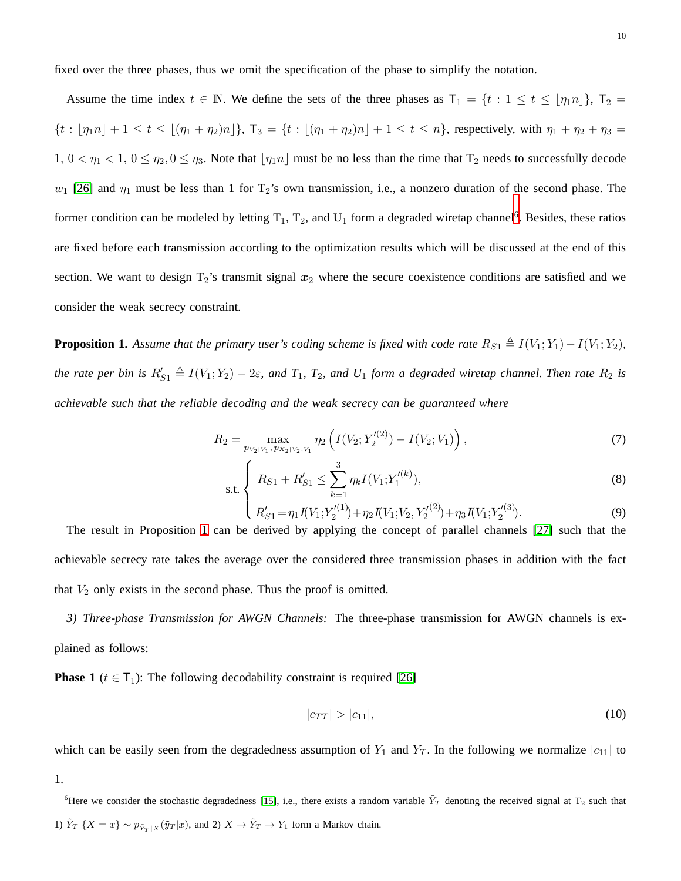fixed over the three phases, thus we omit the specification of the phase to simplify the notation.

Assume the time index $t \in \mathbb{N}$. We define the sets of the three phases as $\mathsf{T}_1 = \{t : 1 \leq t \leq \lfloor \eta_1 n \rfloor\}$, $\mathsf{T}_2 = \{t : \lfloor \eta_1 n \rfloor + 1 \leq t \leq \lfloor (\eta_1 + \eta_2) n \rfloor\}$, $\mathsf{T}_3 = \{t : \lfloor (\eta_1 + \eta_2) n \rfloor + 1 \leq t \leq n\}$, respectively, with $\eta_1 + \eta_2 + \eta_3 = 1$, $0 < \eta_1 < 1$, $0 \leq \eta_2, 0 \leq \eta_3$. Note that $\lfloor \eta_1 n \rfloor$ must be no less than the time that $\mathrm{T}_2$ needs to successfully decode $w_1$ [26] and $\eta_1$ must be less than 1 for $\mathrm{T}_2$'s own transmission, i.e., a nonzero duration of the second phase. The former condition can be modeled by letting $\mathrm{T}_1$, $\mathrm{T}_2$, and $\mathrm{U}_1$ form a degraded wiretap channel[6]. Besides, these ratios are fixed before each transmission according to the optimization results which will be discussed at the end of this section. We want to design $\mathrm{T}_2$'s transmit signal $\boldsymbol{x}_2$ where the secure coexistence conditions are satisfied and we consider the weak secrecy constraint.

**Proposition 1.** *Assume that the primary user's coding scheme is fixed with code rate $R_{S1} \triangleq I(V_1;Y_1) - I(V_1;Y_2)$, the rate per bin is $R'_{S1} \triangleq I(V_1;Y_2) - 2\varepsilon$, and $T_1$, $T_2$, and $U_1$ form a degraded wiretap channel. Then rate $R_2$ is achievable such that the reliable decoding and the weak secrecy can be guaranteed where*

$$R_2 = \max_{p_{V_2|V_1}, p_{X_2|V_2,V_1}} \eta_2 \left( I(V_2; Y_2'^{(2)}) - I(V_2; V_1) \right), \tag{7}$$

$$\text{s.t.} \begin{cases} R_{S1} + R'_{S1} \leq \displaystyle\sum_{k=1}^{3} \eta_k I(V_1; Y_1'^{(k)}), & (8) \\ R'_{S1} = \eta_1 I(V_1; Y_2'^{(1)}) + \eta_2 I(V_1; V_2, Y_2'^{(2)}) + \eta_3 I(V_1; Y_2'^{(3)}). & (9) \end{cases}$$

The result in Proposition 1 can be derived by applying the concept of parallel channels [27] such that the achievable secrecy rate takes the average over the considered three transmission phases in addition with the fact that $V_2$ only exists in the second phase. Thus the proof is omitted.

*3) Three-phase Transmission for AWGN Channels:* The three-phase transmission for AWGN channels is explained as follows:

**Phase 1** ($t \in \mathsf{T}_1$): The following decodability constraint is required [26]

$$|c_{TT}| > |c_{11}|, \tag{10}$$

which can be easily seen from the degradedness assumption of $Y_1$ and $Y_T$. In the following we normalize $|c_{11}|$ to 1.

[6]Here we consider the stochastic degradedness [15], i.e., there exists a random variable $\tilde{Y}_T$ denoting the received signal at $\mathrm{T}_2$ such that 1) $\tilde{Y}_T|\{X = x\} \sim p_{\tilde{Y}_T|X}(\tilde{y}_T|x)$, and 2) $X \to \tilde{Y}_T \to Y_1$ form a Markov chain.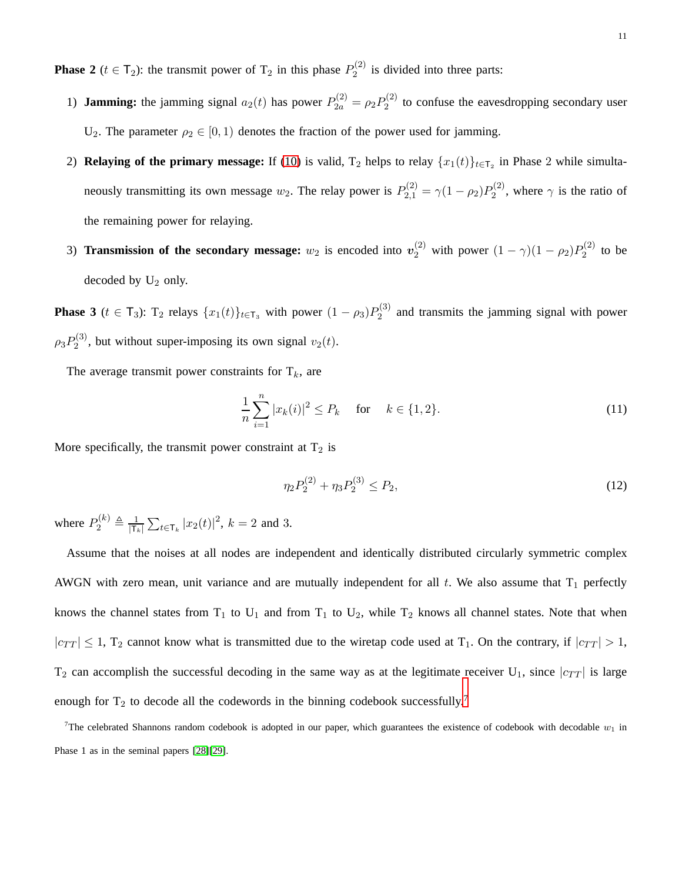**Phase 2** ($t \in \mathsf{T}_2$): the transmit power of $\mathrm{T}_2$ in this phase $P_2^{(2)}$ is divided into three parts:

1) **Jamming:** the jamming signal $a_2(t)$ has power $P_{2a}^{(2)} = \rho_2 P_2^{(2)}$ to confuse the eavesdropping secondary user $\mathrm{U}_2$. The parameter $\rho_2 \in [0, 1)$ denotes the fraction of the power used for jamming.
2) **Relaying of the primary message:** If (10) is valid, $\mathrm{T}_2$ helps to relay $\{x_1(t)\}_{t\in\mathsf{T}_2}$ in Phase 2 while simultaneously transmitting its own message $w_2$. The relay power is $P_{2,1}^{(2)} = \gamma(1-\rho_2)P_2^{(2)}$, where $\gamma$ is the ratio of the remaining power for relaying.
3) **Transmission of the secondary message:** $w_2$ is encoded into $\boldsymbol{v}_2^{(2)}$ with power $(1-\gamma)(1-\rho_2)P_2^{(2)}$ to be decoded by $\mathrm{U}_2$ only.

**Phase 3** ($t \in \mathsf{T}_3$): $\mathrm{T}_2$ relays $\{x_1(t)\}_{t\in\mathsf{T}_3}$ with power $(1-\rho_3)P_2^{(3)}$ and transmits the jamming signal with power $\rho_3 P_2^{(3)}$, but without super-imposing its own signal $v_2(t)$.

The average transmit power constraints for $\mathrm{T}_k$, are

$$\frac{1}{n}\sum_{i=1}^{n} |x_k(i)|^2 \le P_k \quad \text{for} \quad k \in \{1,2\}. \tag{11}$$

More specifically, the transmit power constraint at $\mathrm{T}_2$ is

$$\eta_2 P_2^{(2)} + \eta_3 P_2^{(3)} \le P_2, \tag{12}$$

where $P_2^{(k)} \triangleq \frac{1}{|\mathsf{T}_k|}\sum_{t\in\mathsf{T}_k} |x_2(t)|^2$, $k = 2$ and 3.

Assume that the noises at all nodes are independent and identically distributed circularly symmetric complex AWGN with zero mean, unit variance and are mutually independent for all $t$. We also assume that $\mathrm{T}_1$ perfectly knows the channel states from $\mathrm{T}_1$ to $\mathrm{U}_1$ and from $\mathrm{T}_1$ to $\mathrm{U}_2$, while $\mathrm{T}_2$ knows all channel states. Note that when $|c_{TT}| \le 1$, $\mathrm{T}_2$ cannot know what is transmitted due to the wiretap code used at $\mathrm{T}_1$. On the contrary, if $|c_{TT}| > 1$, $\mathrm{T}_2$ can accomplish the successful decoding in the same way as at the legitimate receiver $\mathrm{U}_1$, since $|c_{TT}|$ is large enough for $\mathrm{T}_2$ to decode all the codewords in the binning codebook successfully.[7]

[7]The celebrated Shannons random codebook is adopted in our paper, which guarantees the existence of codebook with decodable $w_1$ in Phase 1 as in the seminal papers [28][29].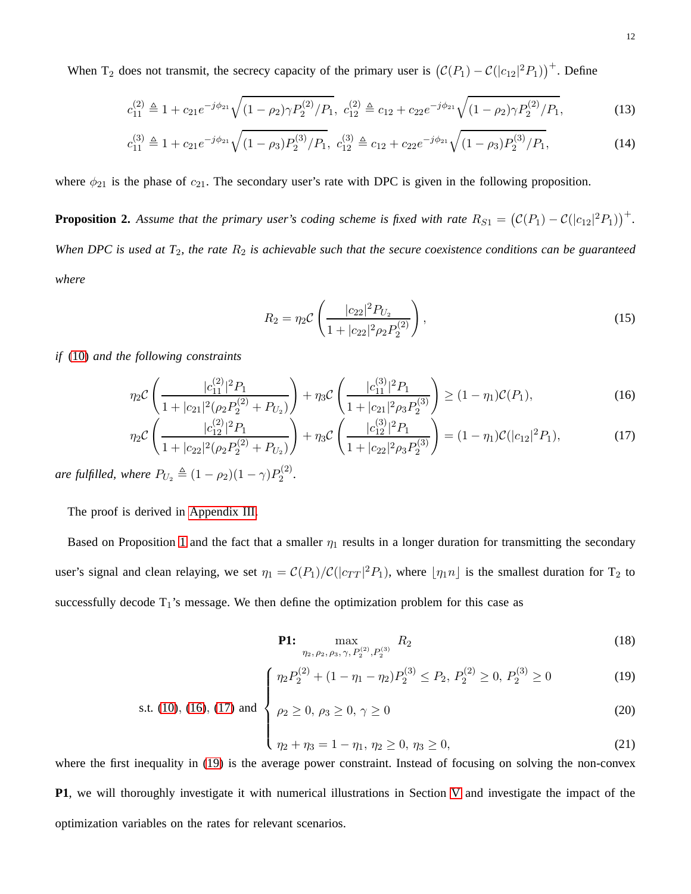When $\mathrm{T}_2$ does not transmit, the secrecy capacity of the primary user is $\left(\mathcal{C}(P_1) - \mathcal{C}(|c_{12}|^2 P_1)\right)^+$. Define

$$c_{11}^{(2)} \triangleq 1 + c_{21} e^{-j\phi_{21}} \sqrt{(1-\rho_2)\gamma P_2^{(2)}/P_1}, \; c_{12}^{(2)} \triangleq c_{12} + c_{22} e^{-j\phi_{21}} \sqrt{(1-\rho_2)\gamma P_2^{(2)}/P_1}, \tag{13}$$

$$c_{11}^{(3)} \triangleq 1 + c_{21} e^{-j\phi_{21}} \sqrt{(1-\rho_3) P_2^{(3)}/P_1}, \; c_{12}^{(3)} \triangleq c_{12} + c_{22} e^{-j\phi_{21}} \sqrt{(1-\rho_3) P_2^{(3)}/P_1}, \tag{14}$$

where $\phi_{21}$ is the phase of $c_{21}$. The secondary user's rate with DPC is given in the following proposition.

**Proposition 2.** *Assume that the primary user's coding scheme is fixed with rate* $R_{S1} = \left(\mathcal{C}(P_1) - \mathcal{C}(|c_{12}|^2 P_1)\right)^+$. *When DPC is used at* $\mathrm{T}_2$*, the rate* $R_2$ *is achievable such that the secure coexistence conditions can be guaranteed where*

$$R_2 = \eta_2 \mathcal{C}\left(\frac{|c_{22}|^2 P_{U_2}}{1 + |c_{22}|^2 \rho_2 P_2^{(2)}}\right), \tag{15}$$

*if* (10) *and the following constraints*

$$\eta_2 \mathcal{C}\left(\frac{|c_{11}^{(2)}|^2 P_1}{1 + |c_{21}|^2 (\rho_2 P_2^{(2)} + P_{U_2})}\right) + \eta_3 \mathcal{C}\left(\frac{|c_{11}^{(3)}|^2 P_1}{1 + |c_{21}|^2 \rho_3 P_2^{(3)}}\right) \geq (1-\eta_1)\mathcal{C}(P_1), \tag{16}$$

$$\eta_2 \mathcal{C}\left(\frac{|c_{12}^{(2)}|^2 P_1}{1 + |c_{22}|^2 (\rho_2 P_2^{(2)} + P_{U_2})}\right) + \eta_3 \mathcal{C}\left(\frac{|c_{12}^{(3)}|^2 P_1}{1 + |c_{22}|^2 \rho_3 P_2^{(3)}}\right) = (1-\eta_1)\mathcal{C}(|c_{12}|^2 P_1), \tag{17}$$

*are fulfilled, where* $P_{U_2} \triangleq (1-\rho_2)(1-\gamma)P_2^{(2)}$.

The proof is derived in Appendix III.

Based on Proposition 1 and the fact that a smaller $\eta_1$ results in a longer duration for transmitting the secondary user's signal and clean relaying, we set $\eta_1 = \mathcal{C}(P_1)/\mathcal{C}(|c_{TT}|^2 P_1)$, where $\lfloor \eta_1 n \rfloor$ is the smallest duration for $\mathrm{T}_2$ to successfully decode $\mathrm{T}_1$'s message. We then define the optimization problem for this case as

$$\mathbf{P1:} \quad \max_{\eta_2, \rho_2, \rho_3, \gamma, P_2^{(2)}, P_2^{(3)}} R_2 \tag{18}$$

$$\text{s.t. (10), (16), (17) and } \begin{cases} \eta_2 P_2^{(2)} + (1-\eta_1-\eta_2) P_2^{(3)} \leq P_2, \; P_2^{(2)} \geq 0, \; P_2^{(3)} \geq 0 & (19) \\ \rho_2 \geq 0, \; \rho_3 \geq 0, \; \gamma \geq 0 & (20) \\ \eta_2 + \eta_3 = 1 - \eta_1, \; \eta_2 \geq 0, \; \eta_3 \geq 0, & (21) \end{cases}$$

where the first inequality in (19) is the average power constraint. Instead of focusing on solving the non-convex **P1**, we will thoroughly investigate it with numerical illustrations in Section V and investigate the impact of the optimization variables on the rates for relevant scenarios.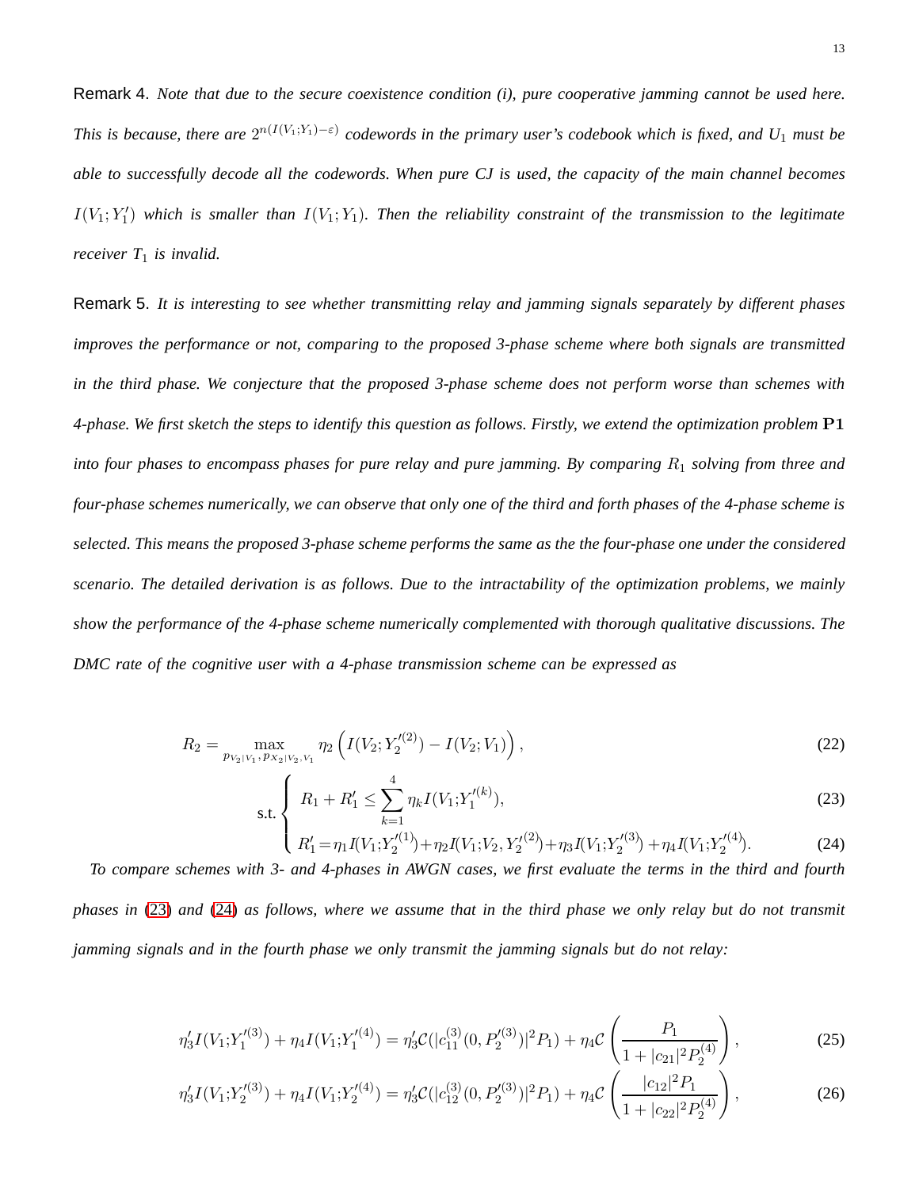Remark 4. *Note that due to the secure coexistence condition (i), pure cooperative jamming cannot be used here. This is because, there are $2^{n(I(V_1;Y_1)-\varepsilon)}$ codewords in the primary user's codebook which is fixed, and $U_1$ must be able to successfully decode all the codewords. When pure CJ is used, the capacity of the main channel becomes $I(V_1;Y_1')$ which is smaller than $I(V_1;Y_1)$. Then the reliability constraint of the transmission to the legitimate receiver $T_1$ is invalid.*

Remark 5. *It is interesting to see whether transmitting relay and jamming signals separately by different phases improves the performance or not, comparing to the proposed 3-phase scheme where both signals are transmitted in the third phase. We conjecture that the proposed 3-phase scheme does not perform worse than schemes with 4-phase. We first sketch the steps to identify this question as follows. Firstly, we extend the optimization problem* $\mathbf{P1}$ *into four phases to encompass phases for pure relay and pure jamming. By comparing $R_1$ solving from three and four-phase schemes numerically, we can observe that only one of the third and forth phases of the 4-phase scheme is selected. This means the proposed 3-phase scheme performs the same as the the four-phase one under the considered scenario. The detailed derivation is as follows. Due to the intractability of the optimization problems, we mainly show the performance of the 4-phase scheme numerically complemented with thorough qualitative discussions. The DMC rate of the cognitive user with a 4-phase transmission scheme can be expressed as*

$$R_2 = \max_{p_{V_2|V_1}, p_{X_2|V_2,V_1}} \eta_2 \left( I(V_2; Y_2'^{(2)}) - I(V_2; V_1) \right), \tag{22}$$

$$\text{s.t.} \begin{cases} R_1 + R_1' \leq \sum_{k=1}^{4} \eta_k I(V_1; Y_1'^{(k)}), & (23) \\ R_1' = \eta_1 I(V_1; Y_2'^{(1)}) + \eta_2 I(V_1; V_2, Y_2'^{(2)}) + \eta_3 I(V_1; Y_2'^{(3)}) + \eta_4 I(V_1; Y_2'^{(4)}). & (24) \end{cases}$$

*To compare schemes with 3- and 4-phases in AWGN cases, we first evaluate the terms in the third and fourth phases in (23) and (24) as follows, where we assume that in the third phase we only relay but do not transmit jamming signals and in the fourth phase we only transmit the jamming signals but do not relay:*

$$\eta_3' I(V_1; Y_1'^{(3)}) + \eta_4 I(V_1; Y_1'^{(4)}) = \eta_3' \mathcal{C}(|c_{11}^{(3)}(0, P_2'^{(3)})|^2 P_1) + \eta_4 \mathcal{C}\left( \frac{P_1}{1 + |c_{21}|^2 P_2^{(4)}} \right), \tag{25}$$

$$\eta_3' I(V_1; Y_2'^{(3)}) + \eta_4 I(V_1; Y_2'^{(4)}) = \eta_3' \mathcal{C}(|c_{12}^{(3)}(0, P_2'^{(3)})|^2 P_1) + \eta_4 \mathcal{C}\left( \frac{|c_{12}|^2 P_1}{1 + |c_{22}|^2 P_2^{(4)}} \right), \tag{26}$$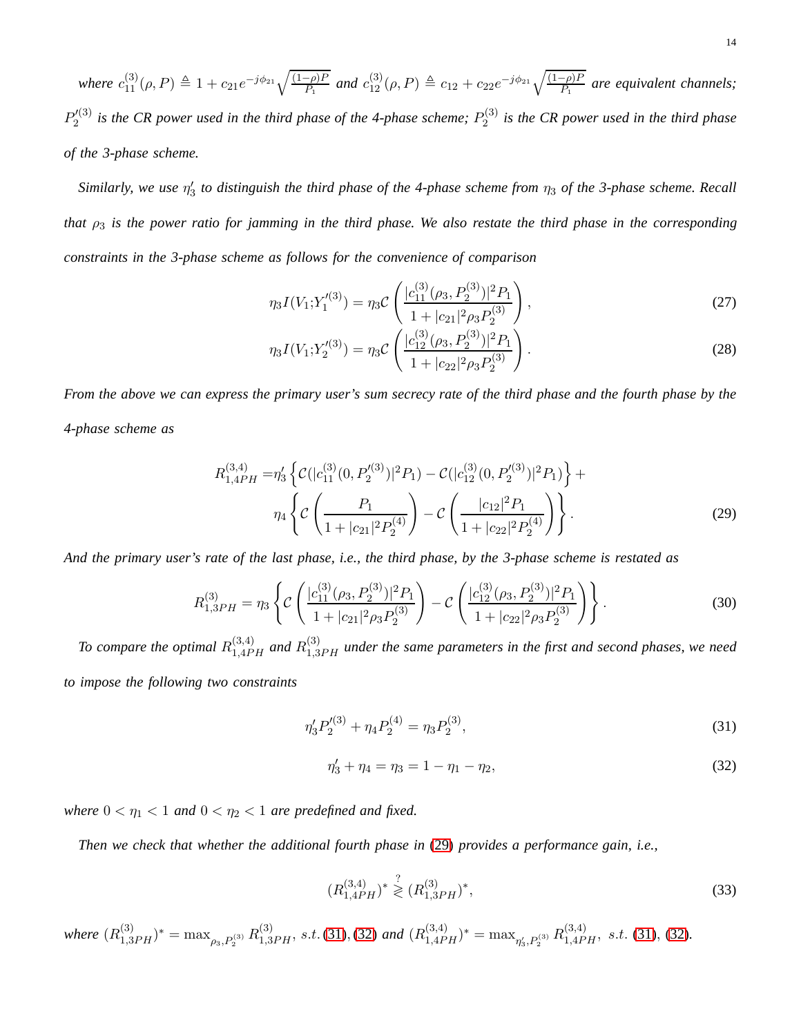*where $c_{11}^{(3)}(\rho, P) \triangleq 1 + c_{21}e^{-j\phi_{21}}\sqrt{\frac{(1-\rho)P}{P_1}}$ and $c_{12}^{(3)}(\rho, P) \triangleq c_{12} + c_{22}e^{-j\phi_{21}}\sqrt{\frac{(1-\rho)P}{P_1}}$ are equivalent channels; $P_2'^{(3)}$ is the CR power used in the third phase of the 4-phase scheme; $P_2^{(3)}$ is the CR power used in the third phase of the 3-phase scheme.*

*Similarly, we use $\eta_3'$ to distinguish the third phase of the 4-phase scheme from $\eta_3$ of the 3-phase scheme. Recall that $\rho_3$ is the power ratio for jamming in the third phase. We also restate the third phase in the corresponding constraints in the 3-phase scheme as follows for the convenience of comparison*

$$\eta_3 I(V_1;Y_1'^{(3)}) = \eta_3 \mathcal{C}\left(\frac{|c_{11}^{(3)}(\rho_3, P_2^{(3)})|^2 P_1}{1 + |c_{21}|^2 \rho_3 P_2^{(3)}}\right), \tag{27}$$

$$\eta_3 I(V_1;Y_2'^{(3)}) = \eta_3 \mathcal{C}\left(\frac{|c_{12}^{(3)}(\rho_3, P_2^{(3)})|^2 P_1}{1 + |c_{22}|^2 \rho_3 P_2^{(3)}}\right). \tag{28}$$

*From the above we can express the primary user's sum secrecy rate of the third phase and the fourth phase by the 4-phase scheme as*

$$\begin{aligned} R_{1,4PH}^{(3,4)} =& \eta_3' \left\{ \mathcal{C}(|c_{11}^{(3)}(0, P_2'^{(3)})|^2 P_1) - \mathcal{C}(|c_{12}^{(3)}(0, P_2'^{(3)})|^2 P_1) \right\} + \\ & \eta_4 \left\{ \mathcal{C}\left(\frac{P_1}{1 + |c_{21}|^2 P_2^{(4)}}\right) - \mathcal{C}\left(\frac{|c_{12}|^2 P_1}{1 + |c_{22}|^2 P_2^{(4)}}\right) \right\}. \end{aligned} \tag{29}$$

*And the primary user's rate of the last phase, i.e., the third phase, by the 3-phase scheme is restated as*

$$R_{1,3PH}^{(3)} = \eta_3 \left\{ \mathcal{C}\left(\frac{|c_{11}^{(3)}(\rho_3, P_2^{(3)})|^2 P_1}{1 + |c_{21}|^2 \rho_3 P_2^{(3)}}\right) - \mathcal{C}\left(\frac{|c_{12}^{(3)}(\rho_3, P_2^{(3)})|^2 P_1}{1 + |c_{22}|^2 \rho_3 P_2^{(3)}}\right) \right\}. \tag{30}$$

*To compare the optimal $R_{1,4PH}^{(3,4)}$ and $R_{1,3PH}^{(3)}$ under the same parameters in the first and second phases, we need to impose the following two constraints*

$$\eta_3' P_2'^{(3)} + \eta_4 P_2^{(4)} = \eta_3 P_2^{(3)}, \tag{31}$$

$$\eta_3' + \eta_4 = \eta_3 = 1 - \eta_1 - \eta_2, \tag{32}$$

*where $0 < \eta_1 < 1$ and $0 < \eta_2 < 1$ are predefined and fixed.*

*Then we check that whether the additional fourth phase in (29) provides a performance gain, i.e.,*

$$(R_{1,4PH}^{(3,4)})^* \overset{?}{\gtrless} (R_{1,3PH}^{(3)})^*, \tag{33}$$

*where $(R_{1,3PH}^{(3)})^* = \max_{\rho_3, P_2^{(3)}} R_{1,3PH}^{(3)}$, s.t. (31), (32) and $(R_{1,4PH}^{(3,4)})^* = \max_{\eta_3', P_2^{(3)}} R_{1,4PH}^{(3,4)}$, s.t. (31), (32).*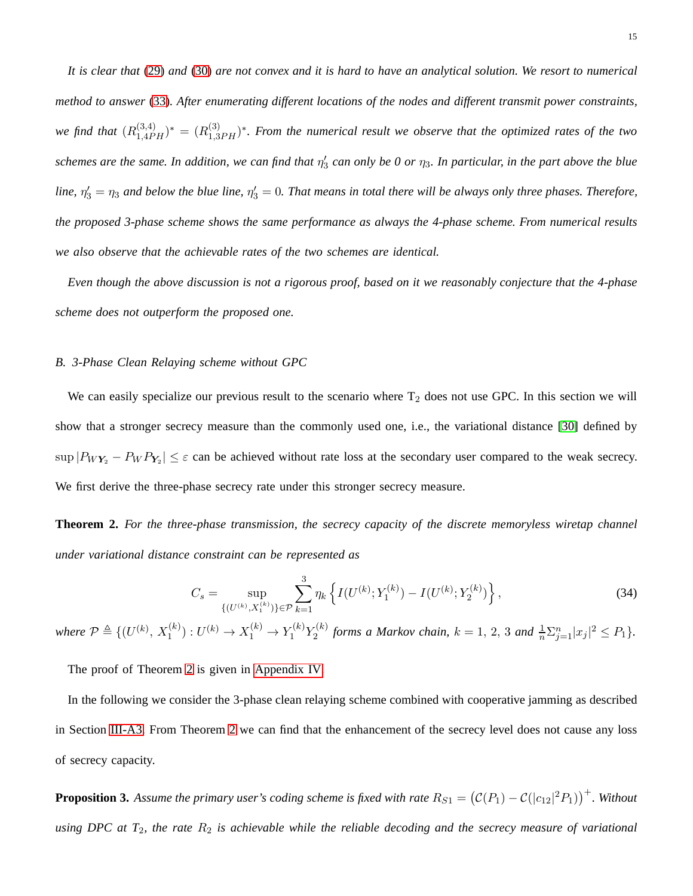*It is clear that (29) and (30) are not convex and it is hard to have an analytical solution. We resort to numerical method to answer (33). After enumerating different locations of the nodes and different transmit power constraints, we find that $(R_{1,4PH}^{(3,4)})^* = (R_{1,3PH}^{(3)})^*$. From the numerical result we observe that the optimized rates of the two schemes are the same. In addition, we can find that $\eta_3'$ can only be 0 or $\eta_3$. In particular, in the part above the blue line, $\eta_3' = \eta_3$ and below the blue line, $\eta_3' = 0$. That means in total there will be always only three phases. Therefore, the proposed 3-phase scheme shows the same performance as always the 4-phase scheme. From numerical results we also observe that the achievable rates of the two schemes are identical.*

*Even though the above discussion is not a rigorous proof, based on it we reasonably conjecture that the 4-phase scheme does not outperform the proposed one.*

### *B. 3-Phase Clean Relaying scheme without GPC*

We can easily specialize our previous result to the scenario where $T_2$ does not use GPC. In this section we will show that a stronger secrecy measure than the commonly used one, i.e., the variational distance [30] defined by $\sup|P_{W\mathbf{Y}_2} - P_W P_{\mathbf{Y}_2}| \leq \varepsilon$ can be achieved without rate loss at the secondary user compared to the weak secrecy. We first derive the three-phase secrecy rate under this stronger secrecy measure.

**Theorem 2.** *For the three-phase transmission, the secrecy capacity of the discrete memoryless wiretap channel under variational distance constraint can be represented as*

$$C_s = \sup_{\{(U^{(k)}, X_1^{(k)})\} \in \mathcal{P}} \sum_{k=1}^{3} \eta_k \left\{ I(U^{(k)}; Y_1^{(k)}) - I(U^{(k)}; Y_2^{(k)}) \right\}, \tag{34}$$

*where* $\mathcal{P} \triangleq \{(U^{(k)}, X_1^{(k)}) : U^{(k)} \to X_1^{(k)} \to Y_1^{(k)} Y_2^{(k)}$ *forms a Markov chain,* $k = 1, 2, 3$ *and* $\frac{1}{n}\Sigma_{j=1}^{n}|x_j|^2 \leq P_1\}$.

The proof of Theorem 2 is given in Appendix IV.

In the following we consider the 3-phase clean relaying scheme combined with cooperative jamming as described in Section III-A3. From Theorem 2 we can find that the enhancement of the secrecy level does not cause any loss of secrecy capacity.

**Proposition 3.** *Assume the primary user's coding scheme is fixed with rate* $R_{S1} = \left(\mathcal{C}(P_1) - \mathcal{C}(|c_{12}|^2 P_1)\right)^+$. *Without using DPC at* $T_2$, *the rate* $R_2$ *is achievable while the reliable decoding and the secrecy measure of variational*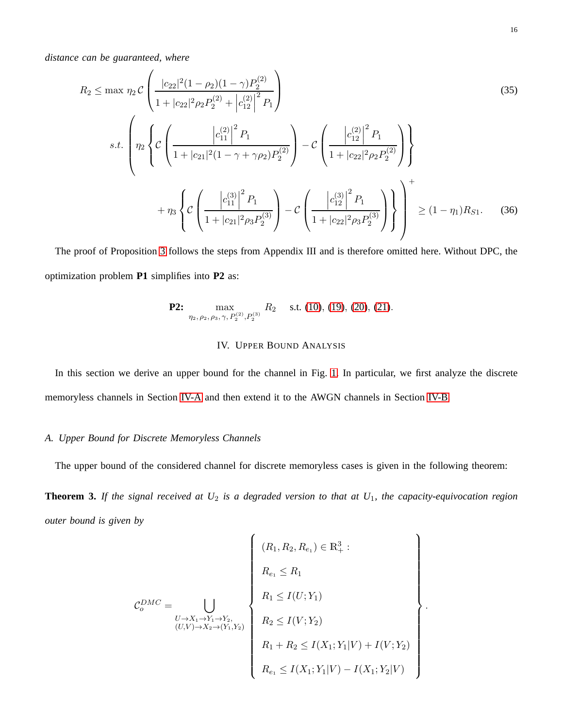*distance can be guaranteed, where*

$$R_2 \leq \max \; \eta_2 \, \mathcal{C}\left(\frac{|c_{22}|^2(1-\rho_2)(1-\gamma)P_2^{(2)}}{1+|c_{22}|^2\rho_2 P_2^{(2)} + \left|c_{12}^{(2)}\right|^2 P_1}\right) \tag{35}$$

$$s.t. \; \left(\eta_2\left\{\mathcal{C}\left(\frac{\left|c_{11}^{(2)}\right|^2 P_1}{1+|c_{21}|^2(1-\gamma+\gamma\rho_2)P_2^{(2)}}\right) - \mathcal{C}\left(\frac{\left|c_{12}^{(2)}\right|^2 P_1}{1+|c_{22}|^2\rho_2 P_2^{(2)}}\right)\right\} \right.$$
$$\left. + \eta_3\left\{\mathcal{C}\left(\frac{\left|c_{11}^{(3)}\right|^2 P_1}{1+|c_{21}|^2\rho_3 P_2^{(3)}}\right) - \mathcal{C}\left(\frac{\left|c_{12}^{(3)}\right|^2 P_1}{1+|c_{22}|^2\rho_3 P_2^{(3)}}\right)\right\}\right)^+ \geq (1-\eta_1)R_{S1}. \tag{36}$$

The proof of Proposition 3 follows the steps from Appendix III and is therefore omitted here. Without DPC, the optimization problem **P1** simplifies into **P2** as:

$$\textbf{P2:} \quad \max_{\eta_2,\,\rho_2,\,\rho_3,\,\gamma,\,P_2^{(2)},P_2^{(3)}} \; R_2 \quad \text{s.t. (10), (19), (20), (21).}$$

## IV. Upper Bound Analysis

In this section we derive an upper bound for the channel in Fig. 1. In particular, we first analyze the discrete memoryless channels in Section IV-A and then extend it to the AWGN channels in Section IV-B.

### A. Upper Bound for Discrete Memoryless Channels

The upper bound of the considered channel for discrete memoryless cases is given in the following theorem:

**Theorem 3.** *If the signal received at $U_2$ is a degraded version to that at $U_1$, the capacity-equivocation region outer bound is given by*

$$\mathcal{C}_o^{DMC} = \bigcup_{\substack{U\to X_1\to Y_1\to Y_2,\\ (U,V)\to X_2\to(Y_1,Y_2)}} \left\{\begin{array}{l} (R_1,R_2,R_{e_1})\in\mathbb{R}_+^3: \\ R_{e_1}\leq R_1 \\ R_1\leq I(U;Y_1) \\ R_2\leq I(V;Y_2) \\ R_1+R_2\leq I(X_1;Y_1|V)+I(V;Y_2) \\ R_{e_1}\leq I(X_1;Y_1|V)-I(X_1;Y_2|V) \end{array}\right\}.$$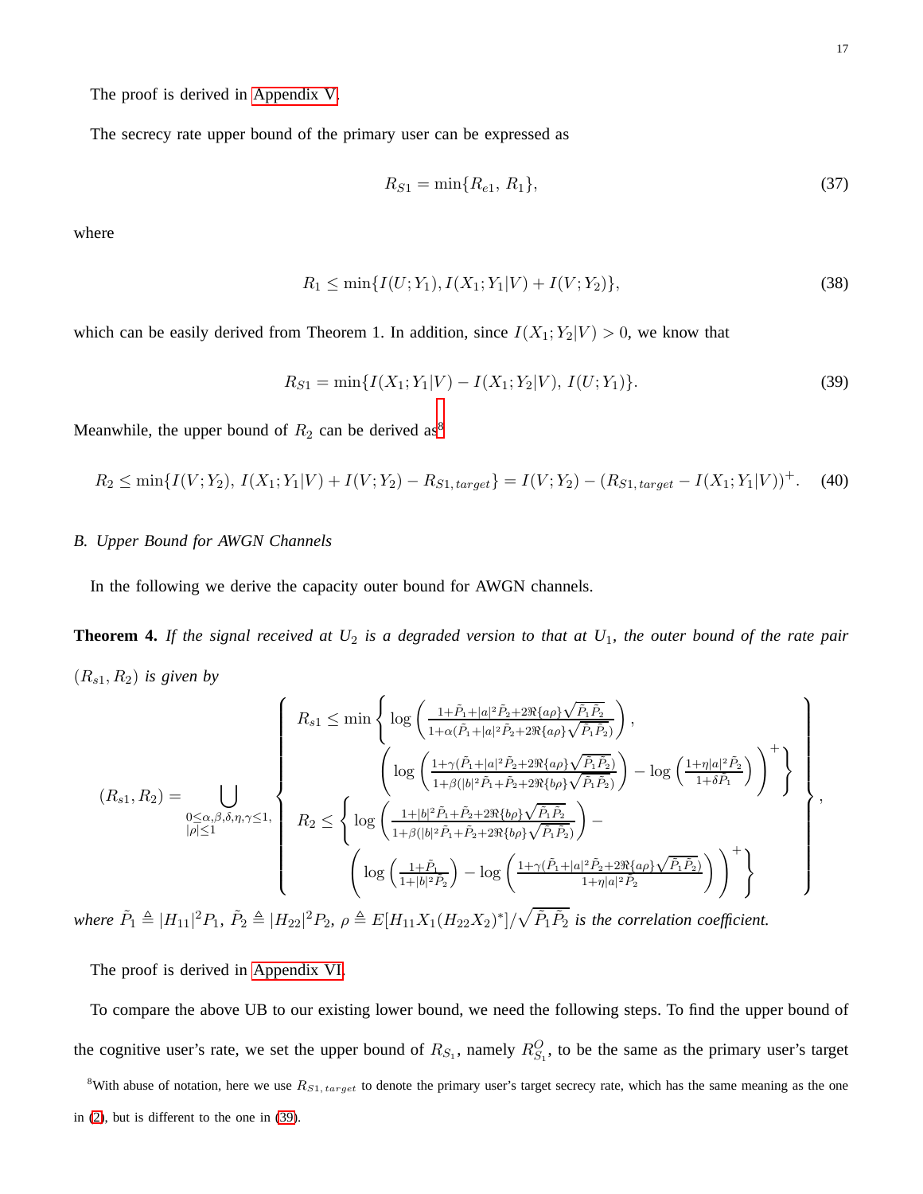The proof is derived in Appendix V.

The secrecy rate upper bound of the primary user can be expressed as

$$R_{S1} = \min\{R_{e1},\, R_1\}, \tag{37}$$

where

$$R_1 \leq \min\{I(U;Y_1), I(X_1;Y_1|V) + I(V;Y_2)\}, \tag{38}$$

which can be easily derived from Theorem 1. In addition, since $I(X_1;Y_2|V) > 0$, we know that

$$R_{S1} = \min\{I(X_1;Y_1|V) - I(X_1;Y_2|V),\, I(U;Y_1)\}. \tag{39}$$

Meanwhile, the upper bound of $R_2$ can be derived as[8]

$$R_2 \leq \min\{I(V;Y_2),\, I(X_1;Y_1|V) + I(V;Y_2) - R_{S1,\,target}\} = I(V;Y_2) - (R_{S1,\,target} - I(X_1;Y_1|V))^+. \tag{40}$$

### B. Upper Bound for AWGN Channels

In the following we derive the capacity outer bound for AWGN channels.

**Theorem 4.** *If the signal received at $U_2$ is a degraded version to that at $U_1$, the outer bound of the rate pair $(R_{s1}, R_2)$ is given by*

$$(R_{s1}, R_2) = \bigcup_{\substack{0\leq \alpha,\beta,\delta,\eta,\gamma\leq 1,\\ |\rho|\leq 1}} \left\{ \begin{array}{l} R_{s1} \leq \min\left\{ \log\left(\frac{1+\tilde{P}_1+|a|^2\tilde{P}_2+2\Re\{a\rho\}\sqrt{\tilde{P}_1\tilde{P}_2}}{1+\alpha(\tilde{P}_1+|a|^2\tilde{P}_2+2\Re\{a\rho\}\sqrt{\tilde{P}_1\tilde{P}_2})}\right), \right. \\ \qquad \left. \left( \log\left(\frac{1+\gamma(\tilde{P}_1+|a|^2\tilde{P}_2+2\Re\{a\rho\}\sqrt{\tilde{P}_1\tilde{P}_2})}{1+\beta(|b|^2\tilde{P}_1+\tilde{P}_2+2\Re\{b\rho\}\sqrt{\tilde{P}_1\tilde{P}_2})}\right) - \log\left(\frac{1+\eta|a|^2\tilde{P}_2}{1+\delta\tilde{P}_1}\right)\right)^+ \right\} \\ R_2 \leq \left\{ \log\left(\frac{1+|b|^2\tilde{P}_1+\tilde{P}_2+2\Re\{b\rho\}\sqrt{\tilde{P}_1\tilde{P}_2}}{1+\beta(|b|^2\tilde{P}_1+\tilde{P}_2+2\Re\{b\rho\}\sqrt{\tilde{P}_1\tilde{P}_2})}\right) - \right. \\ \qquad \left. \left( \log\left(\frac{1+\tilde{P}_1}{1+|b|^2\tilde{P}_2}\right) - \log\left(\frac{1+\gamma(\tilde{P}_1+|a|^2\tilde{P}_2+2\Re\{a\rho\}\sqrt{\tilde{P}_1\tilde{P}_2})}{1+\eta|a|^2\tilde{P}_2}\right)\right)^+ \right\} \end{array} \right\},$$

*where $\tilde{P}_1 \triangleq |H_{11}|^2P_1$, $\tilde{P}_2 \triangleq |H_{22}|^2P_2$, $\rho \triangleq E[H_{11}X_1(H_{22}X_2)^*]/\sqrt{\tilde{P}_1\tilde{P}_2}$ is the correlation coefficient.*

The proof is derived in Appendix VI.

To compare the above UB to our existing lower bound, we need the following steps. To find the upper bound of the cognitive user's rate, we set the upper bound of $R_{S_1}$, namely $R^O_{S_1}$, to be the same as the primary user's target

[8] With abuse of notation, here we use $R_{S1,\,target}$ to denote the primary user's target secrecy rate, which has the same meaning as the one in (2), but is different to the one in (39).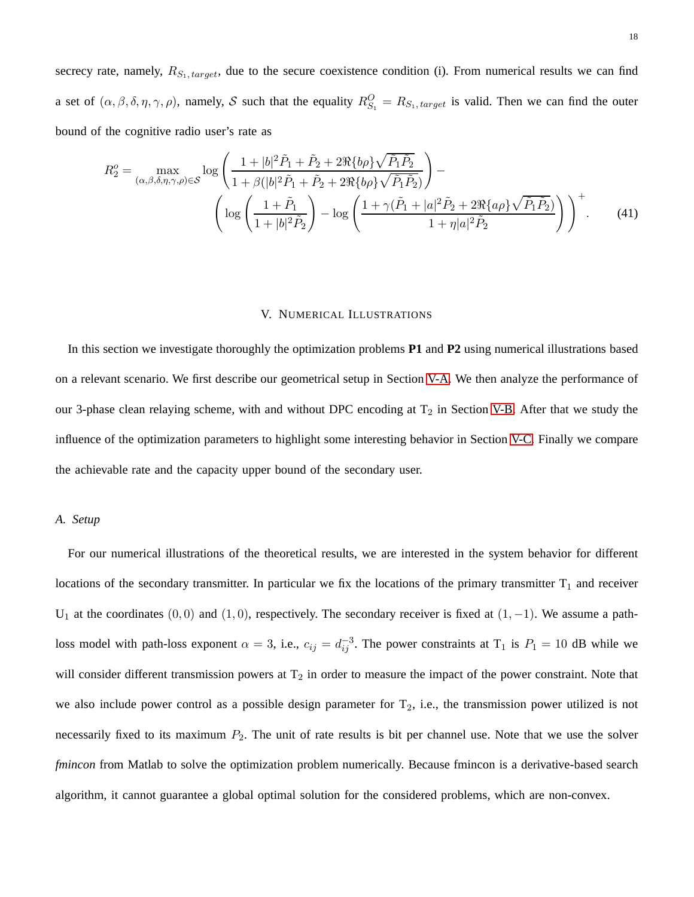secrecy rate, namely, $R_{S_1,target}$, due to the secure coexistence condition (i). From numerical results we can find a set of $(\alpha, \beta, \delta, \eta, \gamma, \rho)$, namely, $\mathcal{S}$ such that the equality $R^O_{S_1} = R_{S_1,target}$ is valid. Then we can find the outer bound of the cognitive radio user's rate as

$$R_2^o = \max_{(\alpha,\beta,\delta,\eta,\gamma,\rho)\in\mathcal{S}} \log\left(\frac{1+|b|^2\tilde{P}_1+\tilde{P}_2+2\Re\{b\rho\}\sqrt{\tilde{P}_1\tilde{P}_2}}{1+\beta(|b|^2\tilde{P}_1+\tilde{P}_2+2\Re\{b\rho\}\sqrt{\tilde{P}_1\tilde{P}_2})}\right) - \left(\log\left(\frac{1+\tilde{P}_1}{1+|b|^2\tilde{P}_2}\right) - \log\left(\frac{1+\gamma(\tilde{P}_1+|a|^2\tilde{P}_2+2\Re\{a\rho\}\sqrt{\tilde{P}_1\tilde{P}_2})}{1+\eta|a|^2\tilde{P}_2}\right)\right)^+. \quad (41)$$

## V. Numerical Illustrations

In this section we investigate thoroughly the optimization problems **P1** and **P2** using numerical illustrations based on a relevant scenario. We first describe our geometrical setup in Section V-A. We then analyze the performance of our 3-phase clean relaying scheme, with and without DPC encoding at $\mathrm{T}_2$ in Section V-B. After that we study the influence of the optimization parameters to highlight some interesting behavior in Section V-C. Finally we compare the achievable rate and the capacity upper bound of the secondary user.

### *A. Setup*

For our numerical illustrations of the theoretical results, we are interested in the system behavior for different locations of the secondary transmitter. In particular we fix the locations of the primary transmitter $\mathrm{T}_1$ and receiver $\mathrm{U}_1$ at the coordinates $(0, 0)$ and $(1, 0)$, respectively. The secondary receiver is fixed at $(1, -1)$. We assume a path-loss model with path-loss exponent $\alpha = 3$, i.e., $c_{ij} = d_{ij}^{-3}$. The power constraints at $\mathrm{T}_1$ is $P_1 = 10$ dB while we will consider different transmission powers at $\mathrm{T}_2$ in order to measure the impact of the power constraint. Note that we also include power control as a possible design parameter for $\mathrm{T}_2$, i.e., the transmission power utilized is not necessarily fixed to its maximum $P_2$. The unit of rate results is bit per channel use. Note that we use the solver *fmincon* from Matlab to solve the optimization problem numerically. Because fmincon is a derivative-based search algorithm, it cannot guarantee a global optimal solution for the considered problems, which are non-convex.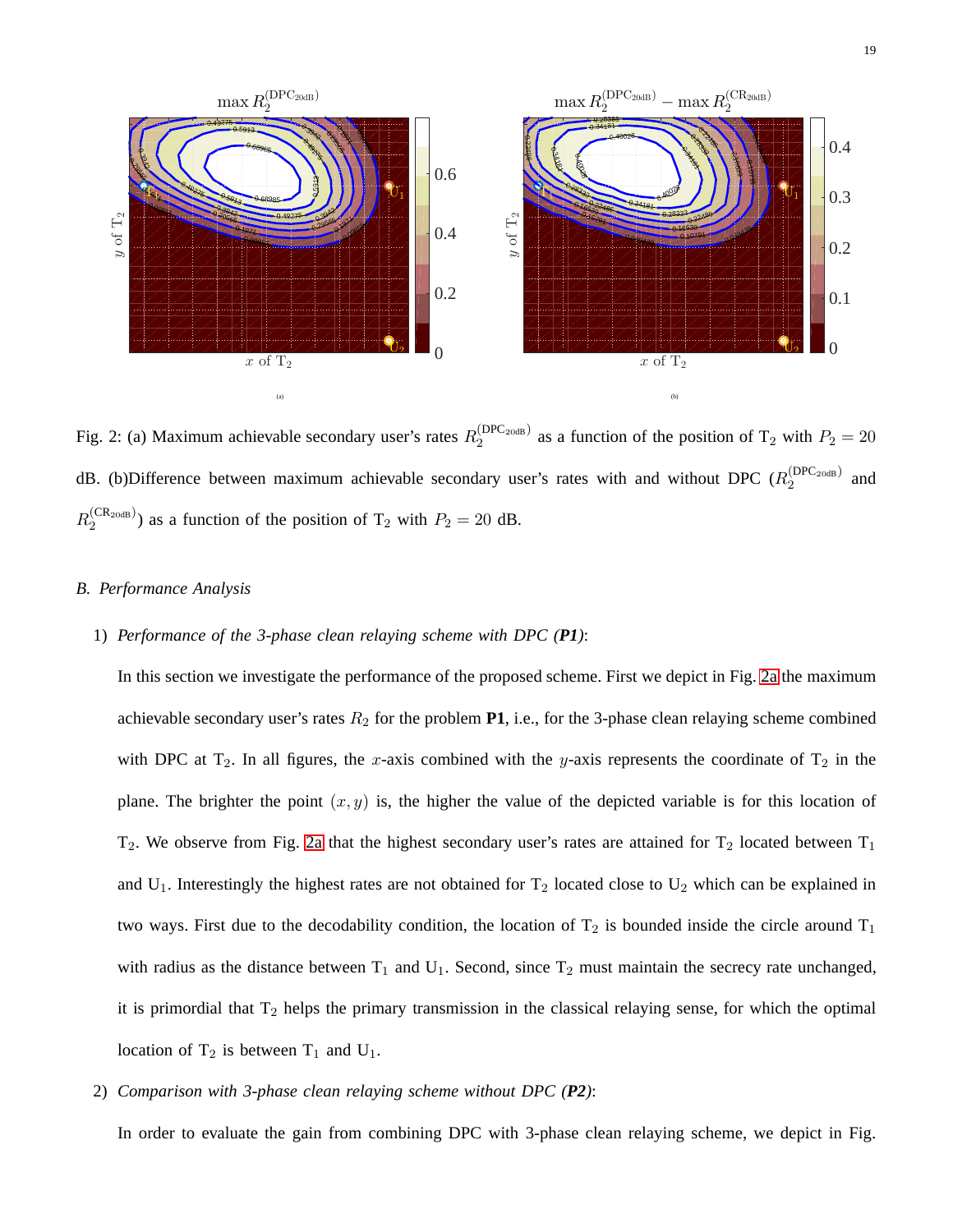Fig. 2: (a) Maximum achievable secondary user's rates $R_2^{(\mathrm{DPC}_{20\mathrm{dB}})}$ as a function of the position of $\mathrm{T}_2$ with $P_2 = 20$ dB. (b)Difference between maximum achievable secondary user's rates with and without DPC ($R_2^{(\mathrm{DPC}_{20\mathrm{dB}})}$ and $R_2^{(\mathrm{CR}_{20\mathrm{dB}})}$) as a function of the position of $\mathrm{T}_2$ with $P_2 = 20$ dB.

### B. Performance Analysis

1) *Performance of the 3-phase clean relaying scheme with DPC (**P1**)*:

In this section we investigate the performance of the proposed scheme. First we depict in Fig. 2a the maximum achievable secondary user's rates $R_2$ for the problem **P1**, i.e., for the 3-phase clean relaying scheme combined with DPC at $\mathrm{T}_2$. In all figures, the $x$-axis combined with the $y$-axis represents the coordinate of $\mathrm{T}_2$ in the plane. The brighter the point $(x, y)$ is, the higher the value of the depicted variable is for this location of $\mathrm{T}_2$. We observe from Fig. 2a that the highest secondary user's rates are attained for $\mathrm{T}_2$ located between $\mathrm{T}_1$ and $\mathrm{U}_1$. Interestingly the highest rates are not obtained for $\mathrm{T}_2$ located close to $\mathrm{U}_2$ which can be explained in two ways. First due to the decodability condition, the location of $\mathrm{T}_2$ is bounded inside the circle around $\mathrm{T}_1$ with radius as the distance between $\mathrm{T}_1$ and $\mathrm{U}_1$. Second, since $\mathrm{T}_2$ must maintain the secrecy rate unchanged, it is primordial that $\mathrm{T}_2$ helps the primary transmission in the classical relaying sense, for which the optimal location of $\mathrm{T}_2$ is between $\mathrm{T}_1$ and $\mathrm{U}_1$.

2) *Comparison with 3-phase clean relaying scheme without DPC (**P2**)*:

In order to evaluate the gain from combining DPC with 3-phase clean relaying scheme, we depict in Fig.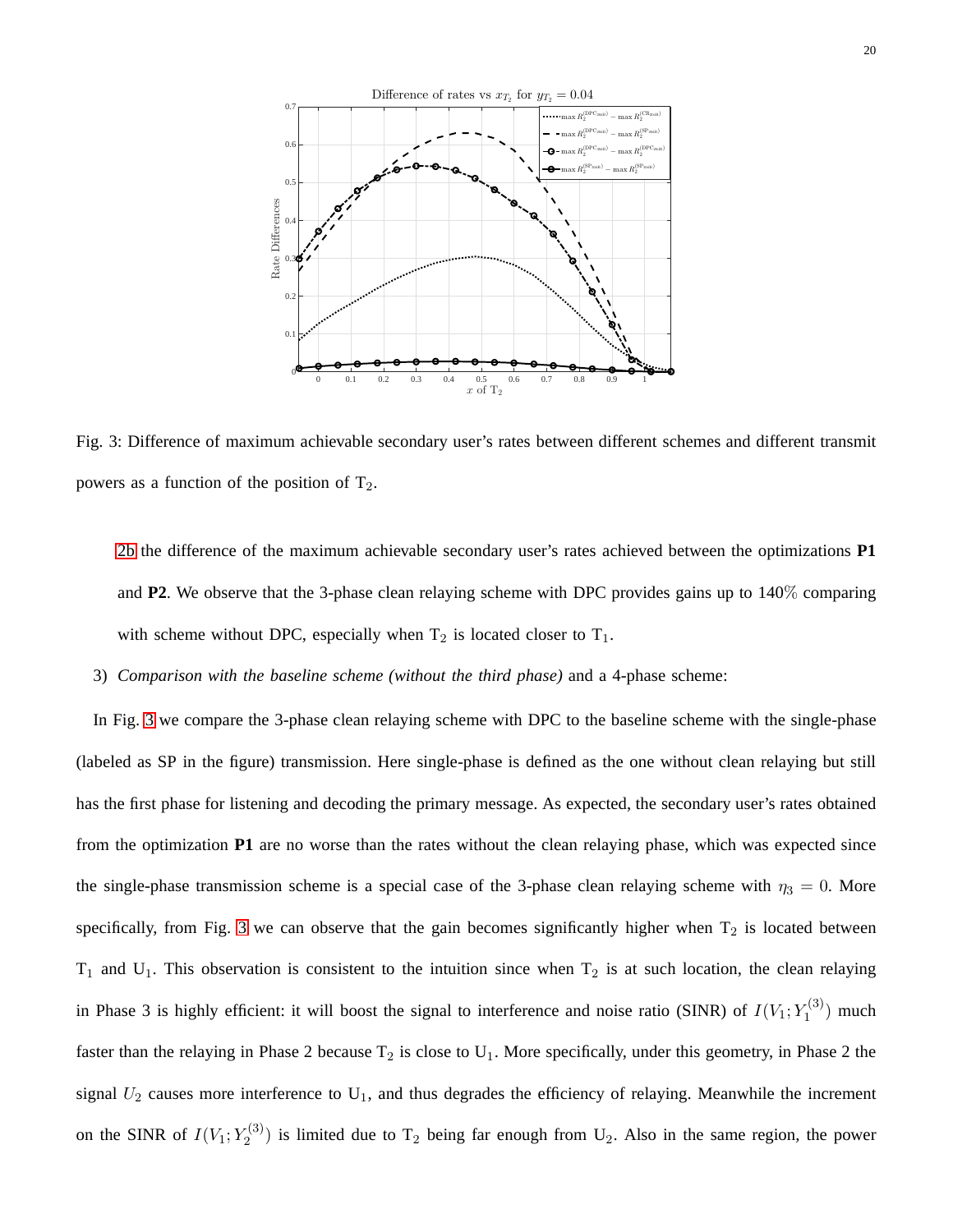Fig. 3: Difference of maximum achievable secondary user's rates between different schemes and different transmit powers as a function of the position of $\mathrm{T}_2$.

2b the difference of the maximum achievable secondary user's rates achieved between the optimizations **P1** and **P2**. We observe that the 3-phase clean relaying scheme with DPC provides gains up to 140% comparing with scheme without DPC, especially when $\mathrm{T}_2$ is located closer to $\mathrm{T}_1$.

3) *Comparison with the baseline scheme (without the third phase)* and a 4-phase scheme:

In Fig. 3 we compare the 3-phase clean relaying scheme with DPC to the baseline scheme with the single-phase (labeled as SP in the figure) transmission. Here single-phase is defined as the one without clean relaying but still has the first phase for listening and decoding the primary message. As expected, the secondary user's rates obtained from the optimization **P1** are no worse than the rates without the clean relaying phase, which was expected since the single-phase transmission scheme is a special case of the 3-phase clean relaying scheme with $\eta_3 = 0$. More specifically, from Fig. 3 we can observe that the gain becomes significantly higher when $\mathrm{T}_2$ is located between $\mathrm{T}_1$ and $\mathrm{U}_1$. This observation is consistent to the intuition since when $\mathrm{T}_2$ is at such location, the clean relaying in Phase 3 is highly efficient: it will boost the signal to interference and noise ratio (SINR) of $I(V_1; Y_1^{(3)})$ much faster than the relaying in Phase 2 because $\mathrm{T}_2$ is close to $\mathrm{U}_1$. More specifically, under this geometry, in Phase 2 the signal $U_2$ causes more interference to $\mathrm{U}_1$, and thus degrades the efficiency of relaying. Meanwhile the increment on the SINR of $I(V_1; Y_2^{(3)})$ is limited due to $\mathrm{T}_2$ being far enough from $\mathrm{U}_2$. Also in the same region, the power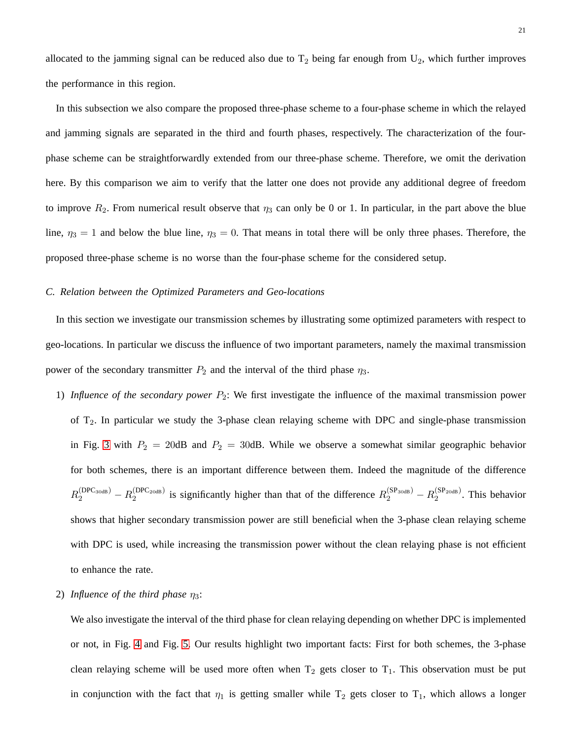allocated to the jamming signal can be reduced also due to $T_2$ being far enough from $U_2$, which further improves the performance in this region.

In this subsection we also compare the proposed three-phase scheme to a four-phase scheme in which the relayed and jamming signals are separated in the third and fourth phases, respectively. The characterization of the four-phase scheme can be straightforwardly extended from our three-phase scheme. Therefore, we omit the derivation here. By this comparison we aim to verify that the latter one does not provide any additional degree of freedom to improve $R_2$. From numerical result observe that $\eta_3$ can only be 0 or 1. In particular, in the part above the blue line, $\eta_3 = 1$ and below the blue line, $\eta_3 = 0$. That means in total there will be only three phases. Therefore, the proposed three-phase scheme is no worse than the four-phase scheme for the considered setup.

### *C. Relation between the Optimized Parameters and Geo-locations*

In this section we investigate our transmission schemes by illustrating some optimized parameters with respect to geo-locations. In particular we discuss the influence of two important parameters, namely the maximal transmission power of the secondary transmitter $P_2$ and the interval of the third phase $\eta_3$.

1) *Influence of the secondary power* $P_2$: We first investigate the influence of the maximal transmission power of $T_2$. In particular we study the 3-phase clean relaying scheme with DPC and single-phase transmission in Fig. 3 with $P_2 = 20\text{dB}$ and $P_2 = 30\text{dB}$. While we observe a somewhat similar geographic behavior for both schemes, there is an important difference between them. Indeed the magnitude of the difference $R_2^{(\text{DPC}_{30\text{dB}})} - R_2^{(\text{DPC}_{20\text{dB}})}$ is significantly higher than that of the difference $R_2^{(\text{SP}_{30\text{dB}})} - R_2^{(\text{SP}_{20\text{dB}})}$. This behavior shows that higher secondary transmission power are still beneficial when the 3-phase clean relaying scheme with DPC is used, while increasing the transmission power without the clean relaying phase is not efficient to enhance the rate.

2) *Influence of the third phase* $\eta_3$:

We also investigate the interval of the third phase for clean relaying depending on whether DPC is implemented or not, in Fig. 4 and Fig. 5. Our results highlight two important facts: First for both schemes, the 3-phase clean relaying scheme will be used more often when $T_2$ gets closer to $T_1$. This observation must be put in conjunction with the fact that $\eta_1$ is getting smaller while $T_2$ gets closer to $T_1$, which allows a longer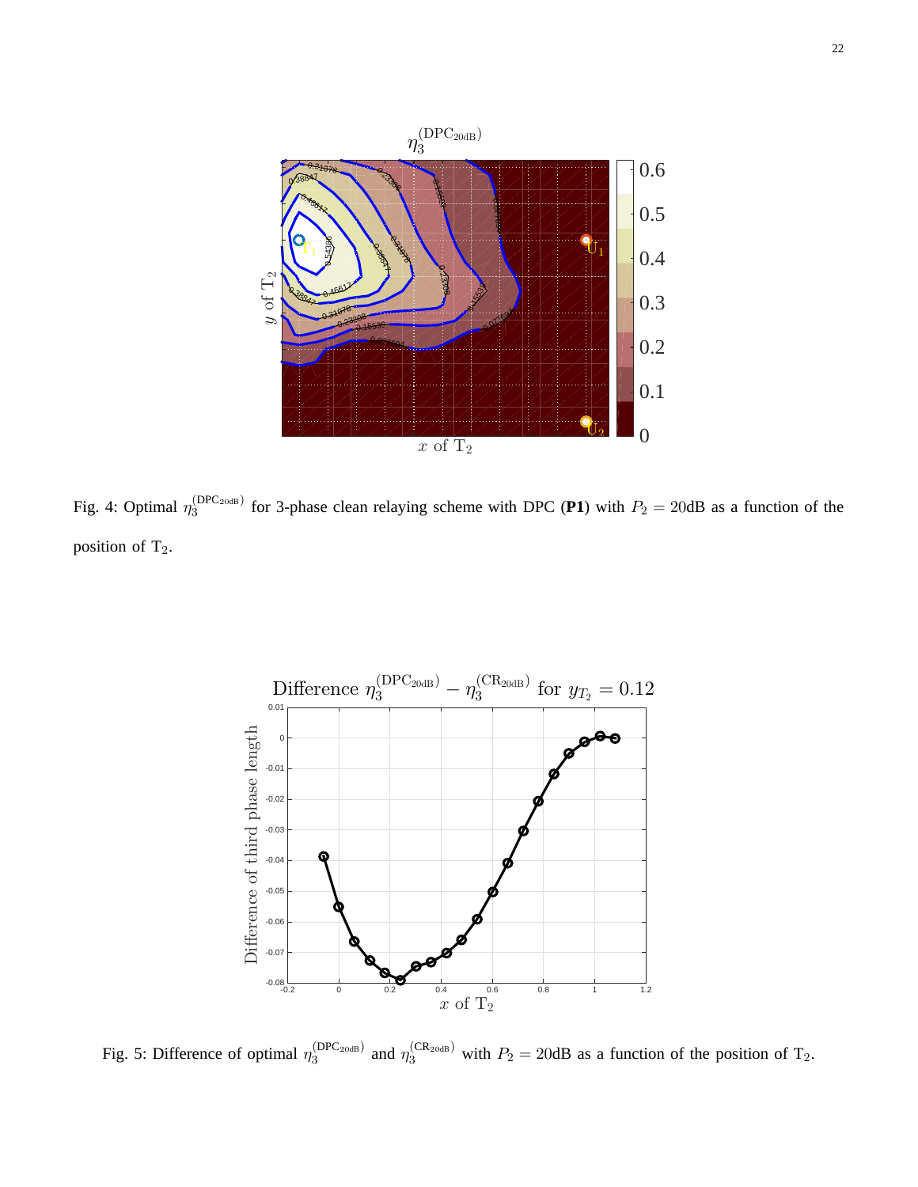Fig. 4: Optimal $\eta_3^{(\mathrm{DPC}_{20\mathrm{dB}})}$ for 3-phase clean relaying scheme with DPC (**P1**) with $P_2 = 20\mathrm{dB}$ as a function of the position of $\mathrm{T}_2$.

Fig. 5: Difference of optimal $\eta_3^{(\mathrm{DPC}_{20\mathrm{dB}})}$ and $\eta_3^{(\mathrm{CR}_{20\mathrm{dB}})}$ with $P_2 = 20\mathrm{dB}$ as a function of the position of $\mathrm{T}_2$.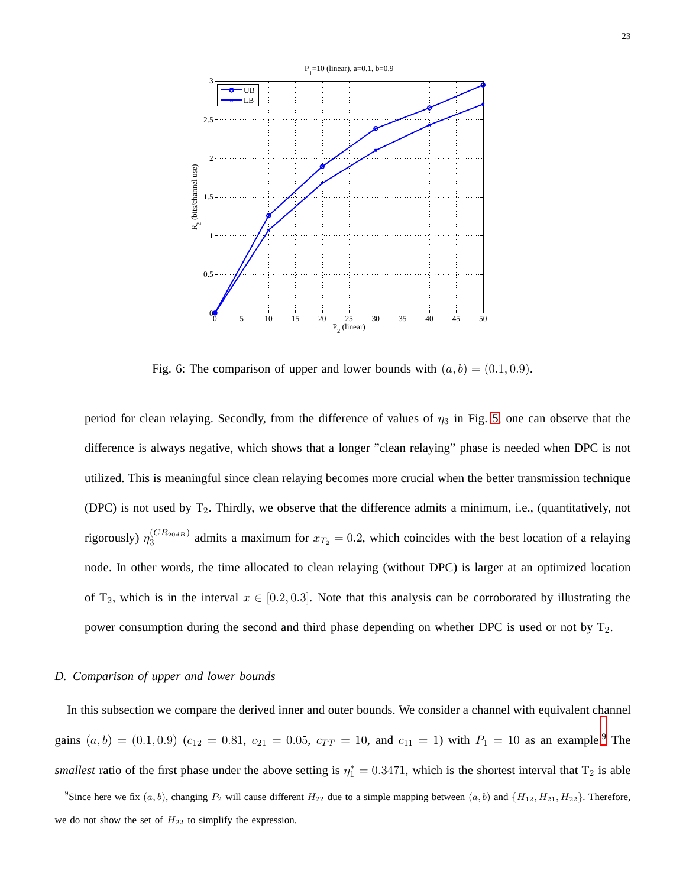Fig. 6: The comparison of upper and lower bounds with $(a, b) = (0.1, 0.9)$.

period for clean relaying. Secondly, from the difference of values of $\eta_3$ in Fig. 5, one can observe that the difference is always negative, which shows that a longer "clean relaying" phase is needed when DPC is not utilized. This is meaningful since clean relaying becomes more crucial when the better transmission technique (DPC) is not used by $T_2$. Thirdly, we observe that the difference admits a minimum, i.e., (quantitatively, not rigorously) $\eta_3^{(CR_{20dB})}$ admits a maximum for $x_{T_2} = 0.2$, which coincides with the best location of a relaying node. In other words, the time allocated to clean relaying (without DPC) is larger at an optimized location of $T_2$, which is in the interval $x \in [0.2, 0.3]$. Note that this analysis can be corroborated by illustrating the power consumption during the second and third phase depending on whether DPC is used or not by $T_2$.

### D. Comparison of upper and lower bounds

In this subsection we compare the derived inner and outer bounds. We consider a channel with equivalent channel gains $(a, b) = (0.1, 0.9)$ ($c_{12} = 0.81$, $c_{21} = 0.05$, $c_{TT} = 10$, and $c_{11} = 1$) with $P_1 = 10$ as an example.[9] The *smallest* ratio of the first phase under the above setting is $\eta_1^* = 0.3471$, which is the shortest interval that $T_2$ is able

[9]Since here we fix $(a, b)$, changing $P_2$ will cause different $H_{22}$ due to a simple mapping between $(a, b)$ and $\{H_{12}, H_{21}, H_{22}\}$. Therefore, we do not show the set of $H_{22}$ to simplify the expression.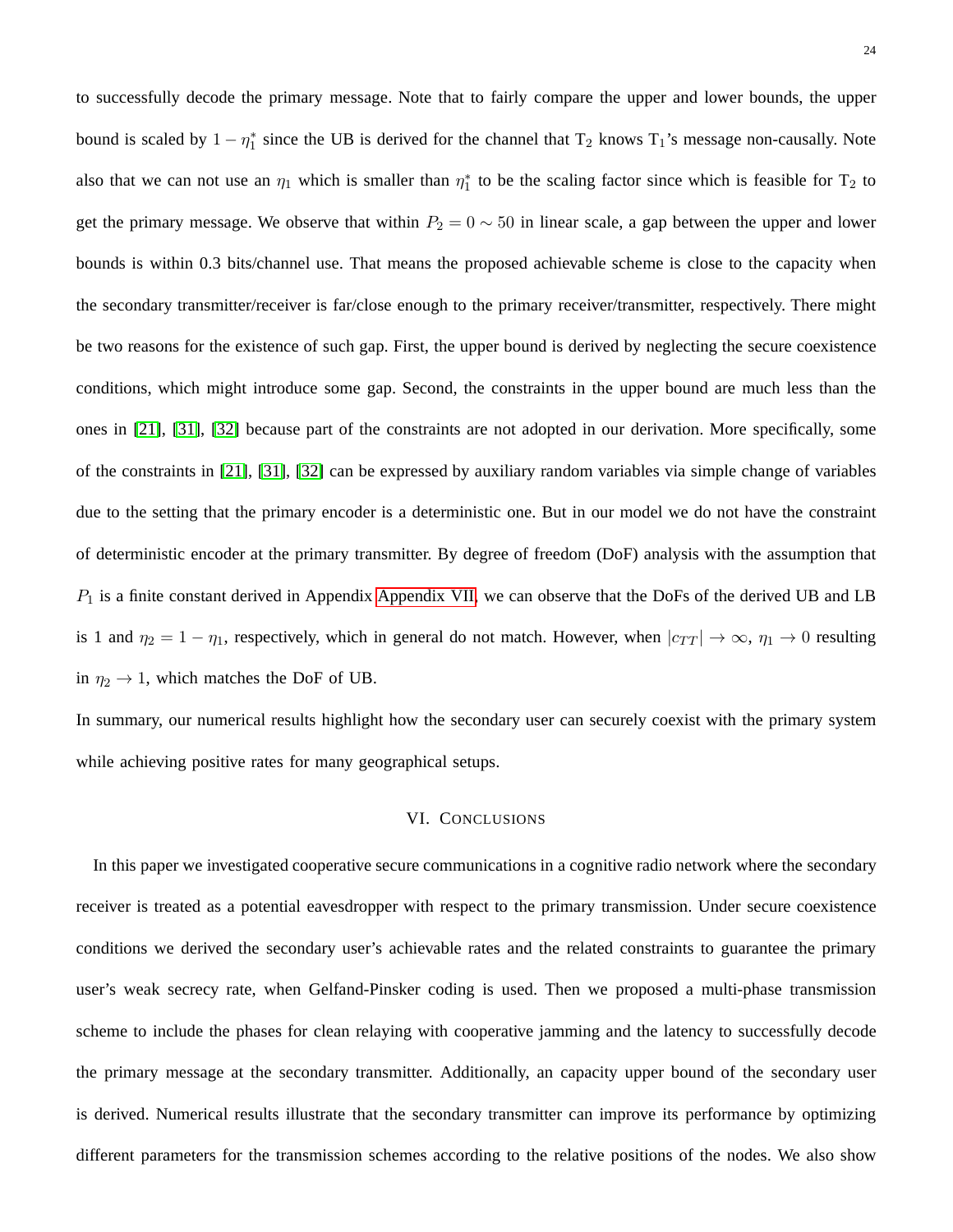to successfully decode the primary message. Note that to fairly compare the upper and lower bounds, the upper bound is scaled by $1 - \eta_1^*$ since the UB is derived for the channel that $\mathrm{T}_2$ knows $\mathrm{T}_1$'s message non-causally. Note also that we can not use an $\eta_1$ which is smaller than $\eta_1^*$ to be the scaling factor since which is feasible for $\mathrm{T}_2$ to get the primary message. We observe that within $P_2 = 0 \sim 50$ in linear scale, a gap between the upper and lower bounds is within 0.3 bits/channel use. That means the proposed achievable scheme is close to the capacity when the secondary transmitter/receiver is far/close enough to the primary receiver/transmitter, respectively. There might be two reasons for the existence of such gap. First, the upper bound is derived by neglecting the secure coexistence conditions, which might introduce some gap. Second, the constraints in the upper bound are much less than the ones in [21], [31], [32] because part of the constraints are not adopted in our derivation. More specifically, some of the constraints in [21], [31], [32] can be expressed by auxiliary random variables via simple change of variables due to the setting that the primary encoder is a deterministic one. But in our model we do not have the constraint of deterministic encoder at the primary transmitter. By degree of freedom (DoF) analysis with the assumption that $P_1$ is a finite constant derived in Appendix Appendix VII, we can observe that the DoFs of the derived UB and LB is 1 and $\eta_2 = 1 - \eta_1$, respectively, which in general do not match. However, when $|c_{TT}| \to \infty$, $\eta_1 \to 0$ resulting in $\eta_2 \to 1$, which matches the DoF of UB.

In summary, our numerical results highlight how the secondary user can securely coexist with the primary system while achieving positive rates for many geographical setups.

## VI. Conclusions

In this paper we investigated cooperative secure communications in a cognitive radio network where the secondary receiver is treated as a potential eavesdropper with respect to the primary transmission. Under secure coexistence conditions we derived the secondary user's achievable rates and the related constraints to guarantee the primary user's weak secrecy rate, when Gelfand-Pinsker coding is used. Then we proposed a multi-phase transmission scheme to include the phases for clean relaying with cooperative jamming and the latency to successfully decode the primary message at the secondary transmitter. Additionally, an capacity upper bound of the secondary user is derived. Numerical results illustrate that the secondary transmitter can improve its performance by optimizing different parameters for the transmission schemes according to the relative positions of the nodes. We also show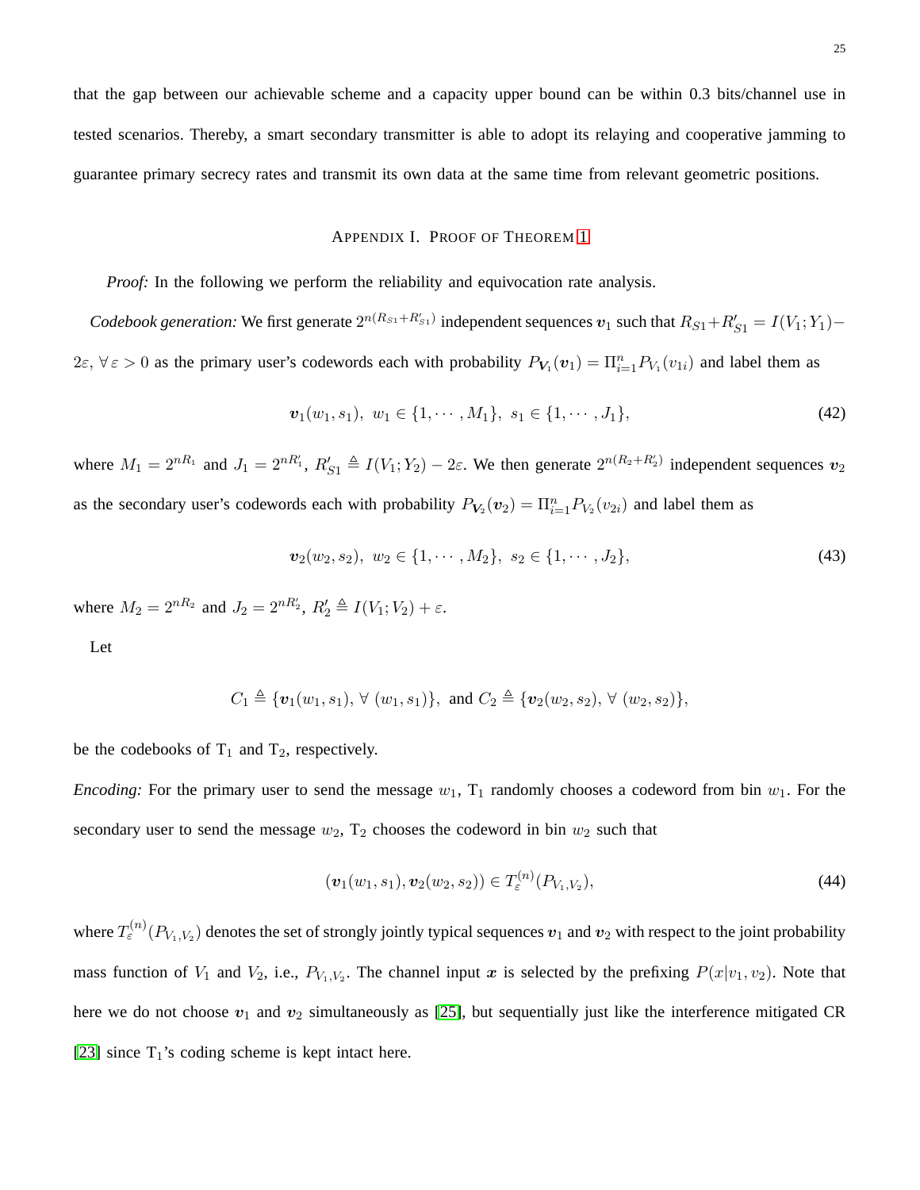that the gap between our achievable scheme and a capacity upper bound can be within 0.3 bits/channel use in tested scenarios. Thereby, a smart secondary transmitter is able to adopt its relaying and cooperative jamming to guarantee primary secrecy rates and transmit its own data at the same time from relevant geometric positions.

## Appendix I. Proof of Theorem 1

*Proof:* In the following we perform the reliability and equivocation rate analysis.

*Codebook generation:* We first generate $2^{n(R_{S1}+R'_{S1})}$ independent sequences $\boldsymbol{v}_1$ such that $R_{S1}+R'_{S1} = I(V_1;Y_1)-2\varepsilon$, $\forall\, \varepsilon > 0$ as the primary user's codewords each with probability $P_{\boldsymbol{V}_1}(\boldsymbol{v}_1) = \Pi_{i=1}^{n} P_{V_1}(v_{1i})$ and label them as

$$\boldsymbol{v}_1(w_1, s_1),\ w_1 \in \{1, \cdots, M_1\},\ s_1 \in \{1, \cdots, J_1\}, \tag{42}$$

where $M_1 = 2^{nR_1}$ and $J_1 = 2^{nR'_1}$, $R'_{S1} \triangleq I(V_1;Y_2) - 2\varepsilon$. We then generate $2^{n(R_2+R'_2)}$ independent sequences $\boldsymbol{v}_2$ as the secondary user's codewords each with probability $P_{\boldsymbol{V}_2}(\boldsymbol{v}_2) = \Pi_{i=1}^{n} P_{V_2}(v_{2i})$ and label them as

$$\boldsymbol{v}_2(w_2, s_2),\ w_2 \in \{1, \cdots, M_2\},\ s_2 \in \{1, \cdots, J_2\}, \tag{43}$$

where $M_2 = 2^{nR_2}$ and $J_2 = 2^{nR'_2}$, $R'_2 \triangleq I(V_1;V_2) + \varepsilon$.

Let

$$C_1 \triangleq \{\boldsymbol{v}_1(w_1, s_1),\, \forall\, (w_1, s_1)\},\ \text{and}\ C_2 \triangleq \{\boldsymbol{v}_2(w_2, s_2),\, \forall\, (w_2, s_2)\},$$

be the codebooks of $\mathrm{T}_1$ and $\mathrm{T}_2$, respectively.

*Encoding:* For the primary user to send the message $w_1$, $\mathrm{T}_1$ randomly chooses a codeword from bin $w_1$. For the secondary user to send the message $w_2$, $\mathrm{T}_2$ chooses the codeword in bin $w_2$ such that

$$(\boldsymbol{v}_1(w_1, s_1), \boldsymbol{v}_2(w_2, s_2)) \in T_{\varepsilon}^{(n)}(P_{V_1,V_2}), \tag{44}$$

where $T_{\varepsilon}^{(n)}(P_{V_1,V_2})$ denotes the set of strongly jointly typical sequences $\boldsymbol{v}_1$ and $\boldsymbol{v}_2$ with respect to the joint probability mass function of $V_1$ and $V_2$, i.e., $P_{V_1,V_2}$. The channel input $\boldsymbol{x}$ is selected by the prefixing $P(x|v_1, v_2)$. Note that here we do not choose $\boldsymbol{v}_1$ and $\boldsymbol{v}_2$ simultaneously as [25], but sequentially just like the interference mitigated CR [23] since $\mathrm{T}_1$'s coding scheme is kept intact here.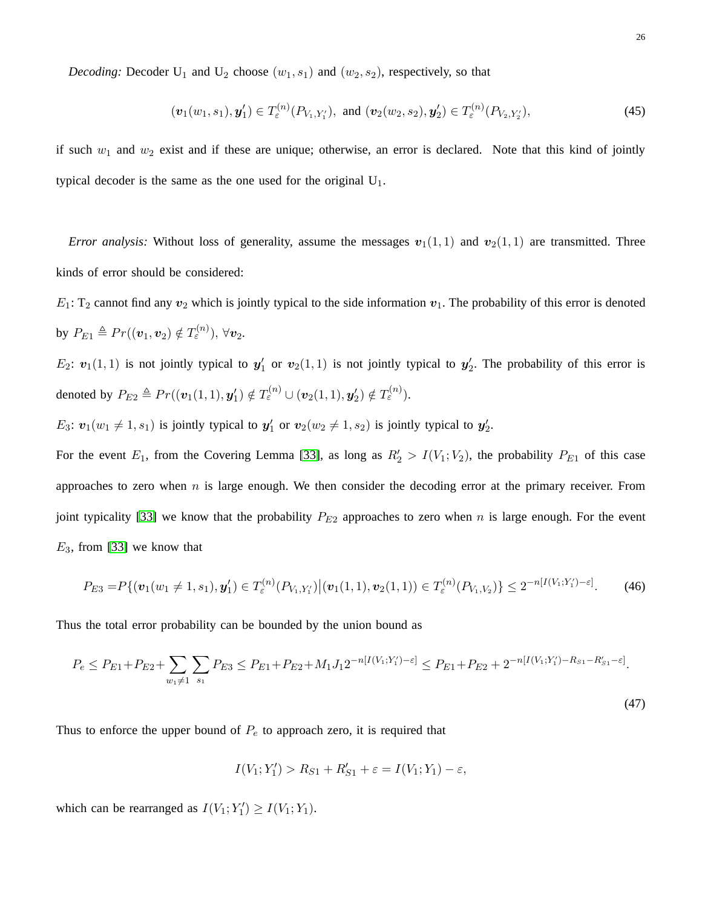*Decoding:* Decoder $\mathrm{U}_1$ and $\mathrm{U}_2$ choose $(w_1, s_1)$ and $(w_2, s_2)$, respectively, so that

$$(\boldsymbol{v}_1(w_1,s_1), \boldsymbol{y}_1') \in T_\varepsilon^{(n)}(P_{V_1,Y_1'}), \text{ and } (\boldsymbol{v}_2(w_2,s_2), \boldsymbol{y}_2') \in T_\varepsilon^{(n)}(P_{V_2,Y_2'}), \tag{45}$$

if such $w_1$ and $w_2$ exist and if these are unique; otherwise, an error is declared. Note that this kind of jointly typical decoder is the same as the one used for the original $\mathrm{U}_1$.

*Error analysis:* Without loss of generality, assume the messages $\boldsymbol{v}_1(1,1)$ and $\boldsymbol{v}_2(1,1)$ are transmitted. Three kinds of error should be considered:

$E_1$: $\mathrm{T}_2$ cannot find any $\boldsymbol{v}_2$ which is jointly typical to the side information $\boldsymbol{v}_1$. The probability of this error is denoted by $P_{E1} \triangleq Pr((\boldsymbol{v}_1, \boldsymbol{v}_2) \notin T_\varepsilon^{(n)}), \forall \boldsymbol{v}_2$.

$E_2$: $\boldsymbol{v}_1(1,1)$ is not jointly typical to $\boldsymbol{y}_1'$ or $\boldsymbol{v}_2(1,1)$ is not jointly typical to $\boldsymbol{y}_2'$. The probability of this error is denoted by $P_{E2} \triangleq Pr((\boldsymbol{v}_1(1,1), \boldsymbol{y}_1') \notin T_\varepsilon^{(n)} \cup (\boldsymbol{v}_2(1,1), \boldsymbol{y}_2') \notin T_\varepsilon^{(n)})$.

$E_3$: $\boldsymbol{v}_1(w_1 \neq 1, s_1)$ is jointly typical to $\boldsymbol{y}_1'$ or $\boldsymbol{v}_2(w_2 \neq 1, s_2)$ is jointly typical to $\boldsymbol{y}_2'$.

For the event $E_1$, from the Covering Lemma [33], as long as $R_2' > I(V_1; V_2)$, the probability $P_{E1}$ of this case approaches to zero when $n$ is large enough. We then consider the decoding error at the primary receiver. From joint typicality [33] we know that the probability $P_{E2}$ approaches to zero when $n$ is large enough. For the event $E_3$, from [33] we know that

$$P_{E3} = P\{(\boldsymbol{v}_1(w_1 \neq 1, s_1), \boldsymbol{y}_1') \in T_\varepsilon^{(n)}(P_{V_1,Y_1'}) \big| (\boldsymbol{v}_1(1,1), \boldsymbol{v}_2(1,1)) \in T_\varepsilon^{(n)}(P_{V_1,V_2})\} \leq 2^{-n[I(V_1;Y_1')-\varepsilon]}. \tag{46}$$

Thus the total error probability can be bounded by the union bound as

$$P_e \leq P_{E1} + P_{E2} + \sum_{w_1 \neq 1} \sum_{s_1} P_{E3} \leq P_{E1} + P_{E2} + M_1 J_1 2^{-n[I(V_1;Y_1')-\varepsilon]} \leq P_{E1} + P_{E2} + 2^{-n[I(V_1;Y_1')-R_{S1}-R_{S1}'-\varepsilon]}. \tag{47}$$

Thus to enforce the upper bound of $P_e$ to approach zero, it is required that

$$I(V_1; Y_1') > R_{S1} + R_{S1}' + \varepsilon = I(V_1; Y_1) - \varepsilon,$$

which can be rearranged as $I(V_1; Y_1') \geq I(V_1; Y_1)$.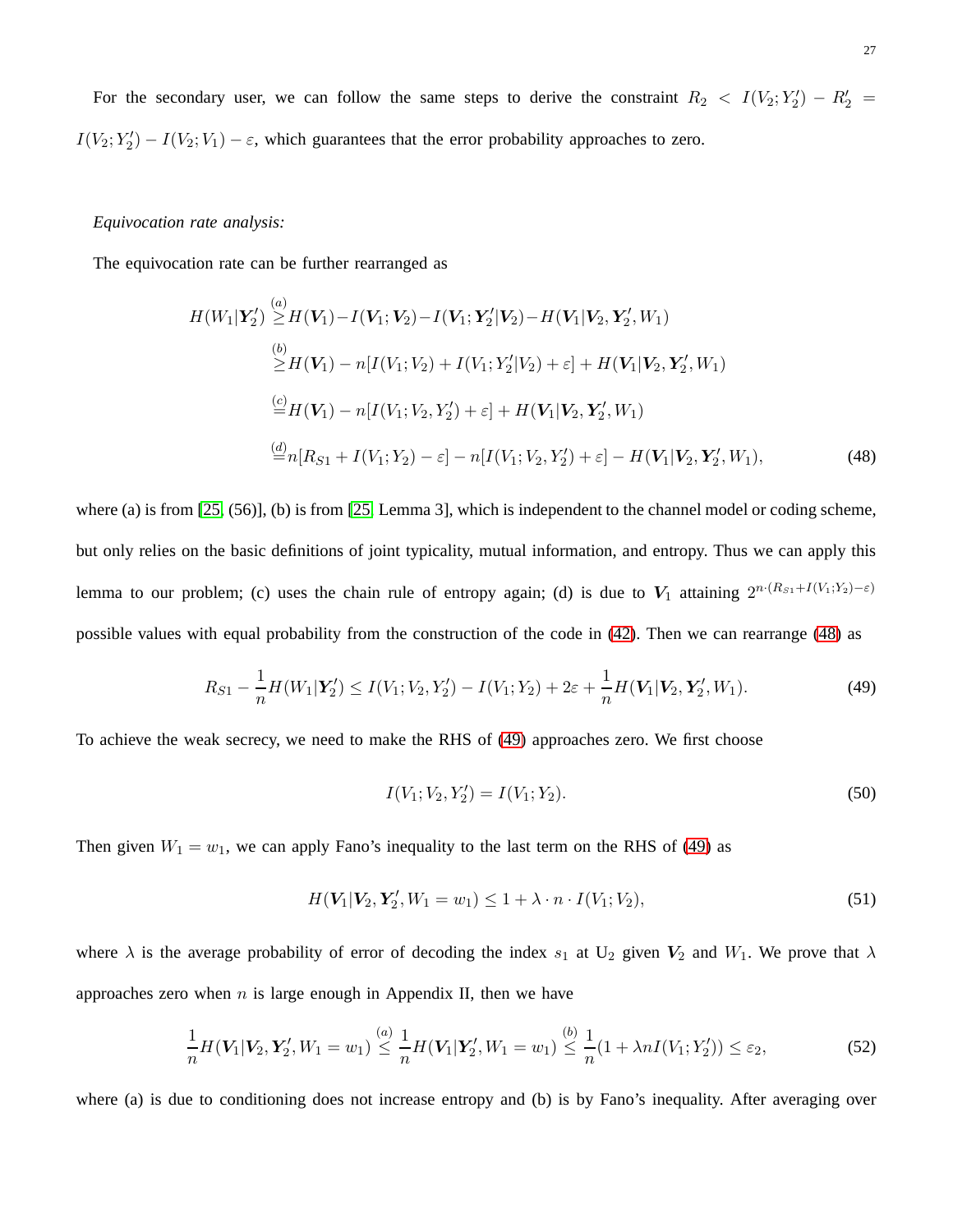For the secondary user, we can follow the same steps to derive the constraint $R_2 < I(V_2; Y_2') - R_2' = I(V_2; Y_2') - I(V_2; V_1) - \varepsilon$, which guarantees that the error probability approaches to zero.

*Equivocation rate analysis:*

The equivocation rate can be further rearranged as

$$
\begin{aligned}
H(W_1|\boldsymbol{Y}_2') &\overset{(a)}{\geq} H(\boldsymbol{V}_1) - I(\boldsymbol{V}_1; \boldsymbol{V}_2) - I(\boldsymbol{V}_1; \boldsymbol{Y}_2'|\boldsymbol{V}_2) - H(\boldsymbol{V}_1|\boldsymbol{V}_2, \boldsymbol{Y}_2', W_1) \\
&\overset{(b)}{\geq} H(\boldsymbol{V}_1) - n[I(V_1; V_2) + I(V_1; Y_2'|V_2) + \varepsilon] + H(\boldsymbol{V}_1|\boldsymbol{V}_2, \boldsymbol{Y}_2', W_1) \\
&\overset{(c)}{=} H(\boldsymbol{V}_1) - n[I(V_1; V_2, Y_2') + \varepsilon] + H(\boldsymbol{V}_1|\boldsymbol{V}_2, \boldsymbol{Y}_2', W_1) \\
&\overset{(d)}{=} n[R_{S1} + I(V_1; Y_2) - \varepsilon] - n[I(V_1; V_2, Y_2') + \varepsilon] - H(\boldsymbol{V}_1|\boldsymbol{V}_2, \boldsymbol{Y}_2', W_1),
\end{aligned} \tag{48}
$$

where (a) is from [25, (56)], (b) is from [25, Lemma 3], which is independent to the channel model or coding scheme, but only relies on the basic definitions of joint typicality, mutual information, and entropy. Thus we can apply this lemma to our problem; (c) uses the chain rule of entropy again; (d) is due to $\boldsymbol{V}_1$ attaining $2^{n\cdot(R_{S1}+I(V_1;Y_2)-\varepsilon)}$ possible values with equal probability from the construction of the code in (42). Then we can rearrange (48) as

$$
R_{S1} - \frac{1}{n}H(W_1|\boldsymbol{Y}_2') \leq I(V_1; V_2, Y_2') - I(V_1; Y_2) + 2\varepsilon + \frac{1}{n}H(\boldsymbol{V}_1|\boldsymbol{V}_2, \boldsymbol{Y}_2', W_1). \tag{49}
$$

To achieve the weak secrecy, we need to make the RHS of (49) approaches zero. We first choose

$$
I(V_1; V_2, Y_2') = I(V_1; Y_2). \tag{50}
$$

Then given $W_1 = w_1$, we can apply Fano's inequality to the last term on the RHS of (49) as

$$
H(\boldsymbol{V}_1|\boldsymbol{V}_2, \boldsymbol{Y}_2', W_1 = w_1) \leq 1 + \lambda \cdot n \cdot I(V_1; V_2), \tag{51}
$$

where $\lambda$ is the average probability of error of decoding the index $s_1$ at $\text{U}_2$ given $\boldsymbol{V}_2$ and $W_1$. We prove that $\lambda$ approaches zero when $n$ is large enough in Appendix II, then we have

$$
\frac{1}{n}H(\boldsymbol{V}_1|\boldsymbol{V}_2, \boldsymbol{Y}_2', W_1 = w_1) \overset{(a)}{\leq} \frac{1}{n}H(\boldsymbol{V}_1|\boldsymbol{Y}_2', W_1 = w_1) \overset{(b)}{\leq} \frac{1}{n}(1 + \lambda n I(V_1; Y_2')) \leq \varepsilon_2, \tag{52}
$$

where (a) is due to conditioning does not increase entropy and (b) is by Fano's inequality. After averaging over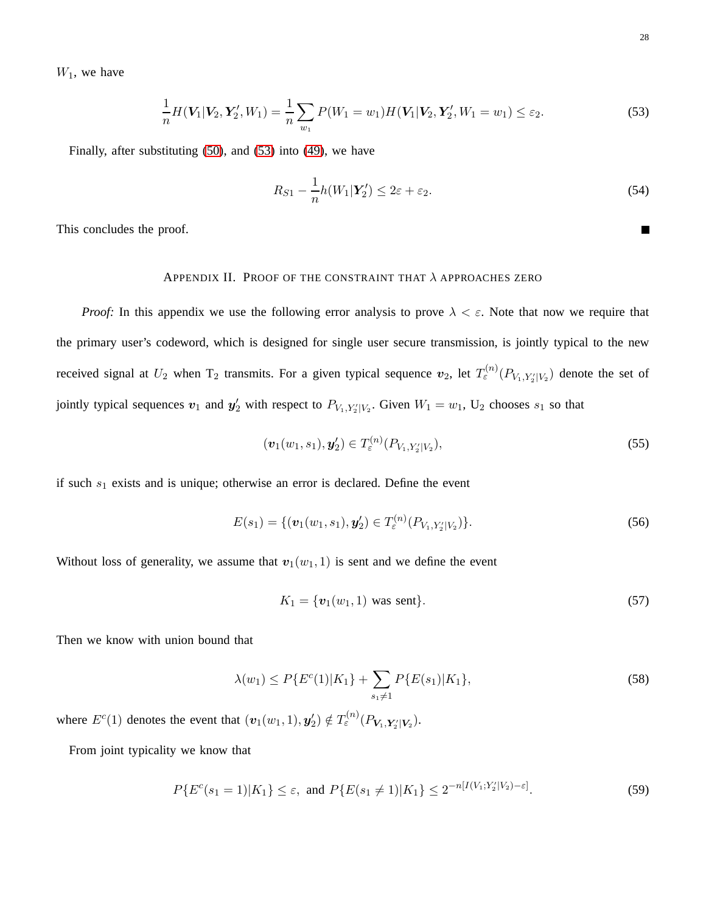$W_1$, we have

$$\frac{1}{n}H(\boldsymbol{V}_1|\boldsymbol{V}_2, \boldsymbol{Y}_2', W_1) = \frac{1}{n}\sum_{w_1} P(W_1 = w_1)H(\boldsymbol{V}_1|\boldsymbol{V}_2, \boldsymbol{Y}_2', W_1 = w_1) \leq \varepsilon_2. \tag{53}$$

Finally, after substituting (50), and (53) into (49), we have

$$R_{S1} - \frac{1}{n}h(W_1|\boldsymbol{Y}_2') \leq 2\varepsilon + \varepsilon_2. \tag{54}$$

This concludes the proof. ■

## Appendix II. Proof of the constraint that $\lambda$ approaches zero

*Proof:* In this appendix we use the following error analysis to prove $\lambda < \varepsilon$. Note that now we require that the primary user's codeword, which is designed for single user secure transmission, is jointly typical to the new received signal at $U_2$ when $\mathrm{T}_2$ transmits. For a given typical sequence $\boldsymbol{v}_2$, let $T_\varepsilon^{(n)}(P_{V_1,Y_2'|V_2})$ denote the set of jointly typical sequences $\boldsymbol{v}_1$ and $\boldsymbol{y}_2'$ with respect to $P_{V_1,Y_2'|V_2}$. Given $W_1 = w_1$, $\mathrm{U}_2$ chooses $s_1$ so that

$$(\boldsymbol{v}_1(w_1, s_1), \boldsymbol{y}_2') \in T_\varepsilon^{(n)}(P_{V_1,Y_2'|V_2}), \tag{55}$$

if such $s_1$ exists and is unique; otherwise an error is declared. Define the event

$$E(s_1) = \{(\boldsymbol{v}_1(w_1, s_1), \boldsymbol{y}_2') \in T_\varepsilon^{(n)}(P_{V_1,Y_2'|V_2})\}. \tag{56}$$

Without loss of generality, we assume that $\boldsymbol{v}_1(w_1, 1)$ is sent and we define the event

$$K_1 = \{\boldsymbol{v}_1(w_1, 1) \text{ was sent}\}. \tag{57}$$

Then we know with union bound that

$$\lambda(w_1) \leq P\{E^c(1)|K_1\} + \sum_{s_1 \neq 1} P\{E(s_1)|K_1\}, \tag{58}$$

where $E^c(1)$ denotes the event that $(\boldsymbol{v}_1(w_1, 1), \boldsymbol{y}_2') \notin T_\varepsilon^{(n)}(P_{\boldsymbol{V}_1,\boldsymbol{Y}_2'|\boldsymbol{V}_2})$.

From joint typicality we know that

$$P\{E^c(s_1 = 1)|K_1\} \leq \varepsilon, \text{ and } P\{E(s_1 \neq 1)|K_1\} \leq 2^{-n[I(V_1;Y_2'|V_2)-\varepsilon]}. \tag{59}$$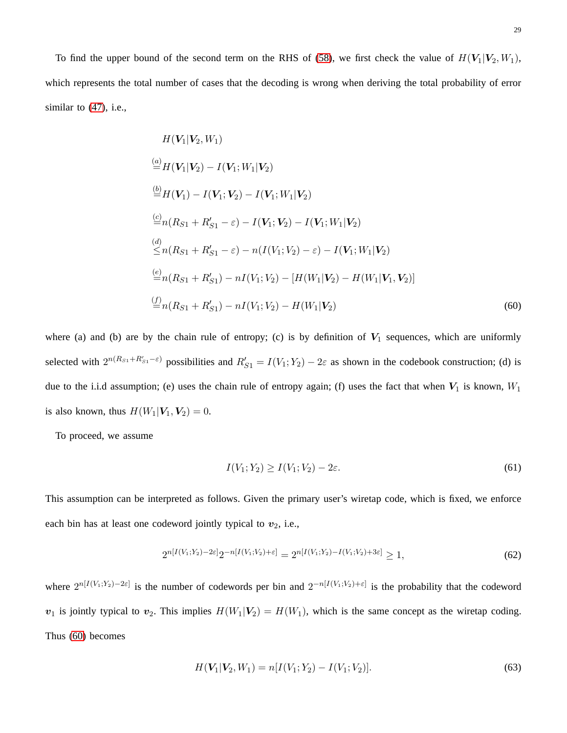To find the upper bound of the second term on the RHS of (58), we first check the value of $H(\boldsymbol{V}_1|\boldsymbol{V}_2, W_1)$, which represents the total number of cases that the decoding is wrong when deriving the total probability of error similar to (47), i.e.,

$$
\begin{aligned}
& H(\boldsymbol{V}_1|\boldsymbol{V}_2, W_1) \\
\overset{(a)}{=} & H(\boldsymbol{V}_1|\boldsymbol{V}_2) - I(\boldsymbol{V}_1; W_1|\boldsymbol{V}_2) \\
\overset{(b)}{=} & H(\boldsymbol{V}_1) - I(\boldsymbol{V}_1; \boldsymbol{V}_2) - I(\boldsymbol{V}_1; W_1|\boldsymbol{V}_2) \\
\overset{(c)}{=} & n(R_{S1} + R'_{S1} - \varepsilon) - I(\boldsymbol{V}_1; \boldsymbol{V}_2) - I(\boldsymbol{V}_1; W_1|\boldsymbol{V}_2) \\
\overset{(d)}{\leq} & n(R_{S1} + R'_{S1} - \varepsilon) - n(I(V_1; V_2) - \varepsilon) - I(\boldsymbol{V}_1; W_1|\boldsymbol{V}_2) \\
\overset{(e)}{=} & n(R_{S1} + R'_{S1}) - nI(V_1; V_2) - [H(W_1|\boldsymbol{V}_2) - H(W_1|\boldsymbol{V}_1, \boldsymbol{V}_2)] \\
\overset{(f)}{=} & n(R_{S1} + R'_{S1}) - nI(V_1; V_2) - H(W_1|\boldsymbol{V}_2)
\end{aligned} \tag{60}
$$

where (a) and (b) are by the chain rule of entropy; (c) is by definition of $\boldsymbol{V}_1$ sequences, which are uniformly selected with $2^{n(R_{S1}+R'_{S1}-\varepsilon)}$ possibilities and $R'_{S1} = I(V_1; Y_2) - 2\varepsilon$ as shown in the codebook construction; (d) is due to the i.i.d assumption; (e) uses the chain rule of entropy again; (f) uses the fact that when $\boldsymbol{V}_1$ is known, $W_1$ is also known, thus $H(W_1|\boldsymbol{V}_1, \boldsymbol{V}_2) = 0$.

To proceed, we assume

$$
I(V_1; Y_2) \geq I(V_1; V_2) - 2\varepsilon. \tag{61}
$$

This assumption can be interpreted as follows. Given the primary user's wiretap code, which is fixed, we enforce each bin has at least one codeword jointly typical to $\boldsymbol{v}_2$, i.e.,

$$
2^{n[I(V_1;Y_2)-2\varepsilon]} 2^{-n[I(V_1;V_2)+\varepsilon]} = 2^{n[I(V_1;Y_2)-I(V_1;V_2)+3\varepsilon]} \geq 1, \tag{62}
$$

where $2^{n[I(V_1;Y_2)-2\varepsilon]}$ is the number of codewords per bin and $2^{-n[I(V_1;V_2)+\varepsilon]}$ is the probability that the codeword $\boldsymbol{v}_1$ is jointly typical to $\boldsymbol{v}_2$. This implies $H(W_1|\boldsymbol{V}_2) = H(W_1)$, which is the same concept as the wiretap coding. Thus (60) becomes

$$
H(\boldsymbol{V}_1|\boldsymbol{V}_2, W_1) = n[I(V_1; Y_2) - I(V_1; V_2)]. \tag{63}
$$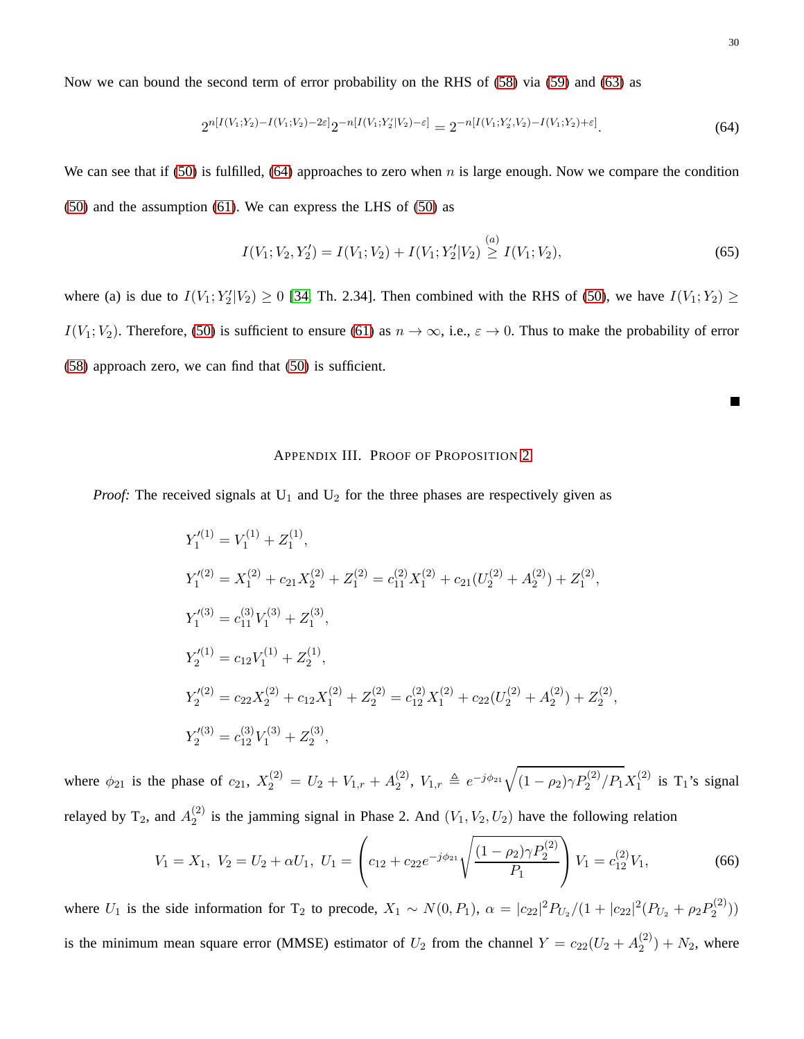Now we can bound the second term of error probability on the RHS of (58) via (59) and (63) as

$$2^{n[I(V_1;Y_2)-I(V_1;V_2)-2\varepsilon]}2^{-n[I(V_1;Y_2'|V_2)-\varepsilon]} = 2^{-n[I(V_1;Y_2',V_2)-I(V_1;Y_2)+\varepsilon]}. \tag{64}$$

We can see that if (50) is fulfilled, (64) approaches to zero when $n$ is large enough. Now we compare the condition (50) and the assumption (61). We can express the LHS of (50) as

$$I(V_1;V_2,Y_2') = I(V_1;V_2) + I(V_1;Y_2'|V_2) \overset{(a)}{\geq} I(V_1;V_2), \tag{65}$$

where (a) is due to $I(V_1;Y_2'|V_2) \geq 0$ [34, Th. 2.34]. Then combined with the RHS of (50), we have $I(V_1;Y_2) \geq I(V_1;V_2)$. Therefore, (50) is sufficient to ensure (61) as $n \to \infty$, i.e., $\varepsilon \to 0$. Thus to make the probability of error (58) approach zero, we can find that (50) is sufficient.

■

## Appendix III. Proof of Proposition 2

*Proof:* The received signals at $\text{U}_1$ and $\text{U}_2$ for the three phases are respectively given as

$$\begin{aligned}
Y_1'^{(1)} &= V_1^{(1)} + Z_1^{(1)},\\
Y_1'^{(2)} &= X_1^{(2)} + c_{21}X_2^{(2)} + Z_1^{(2)} = c_{11}^{(2)}X_1^{(2)} + c_{21}(U_2^{(2)} + A_2^{(2)}) + Z_1^{(2)},\\
Y_1'^{(3)} &= c_{11}^{(3)}V_1^{(3)} + Z_1^{(3)},\\
Y_2'^{(1)} &= c_{12}V_1^{(1)} + Z_2^{(1)},\\
Y_2'^{(2)} &= c_{22}X_2^{(2)} + c_{12}X_1^{(2)} + Z_2^{(2)} = c_{12}^{(2)}X_1^{(2)} + c_{22}(U_2^{(2)} + A_2^{(2)}) + Z_2^{(2)},\\
Y_2'^{(3)} &= c_{12}^{(3)}V_1^{(3)} + Z_2^{(3)},
\end{aligned}$$

where $\phi_{21}$ is the phase of $c_{21}$, $X_2^{(2)} = U_2 + V_{1,r} + A_2^{(2)}$, $V_{1,r} \triangleq e^{-j\phi_{21}}\sqrt{(1-\rho_2)\gamma P_2^{(2)}/P_1}X_1^{(2)}$ is $\text{T}_1$'s signal relayed by $\text{T}_2$, and $A_2^{(2)}$ is the jamming signal in Phase 2. And $(V_1, V_2, U_2)$ have the following relation

$$V_1 = X_1,\ V_2 = U_2 + \alpha U_1,\ U_1 = \left(c_{12} + c_{22}e^{-j\phi_{21}}\sqrt{\frac{(1-\rho_2)\gamma P_2^{(2)}}{P_1}}\right)V_1 = c_{12}^{(2)}V_1, \tag{66}$$

where $U_1$ is the side information for $\text{T}_2$ to precode, $X_1 \sim N(0, P_1)$, $\alpha = |c_{22}|^2P_{U_2}/(1 + |c_{22}|^2(P_{U_2} + \rho_2 P_2^{(2)}))$ is the minimum mean square error (MMSE) estimator of $U_2$ from the channel $Y = c_{22}(U_2 + A_2^{(2)}) + N_2$, where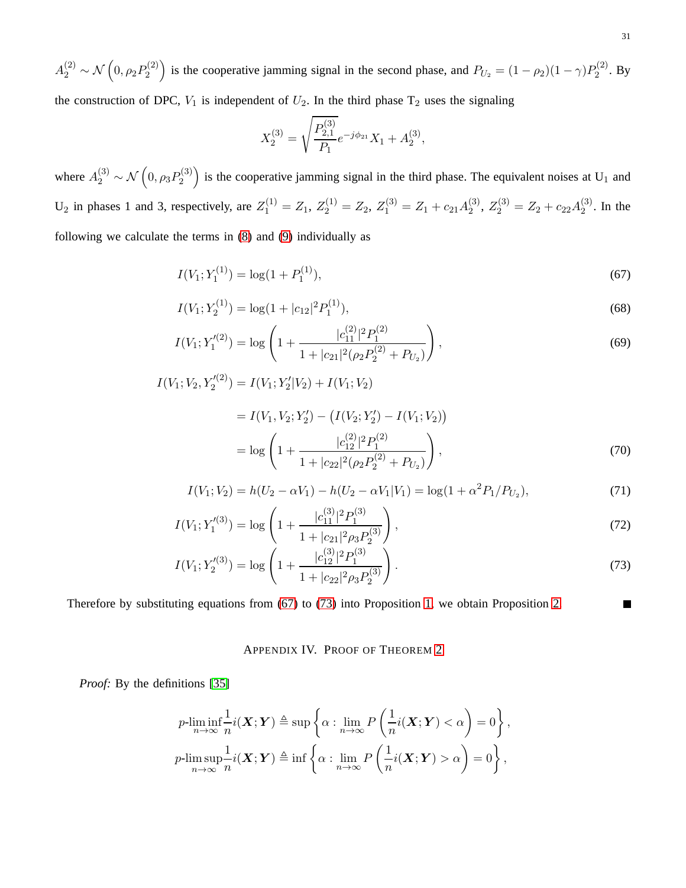$A_2^{(2)} \sim \mathcal{N}\left(0, \rho_2 P_2^{(2)}\right)$ is the cooperative jamming signal in the second phase, and $P_{U_2} = (1-\rho_2)(1-\gamma)P_2^{(2)}$. By the construction of DPC, $V_1$ is independent of $U_2$. In the third phase $\mathrm{T}_2$ uses the signaling

$$X_2^{(3)} = \sqrt{\frac{P_{2,1}^{(3)}}{P_1}} e^{-j\phi_{21}} X_1 + A_2^{(3)},$$

where $A_2^{(3)} \sim \mathcal{N}\left(0, \rho_3 P_2^{(3)}\right)$ is the cooperative jamming signal in the third phase. The equivalent noises at $\mathrm{U}_1$ and $\mathrm{U}_2$ in phases 1 and 3, respectively, are $Z_1^{(1)} = Z_1$, $Z_2^{(1)} = Z_2$, $Z_1^{(3)} = Z_1 + c_{21}A_2^{(3)}$, $Z_2^{(3)} = Z_2 + c_{22}A_2^{(3)}$. In the following we calculate the terms in (8) and (9) individually as

$$I(V_1; Y_1^{(1)}) = \log(1 + P_1^{(1)}), \tag{67}$$

$$I(V_1; Y_2^{(1)}) = \log(1 + |c_{12}|^2 P_1^{(1)}), \tag{68}$$

$$I(V_1; Y_1'^{(2)}) = \log\left(1 + \frac{|c_{11}^{(2)}|^2 P_1^{(2)}}{1 + |c_{21}|^2(\rho_2 P_2^{(2)} + P_{U_2})}\right), \tag{69}$$

$$\begin{aligned}
I(V_1; V_2, Y_2'^{(2)}) &= I(V_1; Y_2'|V_2) + I(V_1; V_2) \\
&= I(V_1, V_2; Y_2') - \left(I(V_2; Y_2') - I(V_1; V_2)\right) \\
&= \log\left(1 + \frac{|c_{12}^{(2)}|^2 P_1^{(2)}}{1 + |c_{22}|^2(\rho_2 P_2^{(2)} + P_{U_2})}\right),
\end{aligned} \tag{70}$$

$$I(V_1; V_2) = h(U_2 - \alpha V_1) - h(U_2 - \alpha V_1 | V_1) = \log(1 + \alpha^2 P_1 / P_{U_2}), \tag{71}$$

$$I(V_1; Y_1'^{(3)}) = \log\left(1 + \frac{|c_{11}^{(3)}|^2 P_1^{(3)}}{1 + |c_{21}|^2 \rho_3 P_2^{(3)}}\right), \tag{72}$$

$$I(V_1; Y_2'^{(3)}) = \log\left(1 + \frac{|c_{12}^{(3)}|^2 P_1^{(3)}}{1 + |c_{22}|^2 \rho_3 P_2^{(3)}}\right). \tag{73}$$

Therefore by substituting equations from (67) to (73) into Proposition 1, we obtain Proposition 2. ■

## Appendix IV. Proof of Theorem 2

*Proof:* By the definitions [35]

$$\begin{aligned}
p\text{-}\liminf_{n\to\infty} \frac{1}{n} i(\boldsymbol{X}; \boldsymbol{Y}) &\triangleq \sup\left\{\alpha : \lim_{n\to\infty} P\left(\frac{1}{n} i(\boldsymbol{X}; \boldsymbol{Y}) < \alpha\right) = 0\right\}, \\
p\text{-}\limsup_{n\to\infty} \frac{1}{n} i(\boldsymbol{X}; \boldsymbol{Y}) &\triangleq \inf\left\{\alpha : \lim_{n\to\infty} P\left(\frac{1}{n} i(\boldsymbol{X}; \boldsymbol{Y}) > \alpha\right) = 0\right\},
\end{aligned}$$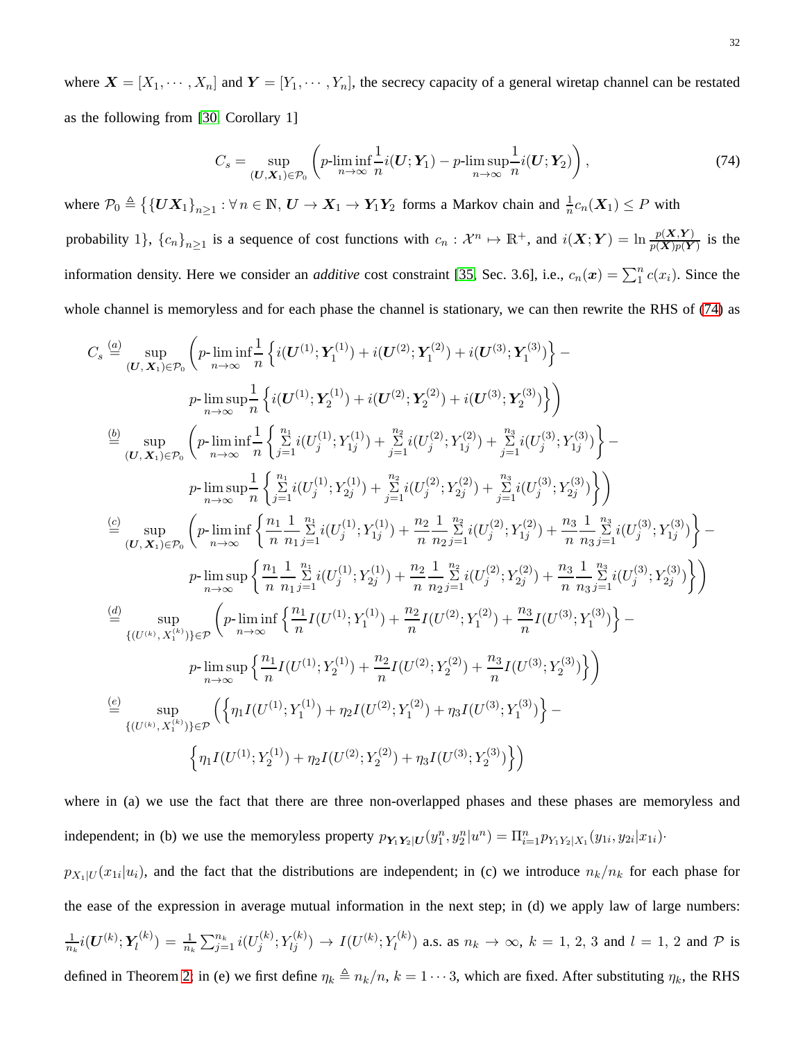where $\boldsymbol{X} = [X_1, \cdots, X_n]$ and $\boldsymbol{Y} = [Y_1, \cdots, Y_n]$, the secrecy capacity of a general wiretap channel can be restated as the following from [30, Corollary 1]

$$C_s = \sup_{(\boldsymbol{U}, \boldsymbol{X}_1) \in \mathcal{P}_0} \left( p\text{-}\liminf_{n\to\infty} \frac{1}{n} i(\boldsymbol{U}; \boldsymbol{Y}_1) - p\text{-}\limsup_{n\to\infty} \frac{1}{n} i(\boldsymbol{U}; \boldsymbol{Y}_2) \right), \tag{74}$$

where $\mathcal{P}_0 \triangleq \left\{ \{\boldsymbol{U}\boldsymbol{X}_1\}_{n\geq 1} : \forall\, n \in \mathbb{N},\, \boldsymbol{U} \to \boldsymbol{X}_1 \to \boldsymbol{Y}_1\boldsymbol{Y}_2 \text{ forms a Markov chain and } \frac{1}{n}c_n(\boldsymbol{X}_1) \leq P \text{ with probability } 1 \right\}$, $\{c_n\}_{n\geq 1}$ is a sequence of cost functions with $c_n : \mathcal{X}^n \mapsto \mathbb{R}^+$, and $i(\boldsymbol{X}; \boldsymbol{Y}) = \ln \frac{p(\boldsymbol{X}, \boldsymbol{Y})}{p(\boldsymbol{X})p(\boldsymbol{Y})}$ is the information density. Here we consider an *additive* cost constraint [35, Sec. 3.6], i.e., $c_n(\boldsymbol{x}) = \sum_1^n c(x_i)$. Since the whole channel is memoryless and for each phase the channel is stationary, we can then rewrite the RHS of (74) as

$$\begin{aligned}
C_s &\overset{(a)}{=} \sup_{(\boldsymbol{U}, \boldsymbol{X}_1) \in \mathcal{P}_0} \Bigg( p\text{-}\liminf_{n\to\infty} \frac{1}{n} \left\{ i(\boldsymbol{U}^{(1)}; \boldsymbol{Y}_1^{(1)}) + i(\boldsymbol{U}^{(2)}; \boldsymbol{Y}_1^{(2)}) + i(\boldsymbol{U}^{(3)}; \boldsymbol{Y}_1^{(3)}) \right\} - \\
&\qquad p\text{-}\limsup_{n\to\infty} \frac{1}{n} \left\{ i(\boldsymbol{U}^{(1)}; \boldsymbol{Y}_2^{(1)}) + i(\boldsymbol{U}^{(2)}; \boldsymbol{Y}_2^{(2)}) + i(\boldsymbol{U}^{(3)}; \boldsymbol{Y}_2^{(3)}) \right\} \Bigg) \\
&\overset{(b)}{=} \sup_{(\boldsymbol{U}, \boldsymbol{X}_1) \in \mathcal{P}_0} \Bigg( p\text{-}\liminf_{n\to\infty} \frac{1}{n} \left\{ \sum_{j=1}^{n_1} i(U_j^{(1)}; Y_{1j}^{(1)}) + \sum_{j=1}^{n_2} i(U_j^{(2)}; Y_{1j}^{(2)}) + \sum_{j=1}^{n_3} i(U_j^{(3)}; Y_{1j}^{(3)}) \right\} - \\
&\qquad p\text{-}\limsup_{n\to\infty} \frac{1}{n} \left\{ \sum_{j=1}^{n_1} i(U_j^{(1)}; Y_{2j}^{(1)}) + \sum_{j=1}^{n_2} i(U_j^{(2)}; Y_{2j}^{(2)}) + \sum_{j=1}^{n_3} i(U_j^{(3)}; Y_{2j}^{(3)}) \right\} \Bigg) \\
&\overset{(c)}{=} \sup_{(\boldsymbol{U}, \boldsymbol{X}_1) \in \mathcal{P}_0} \Bigg( p\text{-}\liminf_{n\to\infty} \left\{ \frac{n_1}{n} \frac{1}{n_1} \sum_{j=1}^{n_1} i(U_j^{(1)}; Y_{1j}^{(1)}) + \frac{n_2}{n} \frac{1}{n_2} \sum_{j=1}^{n_2} i(U_j^{(2)}; Y_{1j}^{(2)}) + \frac{n_3}{n} \frac{1}{n_3} \sum_{j=1}^{n_3} i(U_j^{(3)}; Y_{1j}^{(3)}) \right\} - \\
&\qquad p\text{-}\limsup_{n\to\infty} \left\{ \frac{n_1}{n} \frac{1}{n_1} \sum_{j=1}^{n_1} i(U_j^{(1)}; Y_{2j}^{(1)}) + \frac{n_2}{n} \frac{1}{n_2} \sum_{j=1}^{n_2} i(U_j^{(2)}; Y_{2j}^{(2)}) + \frac{n_3}{n} \frac{1}{n_3} \sum_{j=1}^{n_3} i(U_j^{(3)}; Y_{2j}^{(3)}) \right\} \Bigg) \\
&\overset{(d)}{=} \sup_{\{(U^{(k)}, X_1^{(k)})\} \in \mathcal{P}} \Bigg( p\text{-}\liminf_{n\to\infty} \left\{ \frac{n_1}{n} I(U^{(1)}; Y_1^{(1)}) + \frac{n_2}{n} I(U^{(2)}; Y_1^{(2)}) + \frac{n_3}{n} I(U^{(3)}; Y_1^{(3)}) \right\} - \\
&\qquad p\text{-}\limsup_{n\to\infty} \left\{ \frac{n_1}{n} I(U^{(1)}; Y_2^{(1)}) + \frac{n_2}{n} I(U^{(2)}; Y_2^{(2)}) + \frac{n_3}{n} I(U^{(3)}; Y_2^{(3)}) \right\} \Bigg) \\
&\overset{(e)}{=} \sup_{\{(U^{(k)}, X_1^{(k)})\} \in \mathcal{P}} \Bigg( \left\{ \eta_1 I(U^{(1)}; Y_1^{(1)}) + \eta_2 I(U^{(2)}; Y_1^{(2)}) + \eta_3 I(U^{(3)}; Y_1^{(3)}) \right\} - \\
&\qquad \left\{ \eta_1 I(U^{(1)}; Y_2^{(1)}) + \eta_2 I(U^{(2)}; Y_2^{(2)}) + \eta_3 I(U^{(3)}; Y_2^{(3)}) \right\} \Bigg)
\end{aligned}$$

where in (a) we use the fact that there are three non-overlapped phases and these phases are memoryless and independent; in (b) we use the memoryless property $p_{\boldsymbol{Y}_1\boldsymbol{Y}_2|\boldsymbol{U}}(y_1^n, y_2^n|u^n) = \Pi_{i=1}^n p_{Y_1Y_2|X_1}(y_{1i}, y_{2i}|x_{1i}) \cdot p_{X_1|U}(x_{1i}|u_i)$, and the fact that the distributions are independent; in (c) we introduce $n_k/n_k$ for each phase for the ease of the expression in average mutual information in the next step; in (d) we apply law of large numbers: $\frac{1}{n_k} i(\boldsymbol{U}^{(k)}; \boldsymbol{Y}_l^{(k)}) = \frac{1}{n_k} \sum_{j=1}^{n_k} i(U_j^{(k)}; Y_{lj}^{(k)}) \to I(U^{(k)}; Y_l^{(k)})$ a.s. as $n_k \to \infty$, $k = 1, 2, 3$ and $l = 1, 2$ and $\mathcal{P}$ is defined in Theorem 2; in (e) we first define $\eta_k \triangleq n_k/n$, $k = 1 \cdots 3$, which are fixed. After substituting $\eta_k$, the RHS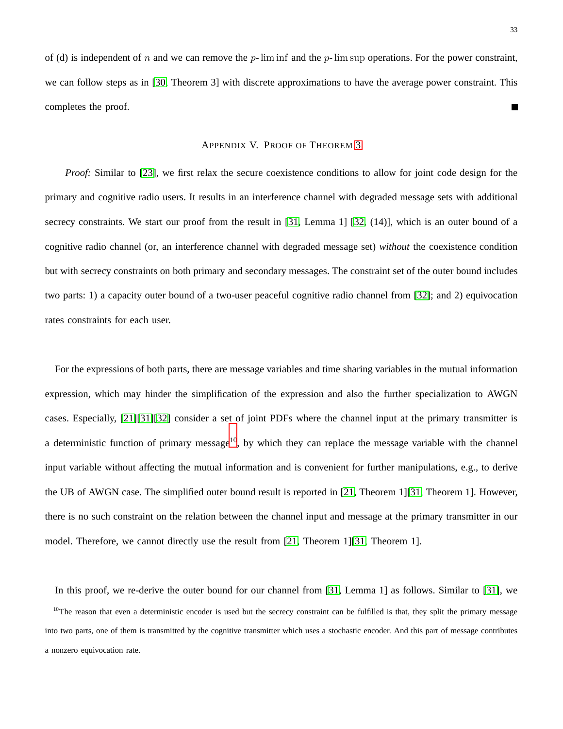of (d) is independent of $n$ and we can remove the $p$-$\lim\inf$ and the $p$-$\lim\sup$ operations. For the power constraint, we can follow steps as in [30, Theorem 3] with discrete approximations to have the average power constraint. This completes the proof. ■

## Appendix V. Proof of Theorem 3

*Proof:* Similar to [23], we first relax the secure coexistence conditions to allow for joint code design for the primary and cognitive radio users. It results in an interference channel with degraded message sets with additional secrecy constraints. We start our proof from the result in [31, Lemma 1] [32, (14)], which is an outer bound of a cognitive radio channel (or, an interference channel with degraded message set) *without* the coexistence condition but with secrecy constraints on both primary and secondary messages. The constraint set of the outer bound includes two parts: 1) a capacity outer bound of a two-user peaceful cognitive radio channel from [32]; and 2) equivocation rates constraints for each user.

For the expressions of both parts, there are message variables and time sharing variables in the mutual information expression, which may hinder the simplification of the expression and also the further specialization to AWGN cases. Especially, [21][31][32] consider a set of joint PDFs where the channel input at the primary transmitter is a deterministic function of primary message[10], by which they can replace the message variable with the channel input variable without affecting the mutual information and is convenient for further manipulations, e.g., to derive the UB of AWGN case. The simplified outer bound result is reported in [21, Theorem 1][31, Theorem 1]. However, there is no such constraint on the relation between the channel input and message at the primary transmitter in our model. Therefore, we cannot directly use the result from [21, Theorem 1][31, Theorem 1].

In this proof, we re-derive the outer bound for our channel from [31, Lemma 1] as follows. Similar to [31], we

[10] The reason that even a deterministic encoder is used but the secrecy constraint can be fulfilled is that, they split the primary message into two parts, one of them is transmitted by the cognitive transmitter which uses a stochastic encoder. And this part of message contributes a nonzero equivocation rate.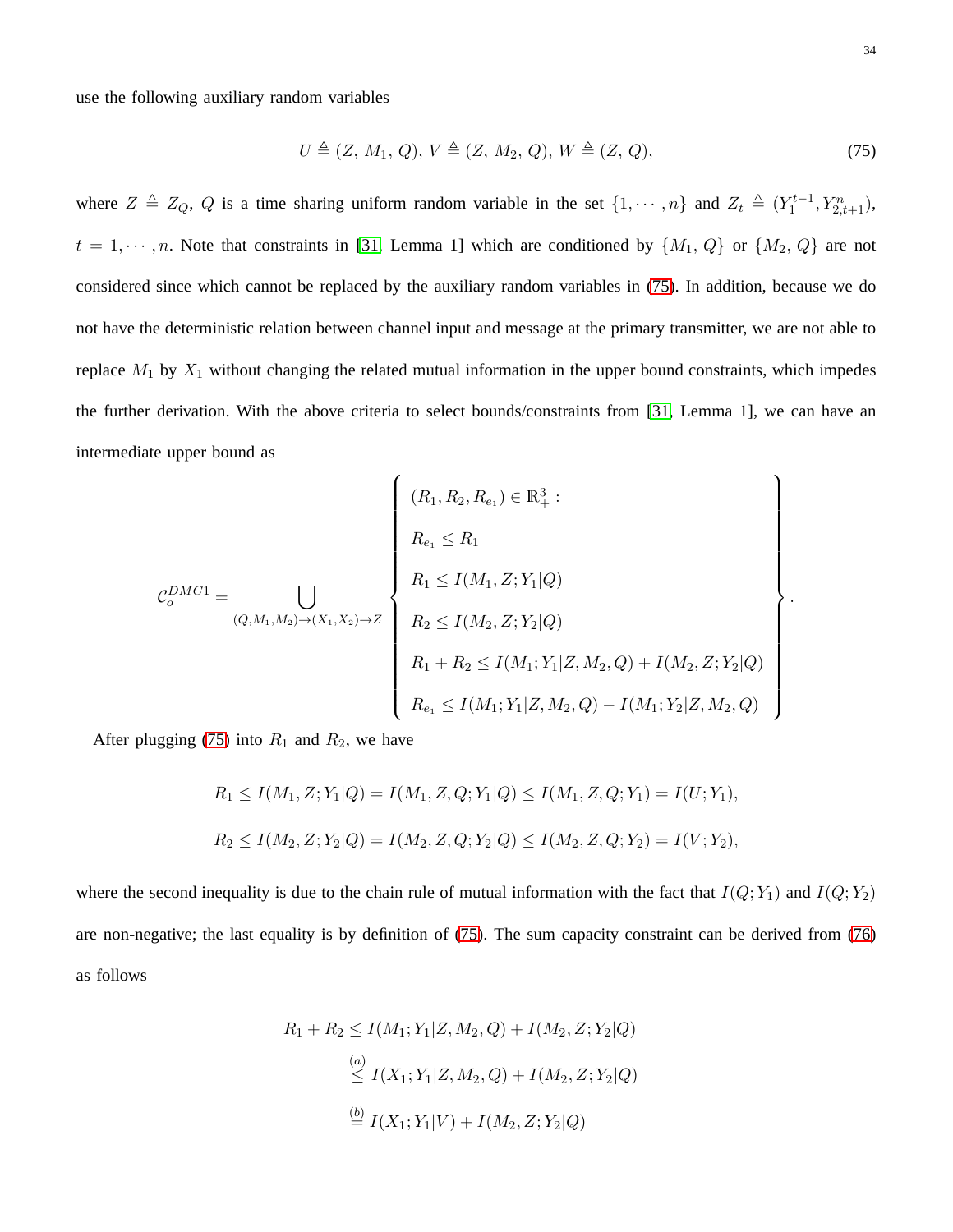use the following auxiliary random variables

$$U \triangleq (Z,\, M_1,\, Q),\; V \triangleq (Z,\, M_2,\, Q),\; W \triangleq (Z,\, Q), \tag{75}$$

where $Z \triangleq Z_Q$, $Q$ is a time sharing uniform random variable in the set $\{1, \cdots, n\}$ and $Z_t \triangleq (Y_1^{t-1}, Y_{2,t+1}^n)$, $t = 1, \cdots, n$. Note that constraints in [31, Lemma 1] which are conditioned by $\{M_1, Q\}$ or $\{M_2, Q\}$ are not considered since which cannot be replaced by the auxiliary random variables in (75). In addition, because we do not have the deterministic relation between channel input and message at the primary transmitter, we are not able to replace $M_1$ by $X_1$ without changing the related mutual information in the upper bound constraints, which impedes the further derivation. With the above criteria to select bounds/constraints from [31, Lemma 1], we can have an intermediate upper bound as

$$\mathcal{C}_o^{DMC1} = \bigcup_{(Q,M_1,M_2)\to(X_1,X_2)\to Z} \left\{ \begin{array}{l} (R_1, R_2, R_{e_1}) \in \mathbb{R}_+^3 : \\ R_{e_1} \leq R_1 \\ R_1 \leq I(M_1, Z; Y_1|Q) \\ R_2 \leq I(M_2, Z; Y_2|Q) \\ R_1 + R_2 \leq I(M_1; Y_1|Z, M_2, Q) + I(M_2, Z; Y_2|Q) \\ R_{e_1} \leq I(M_1; Y_1|Z, M_2, Q) - I(M_1; Y_2|Z, M_2, Q) \end{array} \right\}.$$

After plugging (75) into $R_1$ and $R_2$, we have

$$R_1 \leq I(M_1, Z; Y_1|Q) = I(M_1, Z, Q; Y_1|Q) \leq I(M_1, Z, Q; Y_1) = I(U; Y_1),$$

$$R_2 \leq I(M_2, Z; Y_2|Q) = I(M_2, Z, Q; Y_2|Q) \leq I(M_2, Z, Q; Y_2) = I(V; Y_2),$$

where the second inequality is due to the chain rule of mutual information with the fact that $I(Q; Y_1)$ and $I(Q; Y_2)$ are non-negative; the last equality is by definition of (75). The sum capacity constraint can be derived from (76) as follows

$$\begin{aligned} R_1 + R_2 &\leq I(M_1; Y_1|Z, M_2, Q) + I(M_2, Z; Y_2|Q) \\ &\overset{(a)}{\leq} I(X_1; Y_1|Z, M_2, Q) + I(M_2, Z; Y_2|Q) \\ &\overset{(b)}{=} I(X_1; Y_1|V) + I(M_2, Z; Y_2|Q) \end{aligned}$$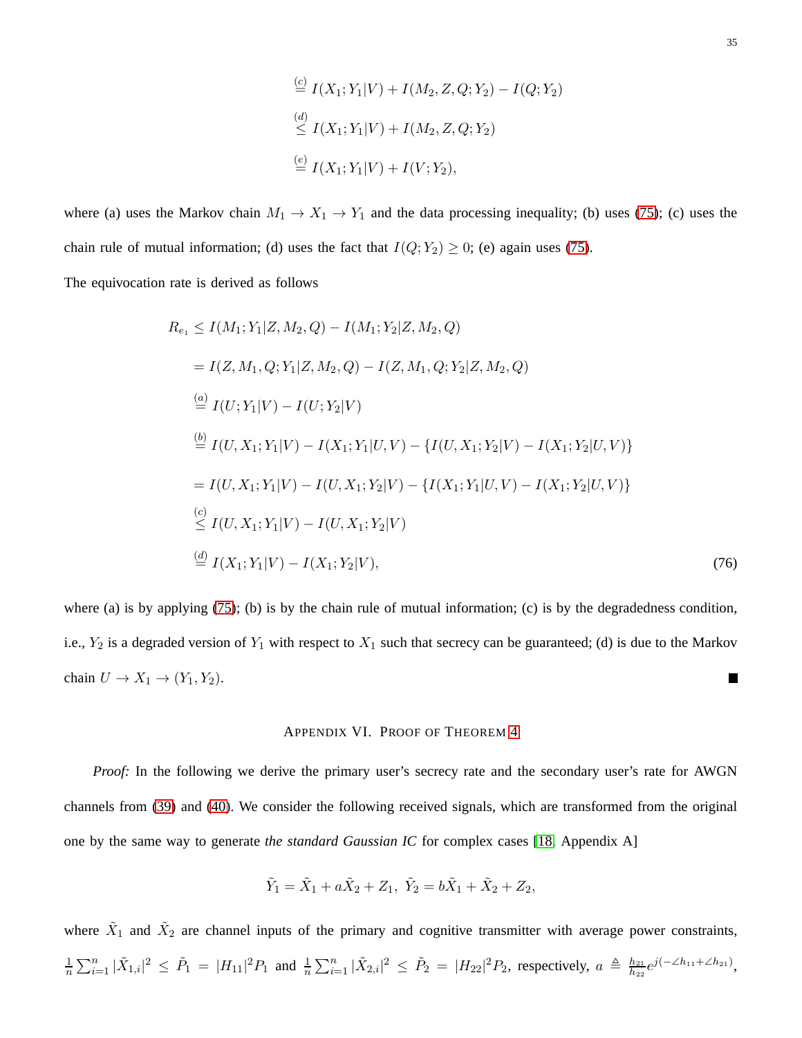$$
\begin{aligned}
&\stackrel{(c)}{=} I(X_1;Y_1|V) + I(M_2, Z, Q; Y_2) - I(Q;Y_2) \\
&\stackrel{(d)}{\leq} I(X_1;Y_1|V) + I(M_2, Z, Q; Y_2) \\
&\stackrel{(e)}{=} I(X_1;Y_1|V) + I(V;Y_2),
\end{aligned}
$$

where (a) uses the Markov chain $M_1 \to X_1 \to Y_1$ and the data processing inequality; (b) uses (75); (c) uses the chain rule of mutual information; (d) uses the fact that $I(Q;Y_2) \geq 0$; (e) again uses (75).

The equivocation rate is derived as follows

$$
\begin{aligned}
R_{e_1} &\leq I(M_1;Y_1|Z, M_2, Q) - I(M_1;Y_2|Z, M_2, Q) \\
&= I(Z, M_1, Q; Y_1|Z, M_2, Q) - I(Z, M_1, Q; Y_2|Z, M_2, Q) \\
&\stackrel{(a)}{=} I(U;Y_1|V) - I(U;Y_2|V) \\
&\stackrel{(b)}{=} I(U, X_1; Y_1|V) - I(X_1;Y_1|U, V) - \{I(U, X_1; Y_2|V) - I(X_1;Y_2|U, V)\} \\
&= I(U, X_1; Y_1|V) - I(U, X_1; Y_2|V) - \{I(X_1;Y_1|U, V) - I(X_1;Y_2|U, V)\} \\
&\stackrel{(c)}{\leq} I(U, X_1; Y_1|V) - I(U, X_1; Y_2|V) \\
&\stackrel{(d)}{=} I(X_1;Y_1|V) - I(X_1;Y_2|V), \qquad (76)
\end{aligned}
$$

where (a) is by applying (75); (b) is by the chain rule of mutual information; (c) is by the degradedness condition, i.e., $Y_2$ is a degraded version of $Y_1$ with respect to $X_1$ such that secrecy can be guaranteed; (d) is due to the Markov chain $U \to X_1 \to (Y_1, Y_2)$. ∎

## Appendix VI. Proof of Theorem 4

*Proof:* In the following we derive the primary user's secrecy rate and the secondary user's rate for AWGN channels from (39) and (40). We consider the following received signals, which are transformed from the original one by the same way to generate *the standard Gaussian IC* for complex cases [18, Appendix A]

$$
\tilde{Y}_1 = \tilde{X}_1 + a\tilde{X}_2 + Z_1, \; \tilde{Y}_2 = b\tilde{X}_1 + \tilde{X}_2 + Z_2,
$$

where $\tilde{X}_1$ and $\tilde{X}_2$ are channel inputs of the primary and cognitive transmitter with average power constraints, $\frac{1}{n}\sum_{i=1}^{n}|\tilde{X}_{1,i}|^2 \leq \tilde{P}_1 = |H_{11}|^2 P_1$ and $\frac{1}{n}\sum_{i=1}^{n}|\tilde{X}_{2,i}|^2 \leq \tilde{P}_2 = |H_{22}|^2 P_2$, respectively, $a \triangleq \frac{h_{21}}{h_{22}} e^{j(-\angle h_{11} + \angle h_{21})}$,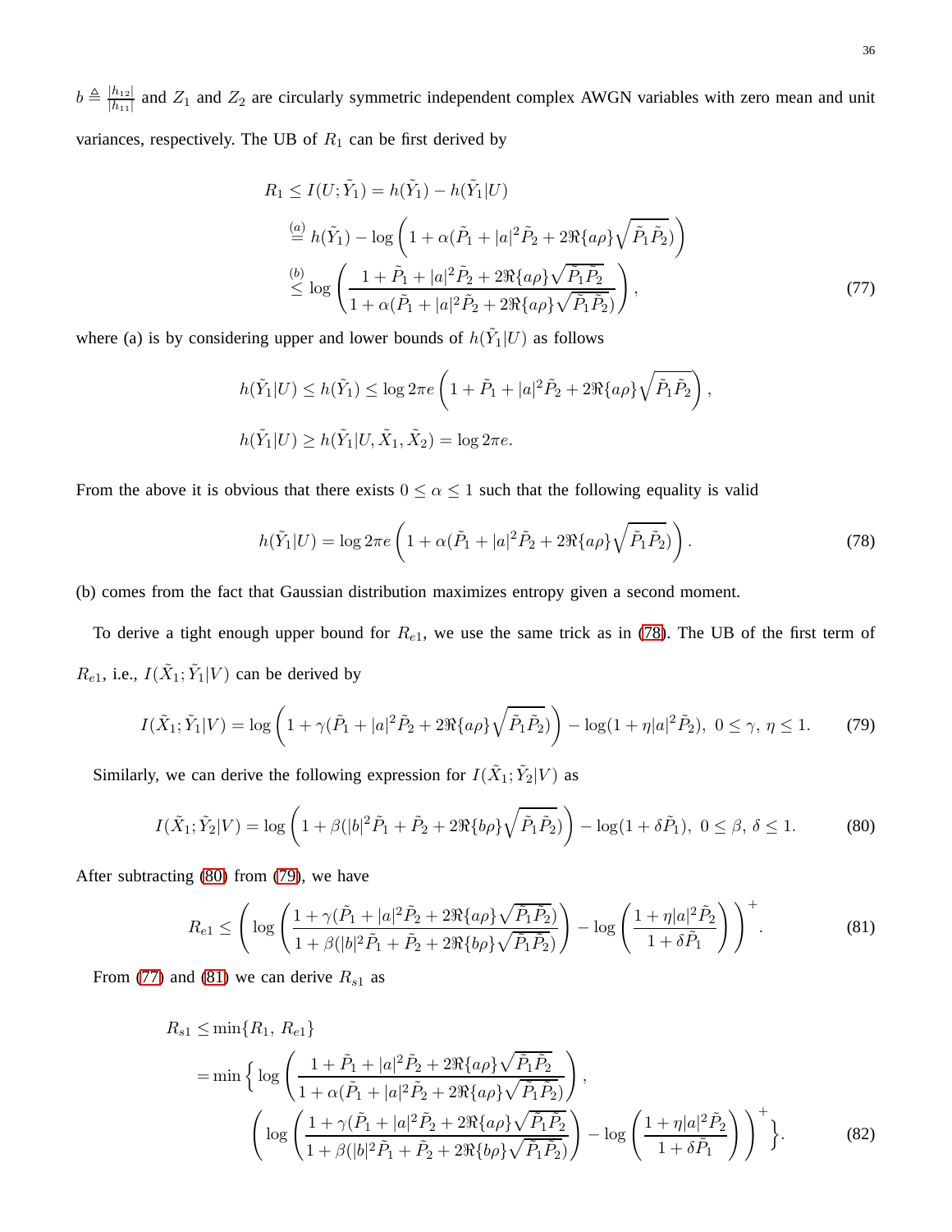$b \triangleq \frac{|h_{12}|}{|h_{11}|}$ and $Z_1$ and $Z_2$ are circularly symmetric independent complex AWGN variables with zero mean and unit variances, respectively. The UB of $R_1$ can be first derived by

$$
\begin{aligned}
R_1 &\leq I(U; \tilde{Y}_1) = h(\tilde{Y}_1) - h(\tilde{Y}_1|U) \\
&\overset{(a)}{=} h(\tilde{Y}_1) - \log\left(1 + \alpha(\tilde{P}_1 + |a|^2\tilde{P}_2 + 2\Re\{a\rho\}\sqrt{\tilde{P}_1\tilde{P}_2})\right) \\
&\overset{(b)}{\leq} \log\left(\frac{1 + \tilde{P}_1 + |a|^2\tilde{P}_2 + 2\Re\{a\rho\}\sqrt{\tilde{P}_1\tilde{P}_2}}{1 + \alpha(\tilde{P}_1 + |a|^2\tilde{P}_2 + 2\Re\{a\rho\}\sqrt{\tilde{P}_1\tilde{P}_2})}\right),
\end{aligned}
\tag{77}
$$

where (a) is by considering upper and lower bounds of $h(\tilde{Y}_1|U)$ as follows

$$
h(\tilde{Y}_1|U) \leq h(\tilde{Y}_1) \leq \log 2\pi e\left(1 + \tilde{P}_1 + |a|^2\tilde{P}_2 + 2\Re\{a\rho\}\sqrt{\tilde{P}_1\tilde{P}_2}\right),
$$

$$
h(\tilde{Y}_1|U) \geq h(\tilde{Y}_1|U, \tilde{X}_1, \tilde{X}_2) = \log 2\pi e.
$$

From the above it is obvious that there exists $0 \leq \alpha \leq 1$ such that the following equality is valid

$$
h(\tilde{Y}_1|U) = \log 2\pi e\left(1 + \alpha(\tilde{P}_1 + |a|^2\tilde{P}_2 + 2\Re\{a\rho\}\sqrt{\tilde{P}_1\tilde{P}_2})\right).
\tag{78}
$$

(b) comes from the fact that Gaussian distribution maximizes entropy given a second moment.

To derive a tight enough upper bound for $R_{e1}$, we use the same trick as in (78). The UB of the first term of $R_{e1}$, i.e., $I(\tilde{X}_1; \tilde{Y}_1|V)$ can be derived by

$$
I(\tilde{X}_1; \tilde{Y}_1|V) = \log\left(1 + \gamma(\tilde{P}_1 + |a|^2\tilde{P}_2 + 2\Re\{a\rho\}\sqrt{\tilde{P}_1\tilde{P}_2})\right) - \log(1 + \eta|a|^2\tilde{P}_2),\ 0 \leq \gamma,\, \eta \leq 1.
\tag{79}
$$

Similarly, we can derive the following expression for $I(\tilde{X}_1; \tilde{Y}_2|V)$ as

$$
I(\tilde{X}_1; \tilde{Y}_2|V) = \log\left(1 + \beta(|b|^2\tilde{P}_1 + \tilde{P}_2 + 2\Re\{b\rho\}\sqrt{\tilde{P}_1\tilde{P}_2})\right) - \log(1 + \delta\tilde{P}_1),\ 0 \leq \beta,\, \delta \leq 1.
\tag{80}
$$

After subtracting (80) from (79), we have

$$
R_{e1} \leq \left(\log\left(\frac{1 + \gamma(\tilde{P}_1 + |a|^2\tilde{P}_2 + 2\Re\{a\rho\}\sqrt{\tilde{P}_1\tilde{P}_2})}{1 + \beta(|b|^2\tilde{P}_1 + \tilde{P}_2 + 2\Re\{b\rho\}\sqrt{\tilde{P}_1\tilde{P}_2})}\right) - \log\left(\frac{1 + \eta|a|^2\tilde{P}_2}{1 + \delta\tilde{P}_1}\right)\right)^+.
\tag{81}
$$

From (77) and (81) we can derive $R_{s1}$ as

$$
\begin{aligned}
R_{s1} &\leq \min\{R_1,\, R_{e1}\} \\
&= \min\Big\{\log\left(\frac{1 + \tilde{P}_1 + |a|^2\tilde{P}_2 + 2\Re\{a\rho\}\sqrt{\tilde{P}_1\tilde{P}_2}}{1 + \alpha(\tilde{P}_1 + |a|^2\tilde{P}_2 + 2\Re\{a\rho\}\sqrt{\tilde{P}_1\tilde{P}_2})}\right), \\
&\qquad \left(\log\left(\frac{1 + \gamma(\tilde{P}_1 + |a|^2\tilde{P}_2 + 2\Re\{a\rho\}\sqrt{\tilde{P}_1\tilde{P}_2})}{1 + \beta(|b|^2\tilde{P}_1 + \tilde{P}_2 + 2\Re\{b\rho\}\sqrt{\tilde{P}_1\tilde{P}_2})}\right) - \log\left(\frac{1 + \eta|a|^2\tilde{P}_2}{1 + \delta\tilde{P}_1}\right)\right)^+\Big\}.
\end{aligned}
\tag{82}
$$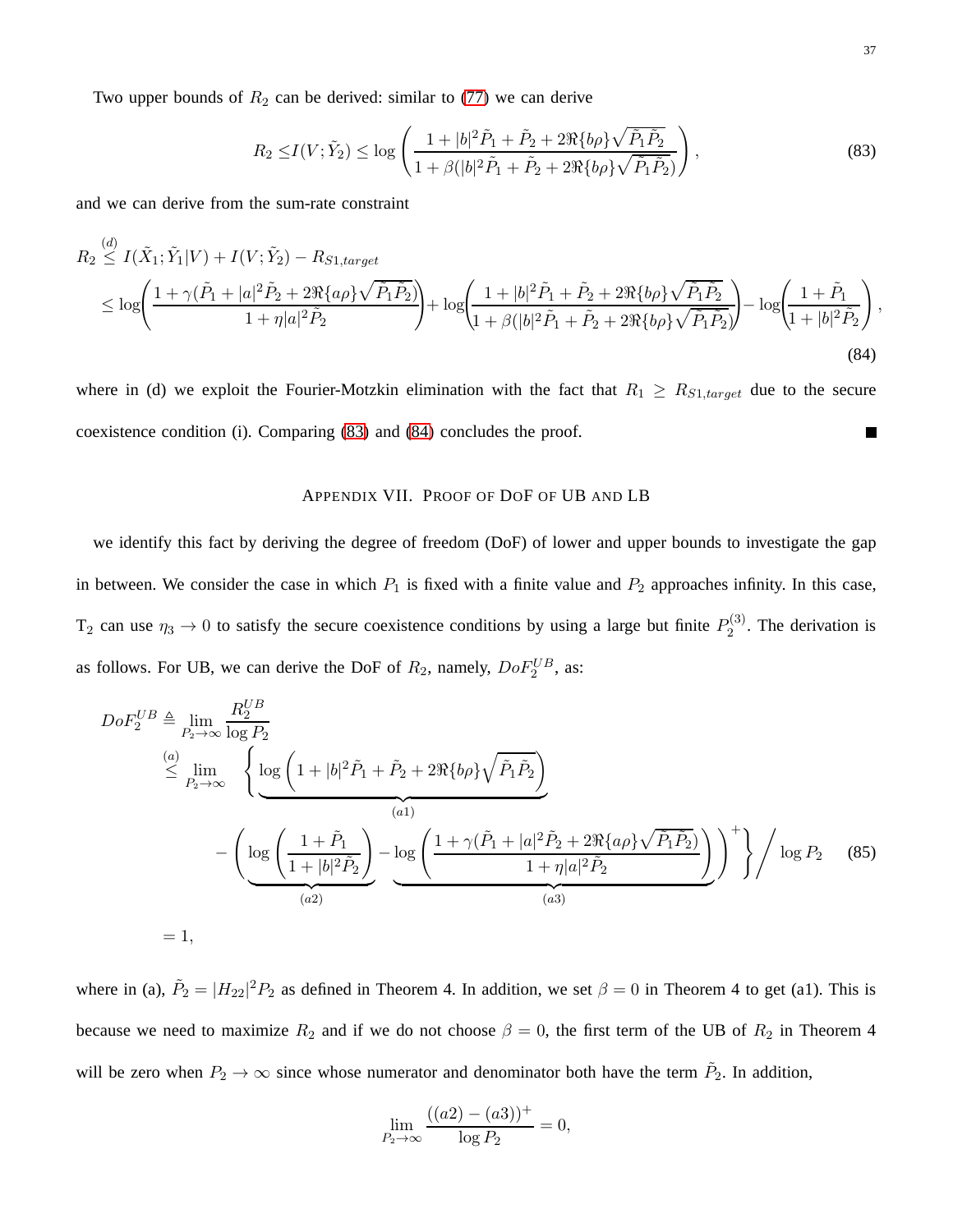Two upper bounds of $R_2$ can be derived: similar to (77) we can derive

$$R_2 \leq I(V;\tilde{Y}_2) \leq \log\left(\frac{1+|b|^2\tilde{P}_1+\tilde{P}_2+2\Re\{b\rho\}\sqrt{\tilde{P}_1\tilde{P}_2}}{1+\beta(|b|^2\tilde{P}_1+\tilde{P}_2+2\Re\{b\rho\}\sqrt{\tilde{P}_1\tilde{P}_2})}\right), \tag{83}$$

and we can derive from the sum-rate constraint

$$\begin{aligned}
R_2 &\overset{(d)}{\leq} I(\tilde{X}_1;\tilde{Y}_1|V) + I(V;\tilde{Y}_2) - R_{S1,target} \\
&\leq \log\left(\frac{1+\gamma(\tilde{P}_1+|a|^2\tilde{P}_2+2\Re\{a\rho\}\sqrt{\tilde{P}_1\tilde{P}_2})}{1+\eta|a|^2\tilde{P}_2}\right) + \log\left(\frac{1+|b|^2\tilde{P}_1+\tilde{P}_2+2\Re\{b\rho\}\sqrt{\tilde{P}_1\tilde{P}_2}}{1+\beta(|b|^2\tilde{P}_1+\tilde{P}_2+2\Re\{b\rho\}\sqrt{\tilde{P}_1\tilde{P}_2})}\right) - \log\left(\frac{1+\tilde{P}_1}{1+|b|^2\tilde{P}_2}\right),
\end{aligned} \tag{84}$$

where in (d) we exploit the Fourier-Motzkin elimination with the fact that $R_1 \geq R_{S1,target}$ due to the secure coexistence condition (i). Comparing (83) and (84) concludes the proof. ■

## Appendix VII. Proof of DoF of UB and LB

we identify this fact by deriving the degree of freedom (DoF) of lower and upper bounds to investigate the gap in between. We consider the case in which $P_1$ is fixed with a finite value and $P_2$ approaches infinity. In this case, $\mathrm{T}_2$ can use $\eta_3 \to 0$ to satisfy the secure coexistence conditions by using a large but finite $P_2^{(3)}$. The derivation is as follows. For UB, we can derive the DoF of $R_2$, namely, $DoF_2^{UB}$, as:

$$\begin{aligned}
DoF_2^{UB} &\triangleq \lim_{P_2\to\infty}\frac{R_2^{UB}}{\log P_2} \\
&\overset{(a)}{\leq} \lim_{P_2\to\infty} \Bigg\{ \underbrace{\log\left(1+|b|^2\tilde{P}_1+\tilde{P}_2+2\Re\{b\rho\}\sqrt{\tilde{P}_1\tilde{P}_2}\right)}_{(a1)} \\
&\quad - \Bigg( \underbrace{\log\left(\frac{1+\tilde{P}_1}{1+|b|^2\tilde{P}_2}\right)}_{(a2)} - \underbrace{\log\left(\frac{1+\gamma(\tilde{P}_1+|a|^2\tilde{P}_2+2\Re\{a\rho\}\sqrt{\tilde{P}_1\tilde{P}_2})}{1+\eta|a|^2\tilde{P}_2}\right)}_{(a3)} \Bigg)^+ \Bigg\} \Bigg/ \log P_2 \\
&= 1,
\end{aligned} \tag{85}$$

where in (a), $\tilde{P}_2 = |H_{22}|^2P_2$ as defined in Theorem 4. In addition, we set $\beta = 0$ in Theorem 4 to get (a1). This is because we need to maximize $R_2$ and if we do not choose $\beta = 0$, the first term of the UB of $R_2$ in Theorem 4 will be zero when $P_2 \to \infty$ since whose numerator and denominator both have the term $\tilde{P}_2$. In addition,

$$\lim_{P_2\to\infty}\frac{((a2)-(a3))^+}{\log P_2} = 0,$$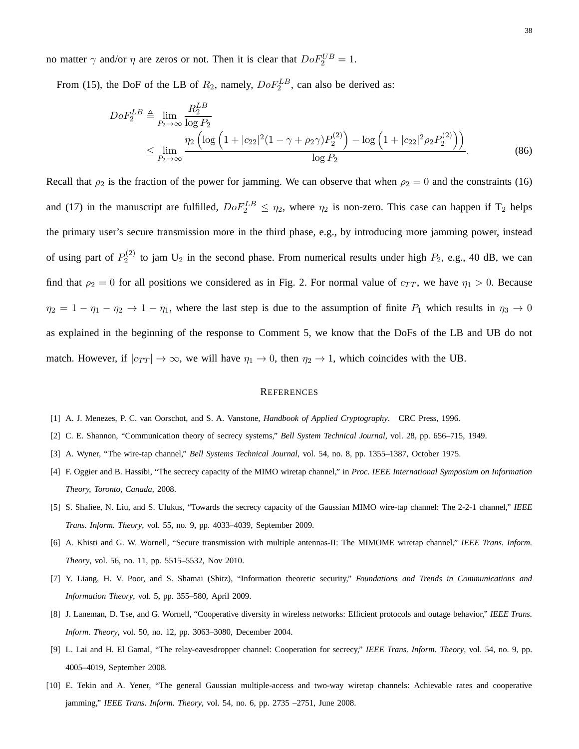no matter $\gamma$ and/or $\eta$ are zeros or not. Then it is clear that $DoF_2^{UB} = 1$.

From (15), the DoF of the LB of $R_2$, namely, $DoF_2^{LB}$, can also be derived as:

$$DoF_2^{LB} \triangleq \lim_{P_2 \to \infty} \frac{R_2^{LB}}{\log P_2} \\ \leq \lim_{P_2 \to \infty} \frac{\eta_2 \left( \log \left( 1 + |c_{22}|^2 (1 - \gamma + \rho_2 \gamma) P_2^{(2)} \right) - \log \left( 1 + |c_{22}|^2 \rho_2 P_2^{(2)} \right) \right)}{\log P_2}. \tag{86}$$

Recall that $\rho_2$ is the fraction of the power for jamming. We can observe that when $\rho_2 = 0$ and the constraints (16) and (17) in the manuscript are fulfilled, $DoF_2^{LB} \leq \eta_2$, where $\eta_2$ is non-zero. This case can happen if $\mathrm{T}_2$ helps the primary user's secure transmission more in the third phase, e.g., by introducing more jamming power, instead of using part of $P_2^{(2)}$ to jam $\mathrm{U}_2$ in the second phase. From numerical results under high $P_2$, e.g., 40 dB, we can find that $\rho_2 = 0$ for all positions we considered as in Fig. 2. For normal value of $c_{TT}$, we have $\eta_1 > 0$. Because $\eta_2 = 1 - \eta_1 - \eta_2 \to 1 - \eta_1$, where the last step is due to the assumption of finite $P_1$ which results in $\eta_3 \to 0$ as explained in the beginning of the response to Comment 5, we know that the DoFs of the LB and UB do not match. However, if $|c_{TT}| \to \infty$, we will have $\eta_1 \to 0$, then $\eta_2 \to 1$, which coincides with the UB.

## REFERENCES

[1] A. J. Menezes, P. C. van Oorschot, and S. A. Vanstone, *Handbook of Applied Cryptography*. CRC Press, 1996.

[2] C. E. Shannon, "Communication theory of secrecy systems," *Bell System Technical Journal*, vol. 28, pp. 656–715, 1949.

[3] A. Wyner, "The wire-tap channel," *Bell Systems Technical Journal*, vol. 54, no. 8, pp. 1355–1387, October 1975.

[4] F. Oggier and B. Hassibi, "The secrecy capacity of the MIMO wiretap channel," in *Proc. IEEE International Symposium on Information Theory, Toronto, Canada*, 2008.

[5] S. Shafiee, N. Liu, and S. Ulukus, "Towards the secrecy capacity of the Gaussian MIMO wire-tap channel: The 2-2-1 channel," *IEEE Trans. Inform. Theory*, vol. 55, no. 9, pp. 4033–4039, September 2009.

[6] A. Khisti and G. W. Wornell, "Secure transmission with multiple antennas-II: The MIMOME wiretap channel," *IEEE Trans. Inform. Theory*, vol. 56, no. 11, pp. 5515–5532, Nov 2010.

[7] Y. Liang, H. V. Poor, and S. Shamai (Shitz), "Information theoretic security," *Foundations and Trends in Communications and Information Theory*, vol. 5, pp. 355–580, April 2009.

[8] J. Laneman, D. Tse, and G. Wornell, "Cooperative diversity in wireless networks: Efficient protocols and outage behavior," *IEEE Trans. Inform. Theory*, vol. 50, no. 12, pp. 3063–3080, December 2004.

[9] L. Lai and H. El Gamal, "The relay-eavesdropper channel: Cooperation for secrecy," *IEEE Trans. Inform. Theory*, vol. 54, no. 9, pp. 4005–4019, September 2008.

[10] E. Tekin and A. Yener, "The general Gaussian multiple-access and two-way wiretap channels: Achievable rates and cooperative jamming," *IEEE Trans. Inform. Theory*, vol. 54, no. 6, pp. 2735 –2751, June 2008.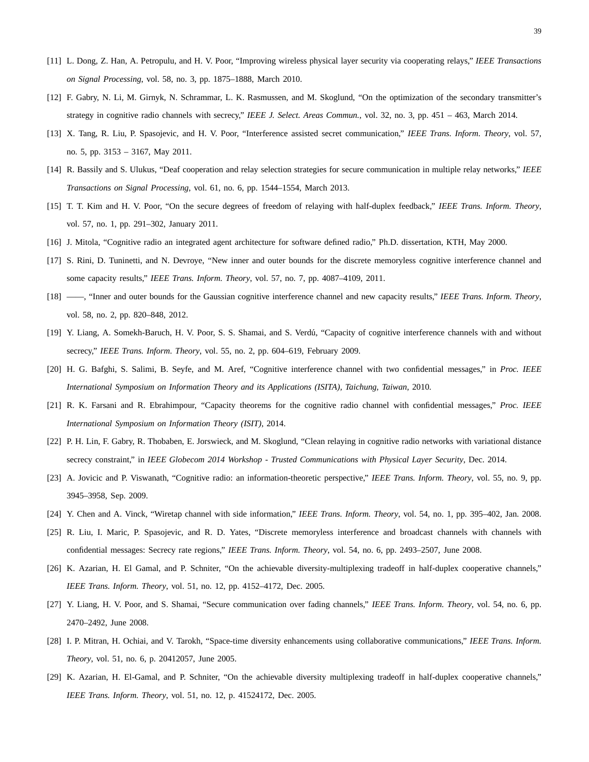[11] L. Dong, Z. Han, A. Petropulu, and H. V. Poor, "Improving wireless physical layer security via cooperating relays," *IEEE Transactions on Signal Processing*, vol. 58, no. 3, pp. 1875–1888, March 2010.

[12] F. Gabry, N. Li, M. Girnyk, N. Schrammar, L. K. Rasmussen, and M. Skoglund, "On the optimization of the secondary transmitter's strategy in cognitive radio channels with secrecy," *IEEE J. Select. Areas Commun.*, vol. 32, no. 3, pp. 451 – 463, March 2014.

[13] X. Tang, R. Liu, P. Spasojevic, and H. V. Poor, "Interference assisted secret communication," *IEEE Trans. Inform. Theory*, vol. 57, no. 5, pp. 3153 – 3167, May 2011.

[14] R. Bassily and S. Ulukus, "Deaf cooperation and relay selection strategies for secure communication in multiple relay networks," *IEEE Transactions on Signal Processing*, vol. 61, no. 6, pp. 1544–1554, March 2013.

[15] T. T. Kim and H. V. Poor, "On the secure degrees of freedom of relaying with half-duplex feedback," *IEEE Trans. Inform. Theory*, vol. 57, no. 1, pp. 291–302, January 2011.

[16] J. Mitola, "Cognitive radio an integrated agent architecture for software defined radio," Ph.D. dissertation, KTH, May 2000.

[17] S. Rini, D. Tuninetti, and N. Devroye, "New inner and outer bounds for the discrete memoryless cognitive interference channel and some capacity results," *IEEE Trans. Inform. Theory*, vol. 57, no. 7, pp. 4087–4109, 2011.

[18] ——, "Inner and outer bounds for the Gaussian cognitive interference channel and new capacity results," *IEEE Trans. Inform. Theory*, vol. 58, no. 2, pp. 820–848, 2012.

[19] Y. Liang, A. Somekh-Baruch, H. V. Poor, S. S. Shamai, and S. Verdú, "Capacity of cognitive interference channels with and without secrecy," *IEEE Trans. Inform. Theory*, vol. 55, no. 2, pp. 604–619, February 2009.

[20] H. G. Bafghi, S. Salimi, B. Seyfe, and M. Aref, "Cognitive interference channel with two confidential messages," in *Proc. IEEE International Symposium on Information Theory and its Applications (ISITA), Taichung, Taiwan*, 2010.

[21] R. K. Farsani and R. Ebrahimpour, "Capacity theorems for the cognitive radio channel with confidential messages," *Proc. IEEE International Symposium on Information Theory (ISIT)*, 2014.

[22] P. H. Lin, F. Gabry, R. Thobaben, E. Jorswieck, and M. Skoglund, "Clean relaying in cognitive radio networks with variational distance secrecy constraint," in *IEEE Globecom 2014 Workshop - Trusted Communications with Physical Layer Security*, Dec. 2014.

[23] A. Jovicic and P. Viswanath, "Cognitive radio: an information-theoretic perspective," *IEEE Trans. Inform. Theory*, vol. 55, no. 9, pp. 3945–3958, Sep. 2009.

[24] Y. Chen and A. Vinck, "Wiretap channel with side information," *IEEE Trans. Inform. Theory*, vol. 54, no. 1, pp. 395–402, Jan. 2008.

[25] R. Liu, I. Maric, P. Spasojevic, and R. D. Yates, "Discrete memoryless interference and broadcast channels with channels with confidential messages: Secrecy rate regions," *IEEE Trans. Inform. Theory*, vol. 54, no. 6, pp. 2493–2507, June 2008.

[26] K. Azarian, H. El Gamal, and P. Schniter, "On the achievable diversity-multiplexing tradeoff in half-duplex cooperative channels," *IEEE Trans. Inform. Theory*, vol. 51, no. 12, pp. 4152–4172, Dec. 2005.

[27] Y. Liang, H. V. Poor, and S. Shamai, "Secure communication over fading channels," *IEEE Trans. Inform. Theory*, vol. 54, no. 6, pp. 2470–2492, June 2008.

[28] I. P. Mitran, H. Ochiai, and V. Tarokh, "Space-time diversity enhancements using collaborative communications," *IEEE Trans. Inform. Theory*, vol. 51, no. 6, p. 20412057, June 2005.

[29] K. Azarian, H. El-Gamal, and P. Schniter, "On the achievable diversity multiplexing tradeoff in half-duplex cooperative channels," *IEEE Trans. Inform. Theory*, vol. 51, no. 12, p. 41524172, Dec. 2005.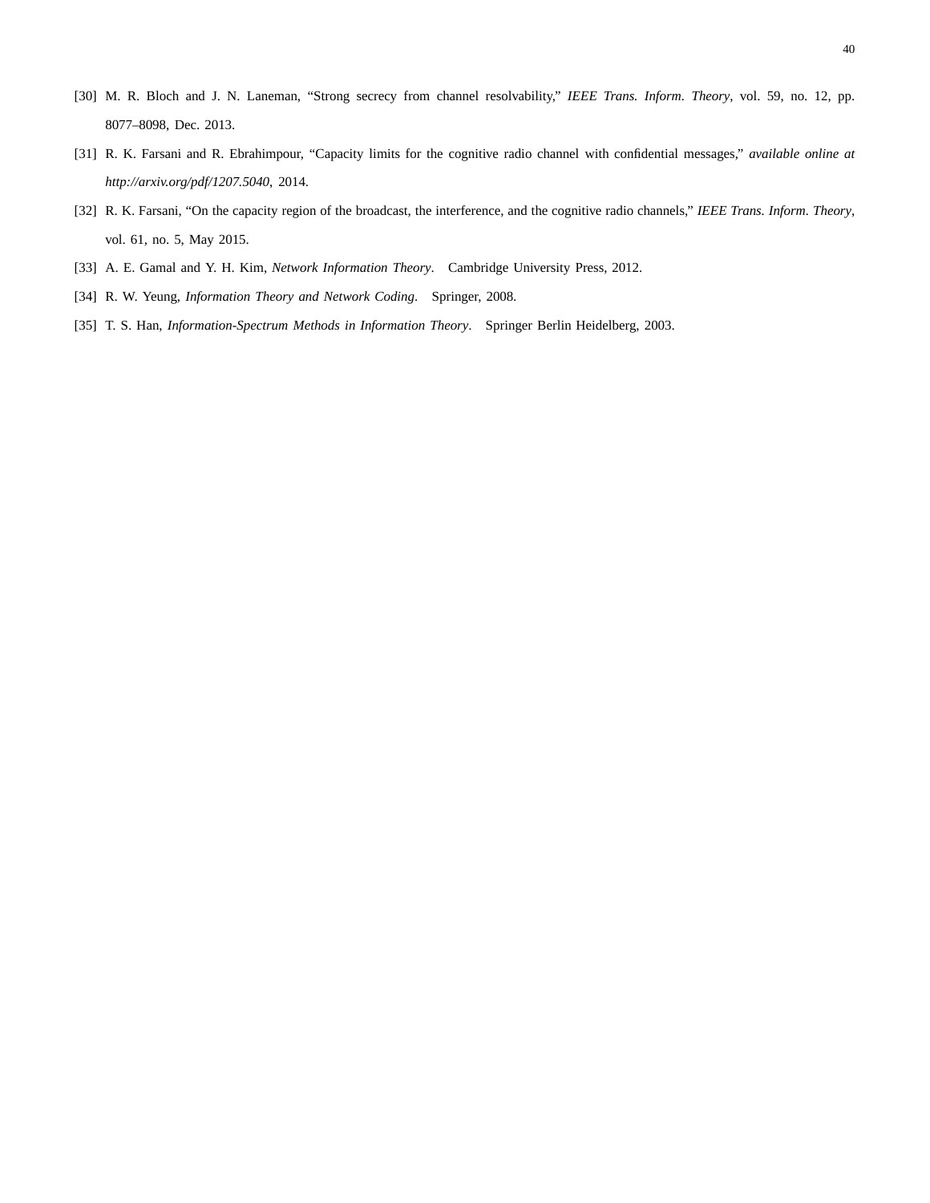[30] M. R. Bloch and J. N. Laneman, "Strong secrecy from channel resolvability," *IEEE Trans. Inform. Theory*, vol. 59, no. 12, pp. 8077–8098, Dec. 2013.

[31] R. K. Farsani and R. Ebrahimpour, "Capacity limits for the cognitive radio channel with confidential messages," *available online at http://arxiv.org/pdf/1207.5040*, 2014.

[32] R. K. Farsani, "On the capacity region of the broadcast, the interference, and the cognitive radio channels," *IEEE Trans. Inform. Theory*, vol. 61, no. 5, May 2015.

[33] A. E. Gamal and Y. H. Kim, *Network Information Theory*. Cambridge University Press, 2012.

[34] R. W. Yeung, *Information Theory and Network Coding*. Springer, 2008.

[35] T. S. Han, *Information-Spectrum Methods in Information Theory*. Springer Berlin Heidelberg, 2003.